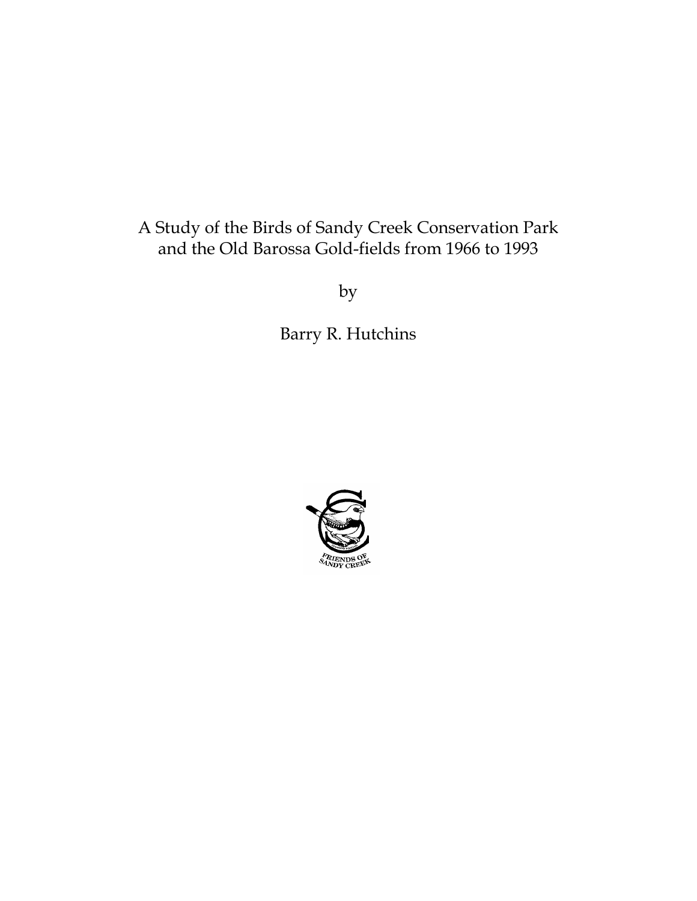# A Study of the Birds of Sandy Creek Conservation Park and the Old Barossa Gold-fields from 1966 to 1993

by

Barry R. Hutchins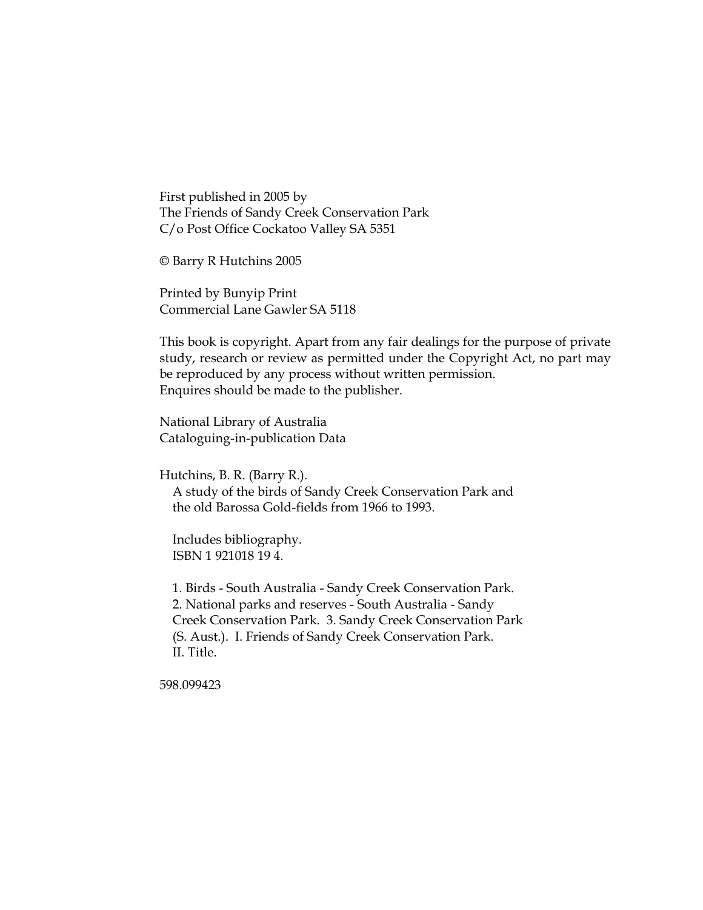First published in 2005 by
The Friends of Sandy Creek Conservation Park
C/o Post Office Cockatoo Valley SA 5351

© Barry R Hutchins 2005

Printed by Bunyip Print
Commercial Lane Gawler SA 5118

This book is copyright. Apart from any fair dealings for the purpose of private study, research or review as permitted under the Copyright Act, no part may be reproduced by any process without written permission.
Enquires should be made to the publisher.

National Library of Australia
Cataloguing-in-publication Data

Hutchins, B. R. (Barry R.).
A study of the birds of Sandy Creek Conservation Park and the old Barossa Gold-fields from 1966 to 1993.

Includes bibliography.
ISBN 1 921018 19 4.

1. Birds - South Australia - Sandy Creek Conservation Park.
2. National parks and reserves - South Australia - Sandy Creek Conservation Park. 3. Sandy Creek Conservation Park (S. Aust.). I. Friends of Sandy Creek Conservation Park.
II. Title.

598.099423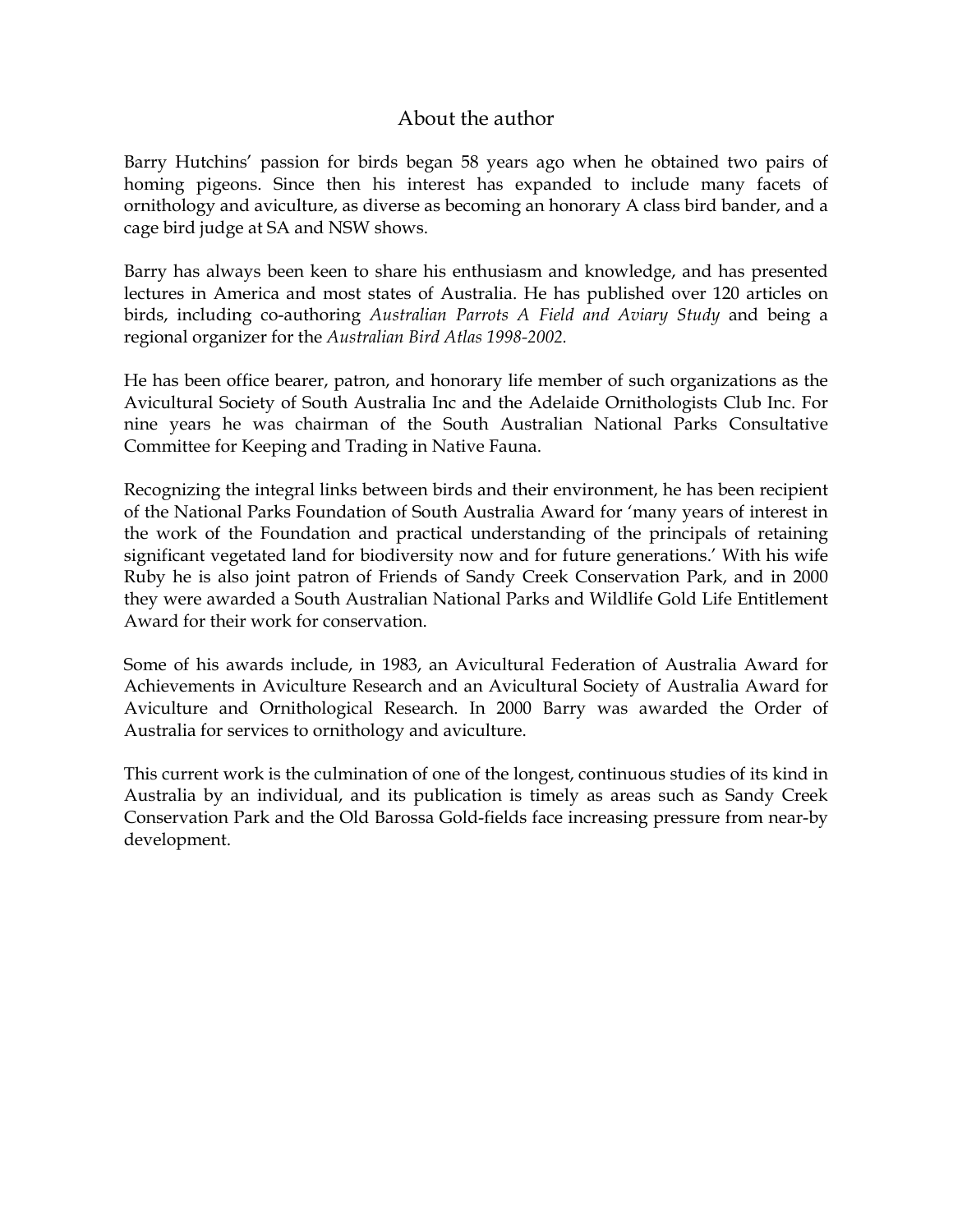## About the author

Barry Hutchins' passion for birds began 58 years ago when he obtained two pairs of homing pigeons. Since then his interest has expanded to include many facets of ornithology and aviculture, as diverse as becoming an honorary A class bird bander, and a cage bird judge at SA and NSW shows.

Barry has always been keen to share his enthusiasm and knowledge, and has presented lectures in America and most states of Australia. He has published over 120 articles on birds, including co-authoring *Australian Parrots A Field and Aviary Study* and being a regional organizer for the *Australian Bird Atlas 1998-2002.*

He has been office bearer, patron, and honorary life member of such organizations as the Avicultural Society of South Australia Inc and the Adelaide Ornithologists Club Inc. For nine years he was chairman of the South Australian National Parks Consultative Committee for Keeping and Trading in Native Fauna.

Recognizing the integral links between birds and their environment, he has been recipient of the National Parks Foundation of South Australia Award for 'many years of interest in the work of the Foundation and practical understanding of the principals of retaining significant vegetated land for biodiversity now and for future generations.' With his wife Ruby he is also joint patron of Friends of Sandy Creek Conservation Park, and in 2000 they were awarded a South Australian National Parks and Wildlife Gold Life Entitlement Award for their work for conservation.

Some of his awards include, in 1983, an Avicultural Federation of Australia Award for Achievements in Aviculture Research and an Avicultural Society of Australia Award for Aviculture and Ornithological Research. In 2000 Barry was awarded the Order of Australia for services to ornithology and aviculture.

This current work is the culmination of one of the longest, continuous studies of its kind in Australia by an individual, and its publication is timely as areas such as Sandy Creek Conservation Park and the Old Barossa Gold-fields face increasing pressure from near-by development.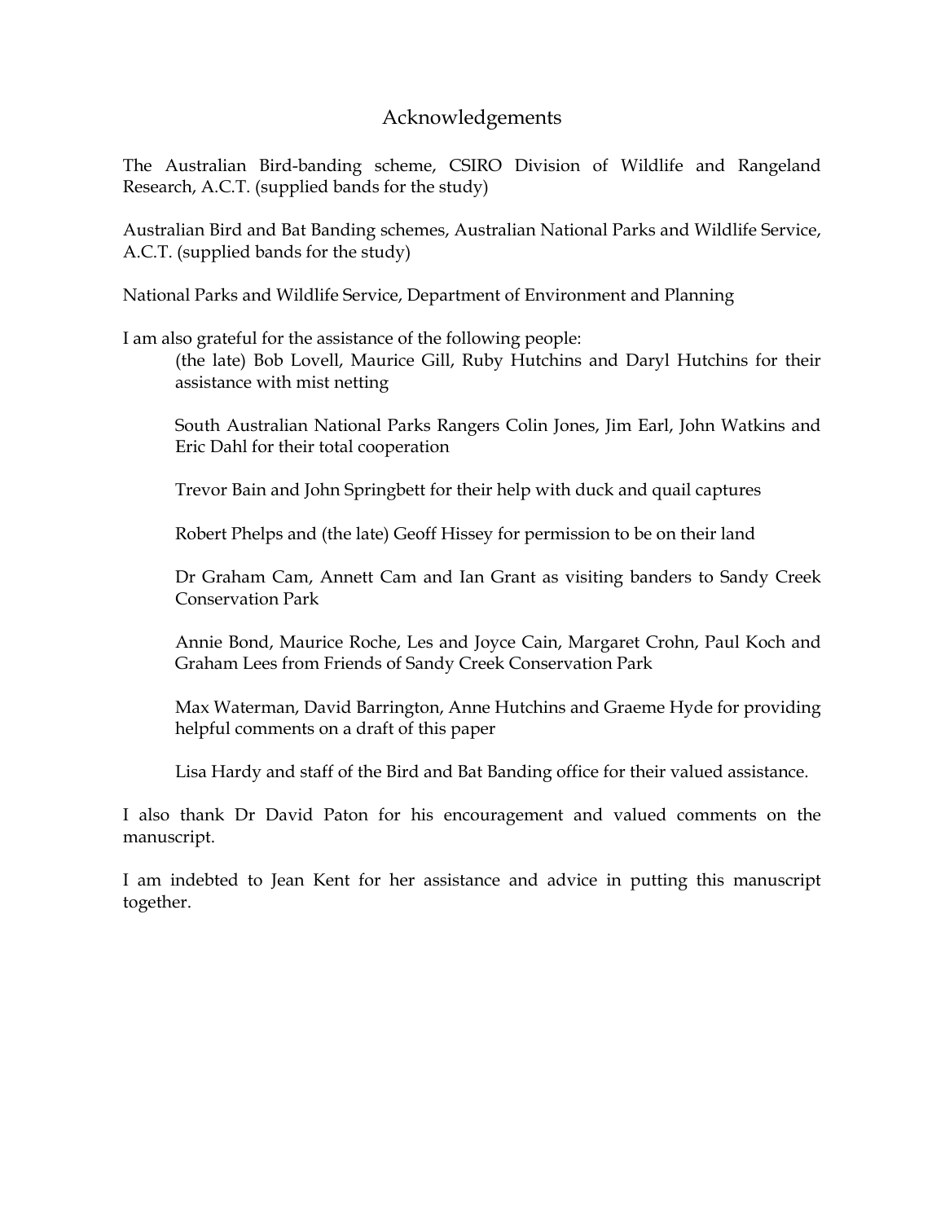# Acknowledgements

The Australian Bird-banding scheme, CSIRO Division of Wildlife and Rangeland Research, A.C.T. (supplied bands for the study)

Australian Bird and Bat Banding schemes, Australian National Parks and Wildlife Service, A.C.T. (supplied bands for the study)

National Parks and Wildlife Service, Department of Environment and Planning

I am also grateful for the assistance of the following people:

> (the late) Bob Lovell, Maurice Gill, Ruby Hutchins and Daryl Hutchins for their assistance with mist netting
>
> South Australian National Parks Rangers Colin Jones, Jim Earl, John Watkins and Eric Dahl for their total cooperation
>
> Trevor Bain and John Springbett for their help with duck and quail captures
>
> Robert Phelps and (the late) Geoff Hissey for permission to be on their land
>
> Dr Graham Cam, Annett Cam and Ian Grant as visiting banders to Sandy Creek Conservation Park
>
> Annie Bond, Maurice Roche, Les and Joyce Cain, Margaret Crohn, Paul Koch and Graham Lees from Friends of Sandy Creek Conservation Park
>
> Max Waterman, David Barrington, Anne Hutchins and Graeme Hyde for providing helpful comments on a draft of this paper
>
> Lisa Hardy and staff of the Bird and Bat Banding office for their valued assistance.

I also thank Dr David Paton for his encouragement and valued comments on the manuscript.

I am indebted to Jean Kent for her assistance and advice in putting this manuscript together.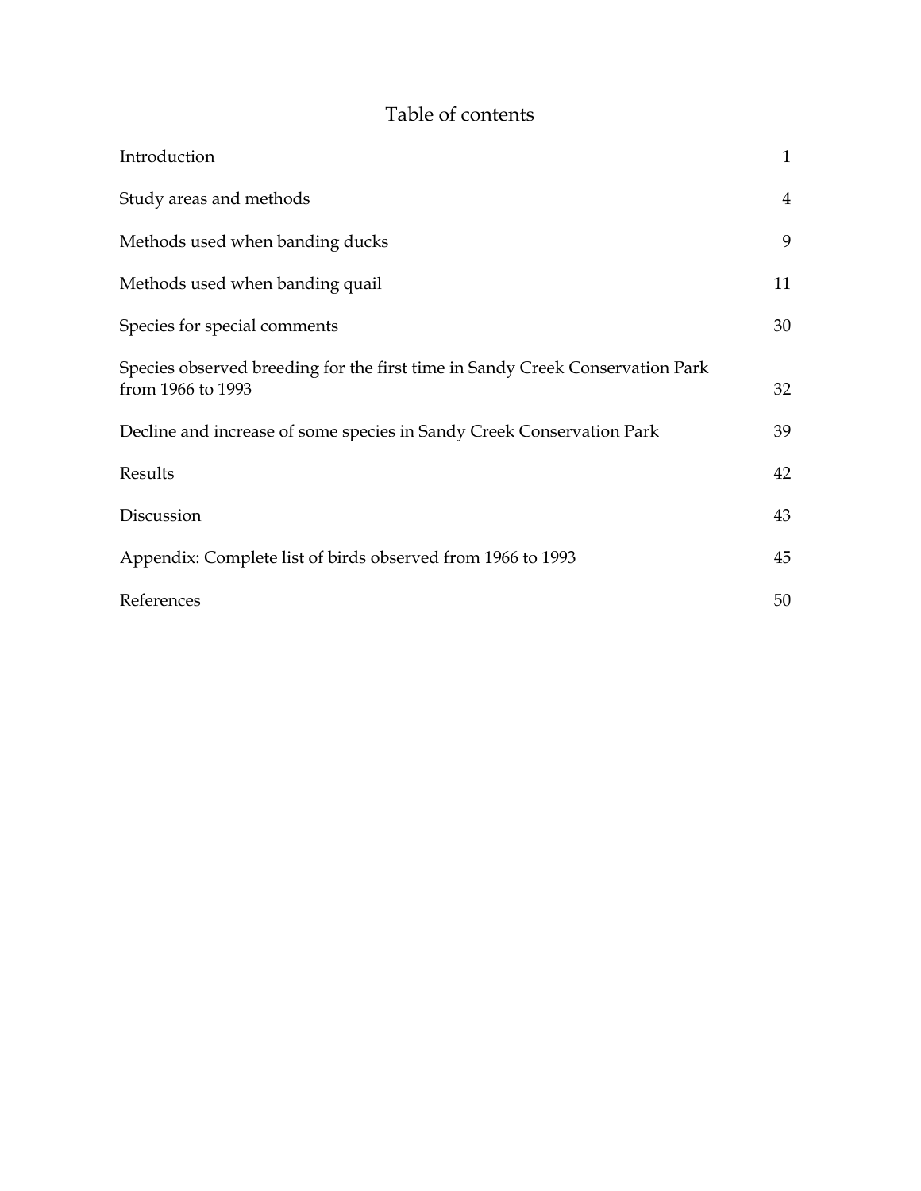# Table of contents

| | |
|---|---|
| Introduction | 1 |
| Study areas and methods | 4 |
| Methods used when banding ducks | 9 |
| Methods used when banding quail | 11 |
| Species for special comments | 30 |
| Species observed breeding for the first time in Sandy Creek Conservation Park from 1966 to 1993 | 32 |
| Decline and increase of some species in Sandy Creek Conservation Park | 39 |
| Results | 42 |
| Discussion | 43 |
| Appendix: Complete list of birds observed from 1966 to 1993 | 45 |
| References | 50 |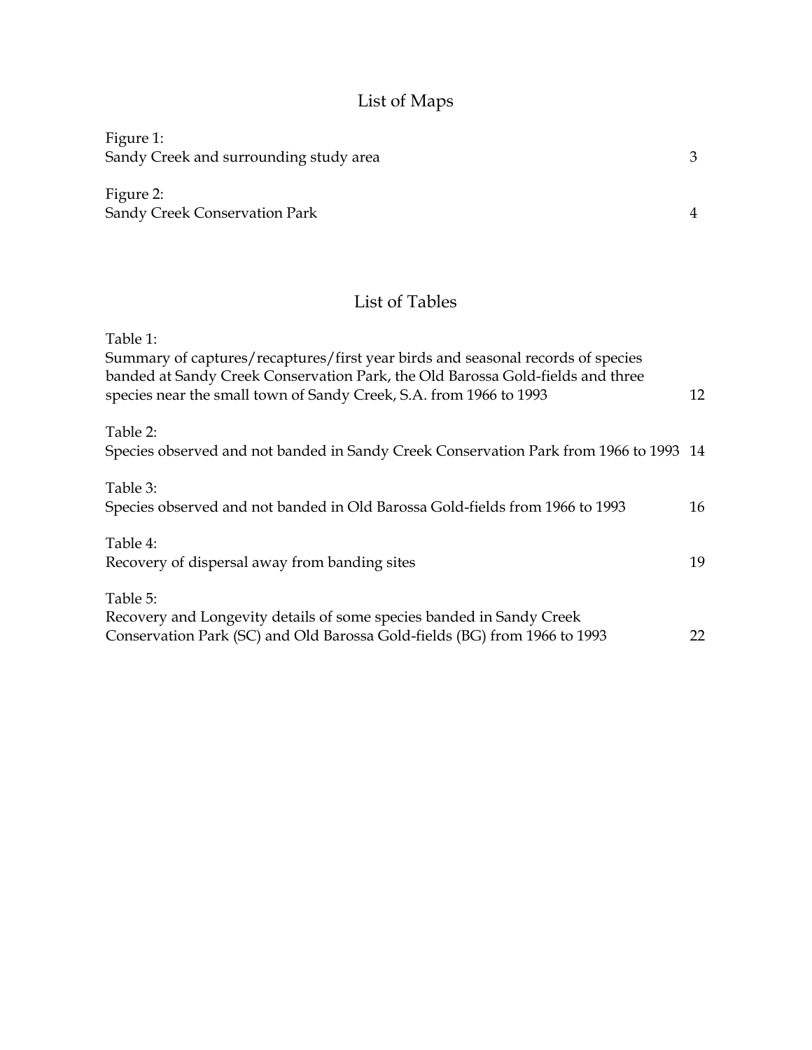## List of Maps

Figure 1:
Sandy Creek and surrounding study area 3

Figure 2:
Sandy Creek Conservation Park 4

## List of Tables

Table 1:
Summary of captures/recaptures/first year birds and seasonal records of species banded at Sandy Creek Conservation Park, the Old Barossa Gold-fields and three species near the small town of Sandy Creek, S.A. from 1966 to 1993 12

Table 2:
Species observed and not banded in Sandy Creek Conservation Park from 1966 to 1993 14

Table 3:
Species observed and not banded in Old Barossa Gold-fields from 1966 to 1993 16

Table 4:
Recovery of dispersal away from banding sites 19

Table 5:
Recovery and Longevity details of some species banded in Sandy Creek Conservation Park (SC) and Old Barossa Gold-fields (BG) from 1966 to 1993 22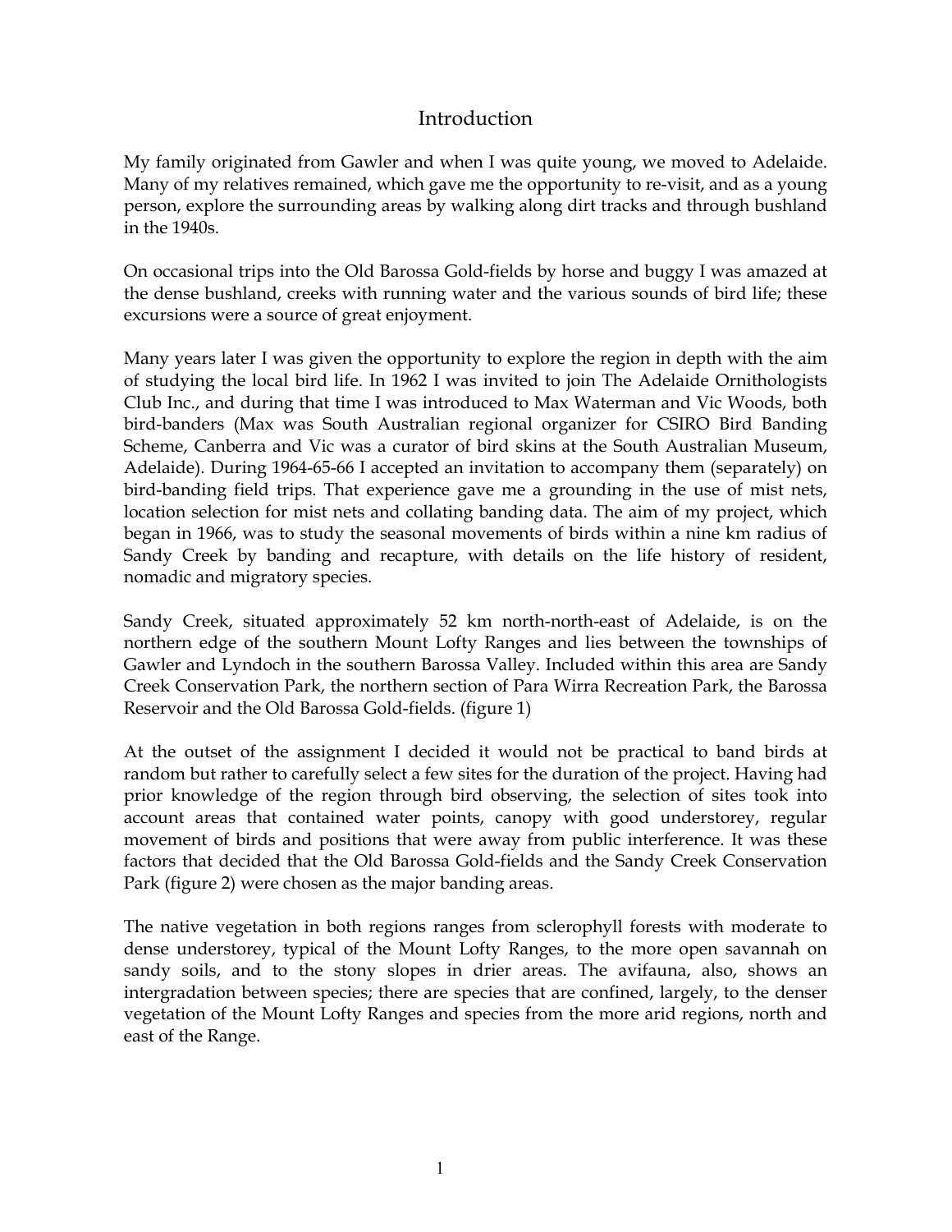# Introduction

My family originated from Gawler and when I was quite young, we moved to Adelaide. Many of my relatives remained, which gave me the opportunity to re-visit, and as a young person, explore the surrounding areas by walking along dirt tracks and through bushland in the 1940s.

On occasional trips into the Old Barossa Gold-fields by horse and buggy I was amazed at the dense bushland, creeks with running water and the various sounds of bird life; these excursions were a source of great enjoyment.

Many years later I was given the opportunity to explore the region in depth with the aim of studying the local bird life. In 1962 I was invited to join The Adelaide Ornithologists Club Inc., and during that time I was introduced to Max Waterman and Vic Woods, both bird-banders (Max was South Australian regional organizer for CSIRO Bird Banding Scheme, Canberra and Vic was a curator of bird skins at the South Australian Museum, Adelaide). During 1964-65-66 I accepted an invitation to accompany them (separately) on bird-banding field trips. That experience gave me a grounding in the use of mist nets, location selection for mist nets and collating banding data. The aim of my project, which began in 1966, was to study the seasonal movements of birds within a nine km radius of Sandy Creek by banding and recapture, with details on the life history of resident, nomadic and migratory species.

Sandy Creek, situated approximately 52 km north-north-east of Adelaide, is on the northern edge of the southern Mount Lofty Ranges and lies between the townships of Gawler and Lyndoch in the southern Barossa Valley. Included within this area are Sandy Creek Conservation Park, the northern section of Para Wirra Recreation Park, the Barossa Reservoir and the Old Barossa Gold-fields. (figure 1)

At the outset of the assignment I decided it would not be practical to band birds at random but rather to carefully select a few sites for the duration of the project. Having had prior knowledge of the region through bird observing, the selection of sites took into account areas that contained water points, canopy with good understorey, regular movement of birds and positions that were away from public interference. It was these factors that decided that the Old Barossa Gold-fields and the Sandy Creek Conservation Park (figure 2) were chosen as the major banding areas.

The native vegetation in both regions ranges from sclerophyll forests with moderate to dense understorey, typical of the Mount Lofty Ranges, to the more open savannah on sandy soils, and to the stony slopes in drier areas. The avifauna, also, shows an intergradation between species; there are species that are confined, largely, to the denser vegetation of the Mount Lofty Ranges and species from the more arid regions, north and east of the Range.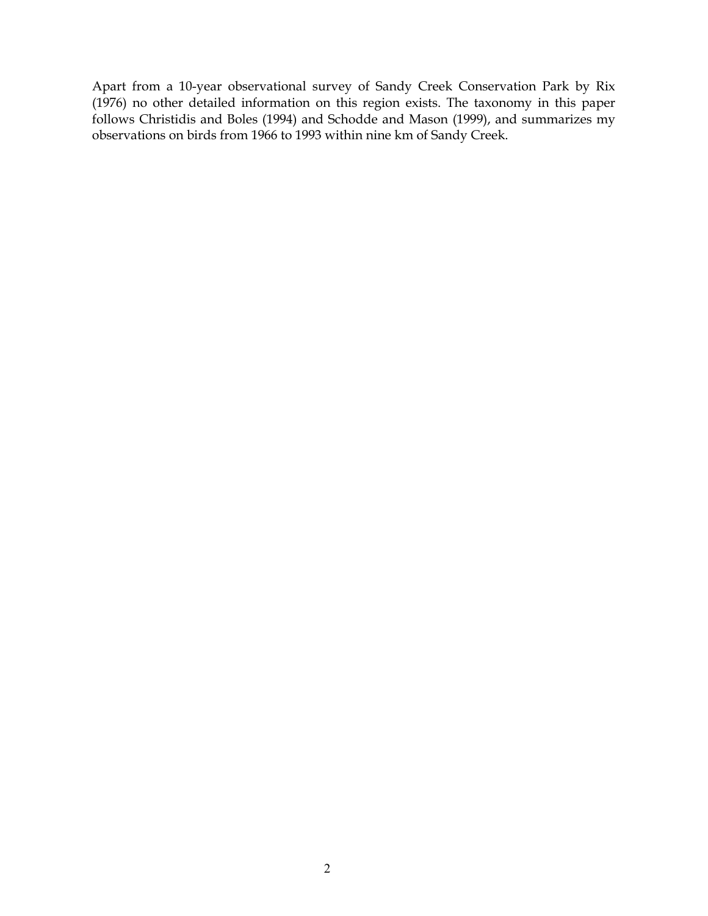Apart from a 10-year observational survey of Sandy Creek Conservation Park by Rix (1976) no other detailed information on this region exists. The taxonomy in this paper follows Christidis and Boles (1994) and Schodde and Mason (1999), and summarizes my observations on birds from 1966 to 1993 within nine km of Sandy Creek.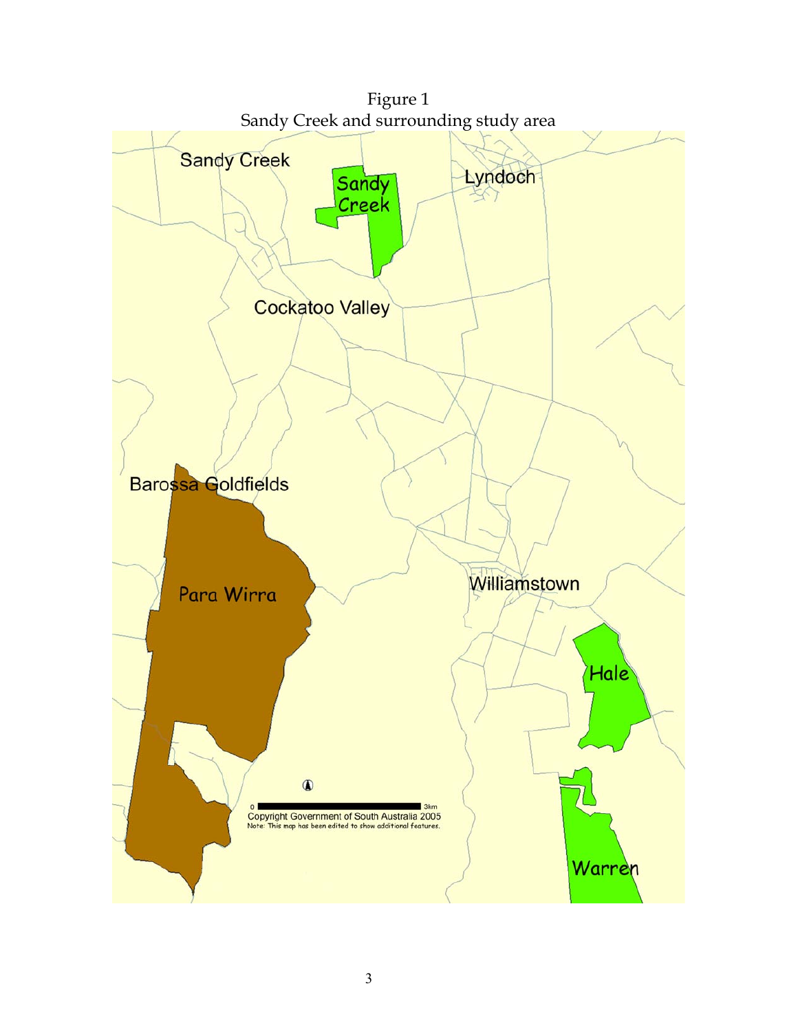Figure 1
Sandy Creek and surrounding study area

Sandy Creek

Sandy Creek

Lyndoch

Cockatoo Valley

Barossa Goldfields

Para Wirra

Williamstown

Hale

Warren

0 3km
Copyright Government of South Australia 2005
Note: This map has been edited to show additional features.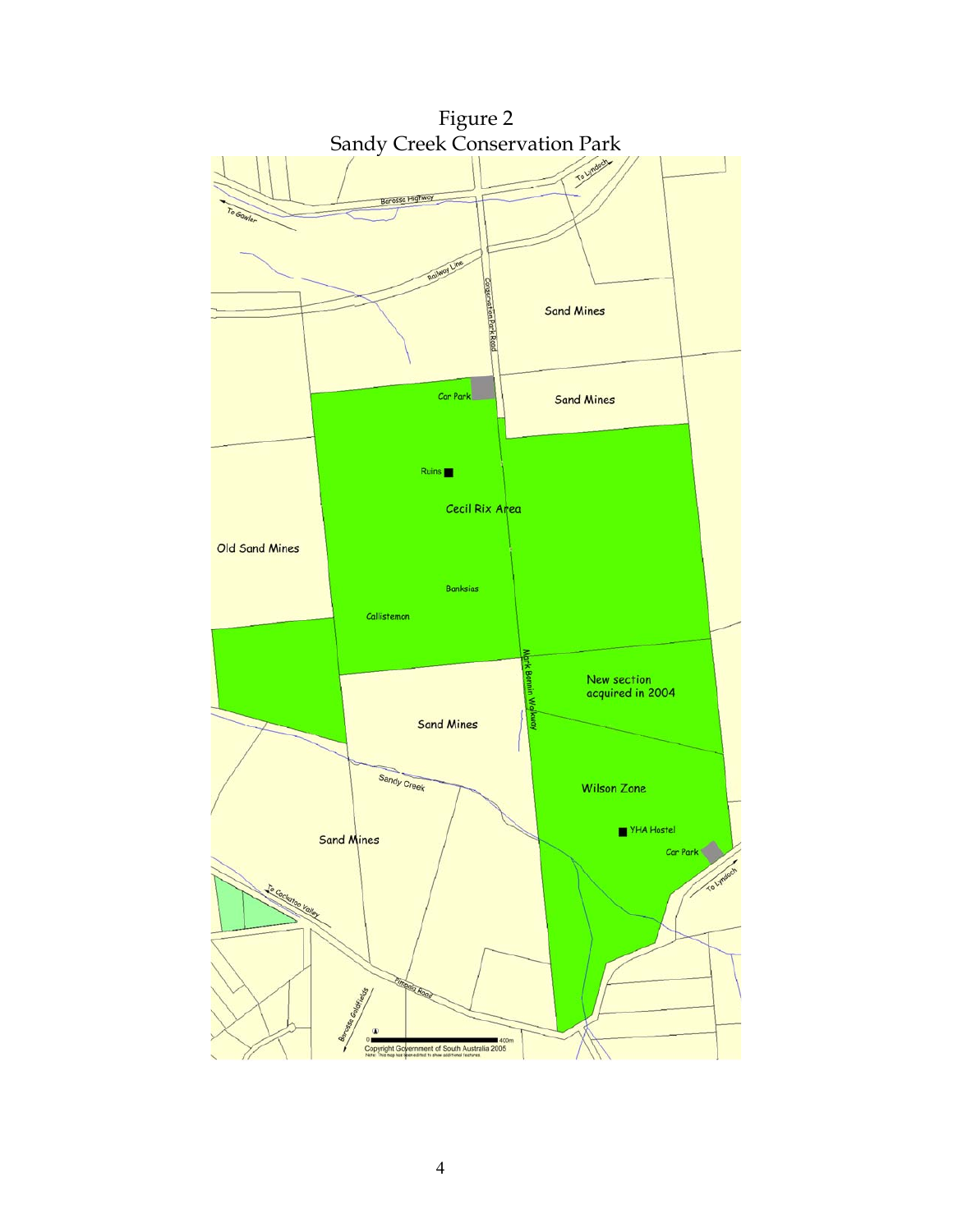Figure 2
Sandy Creek Conservation Park

Barossa Highway

To Gawler

To Lyndoch

Railway Line

Conservation Park Road

Sand Mines

Sand Mines

Car Park

Ruins

Cecil Rix Area

Old Sand Mines

Banksias

Callistemon

Mark Bonnin Walkway

New section acquired in 2004

Sand Mines

Sandy Creek

Wilson Zone

YHA Hostel

Car Park

Sand Mines

To Lyndoch

To Cockatoo Valley

Barossa Goldfields

Pimpala Road

0 400m

Copyright Government of South Australia 2005

Note: This map has been edited to show additional features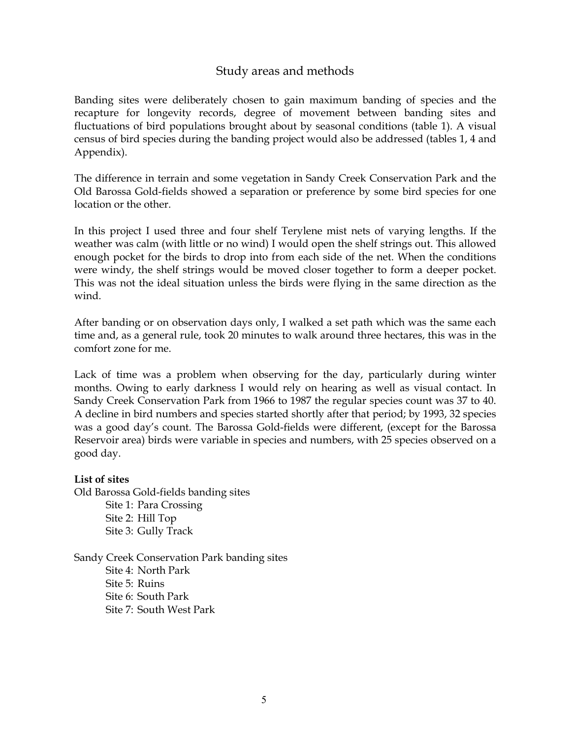## Study areas and methods

Banding sites were deliberately chosen to gain maximum banding of species and the recapture for longevity records, degree of movement between banding sites and fluctuations of bird populations brought about by seasonal conditions (table 1). A visual census of bird species during the banding project would also be addressed (tables 1, 4 and Appendix).

The difference in terrain and some vegetation in Sandy Creek Conservation Park and the Old Barossa Gold-fields showed a separation or preference by some bird species for one location or the other.

In this project I used three and four shelf Terylene mist nets of varying lengths. If the weather was calm (with little or no wind) I would open the shelf strings out. This allowed enough pocket for the birds to drop into from each side of the net. When the conditions were windy, the shelf strings would be moved closer together to form a deeper pocket. This was not the ideal situation unless the birds were flying in the same direction as the wind.

After banding or on observation days only, I walked a set path which was the same each time and, as a general rule, took 20 minutes to walk around three hectares, this was in the comfort zone for me.

Lack of time was a problem when observing for the day, particularly during winter months. Owing to early darkness I would rely on hearing as well as visual contact. In Sandy Creek Conservation Park from 1966 to 1987 the regular species count was 37 to 40. A decline in bird numbers and species started shortly after that period; by 1993, 32 species was a good day's count. The Barossa Gold-fields were different, (except for the Barossa Reservoir area) birds were variable in species and numbers, with 25 species observed on a good day.

**List of sites**

Old Barossa Gold-fields banding sites

- Site 1: Para Crossing
- Site 2: Hill Top
- Site 3: Gully Track

Sandy Creek Conservation Park banding sites

- Site 4: North Park
- Site 5: Ruins
- Site 6: South Park
- Site 7: South West Park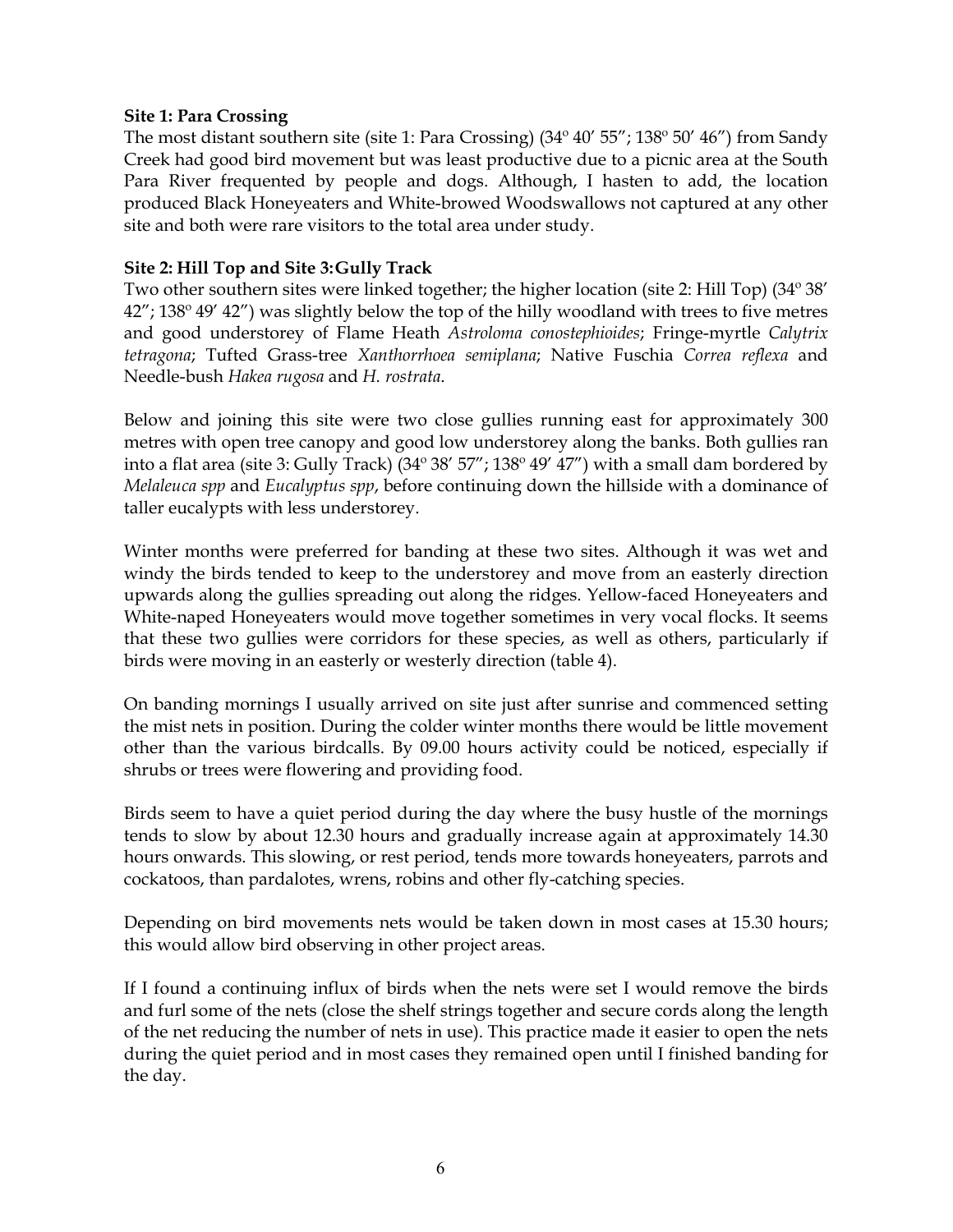**Site 1: Para Crossing**

The most distant southern site (site 1: Para Crossing) (34º 40′ 55″; 138º 50′ 46″) from Sandy Creek had good bird movement but was least productive due to a picnic area at the South Para River frequented by people and dogs. Although, I hasten to add, the location produced Black Honeyeaters and White-browed Woodswallows not captured at any other site and both were rare visitors to the total area under study.

**Site 2: Hill Top and Site 3: Gully Track**

Two other southern sites were linked together; the higher location (site 2: Hill Top) (34º 38′ 42″; 138º 49′ 42″) was slightly below the top of the hilly woodland with trees to five metres and good understorey of Flame Heath *Astroloma conostephioides*; Fringe-myrtle *Calytrix tetragona*; Tufted Grass-tree *Xanthorrhoea semiplana*; Native Fuschia *Correa reflexa* and Needle-bush *Hakea rugosa* and *H. rostrata*.

Below and joining this site were two close gullies running east for approximately 300 metres with open tree canopy and good low understorey along the banks. Both gullies ran into a flat area (site 3: Gully Track) (34º 38′ 57″; 138º 49′ 47″) with a small dam bordered by *Melaleuca spp* and *Eucalyptus spp*, before continuing down the hillside with a dominance of taller eucalypts with less understorey.

Winter months were preferred for banding at these two sites. Although it was wet and windy the birds tended to keep to the understorey and move from an easterly direction upwards along the gullies spreading out along the ridges. Yellow-faced Honeyeaters and White-naped Honeyeaters would move together sometimes in very vocal flocks. It seems that these two gullies were corridors for these species, as well as others, particularly if birds were moving in an easterly or westerly direction (table 4).

On banding mornings I usually arrived on site just after sunrise and commenced setting the mist nets in position. During the colder winter months there would be little movement other than the various birdcalls. By 09.00 hours activity could be noticed, especially if shrubs or trees were flowering and providing food.

Birds seem to have a quiet period during the day where the busy hustle of the mornings tends to slow by about 12.30 hours and gradually increase again at approximately 14.30 hours onwards. This slowing, or rest period, tends more towards honeyeaters, parrots and cockatoos, than pardalotes, wrens, robins and other fly-catching species.

Depending on bird movements nets would be taken down in most cases at 15.30 hours; this would allow bird observing in other project areas.

If I found a continuing influx of birds when the nets were set I would remove the birds and furl some of the nets (close the shelf strings together and secure cords along the length of the net reducing the number of nets in use). This practice made it easier to open the nets during the quiet period and in most cases they remained open until I finished banding for the day.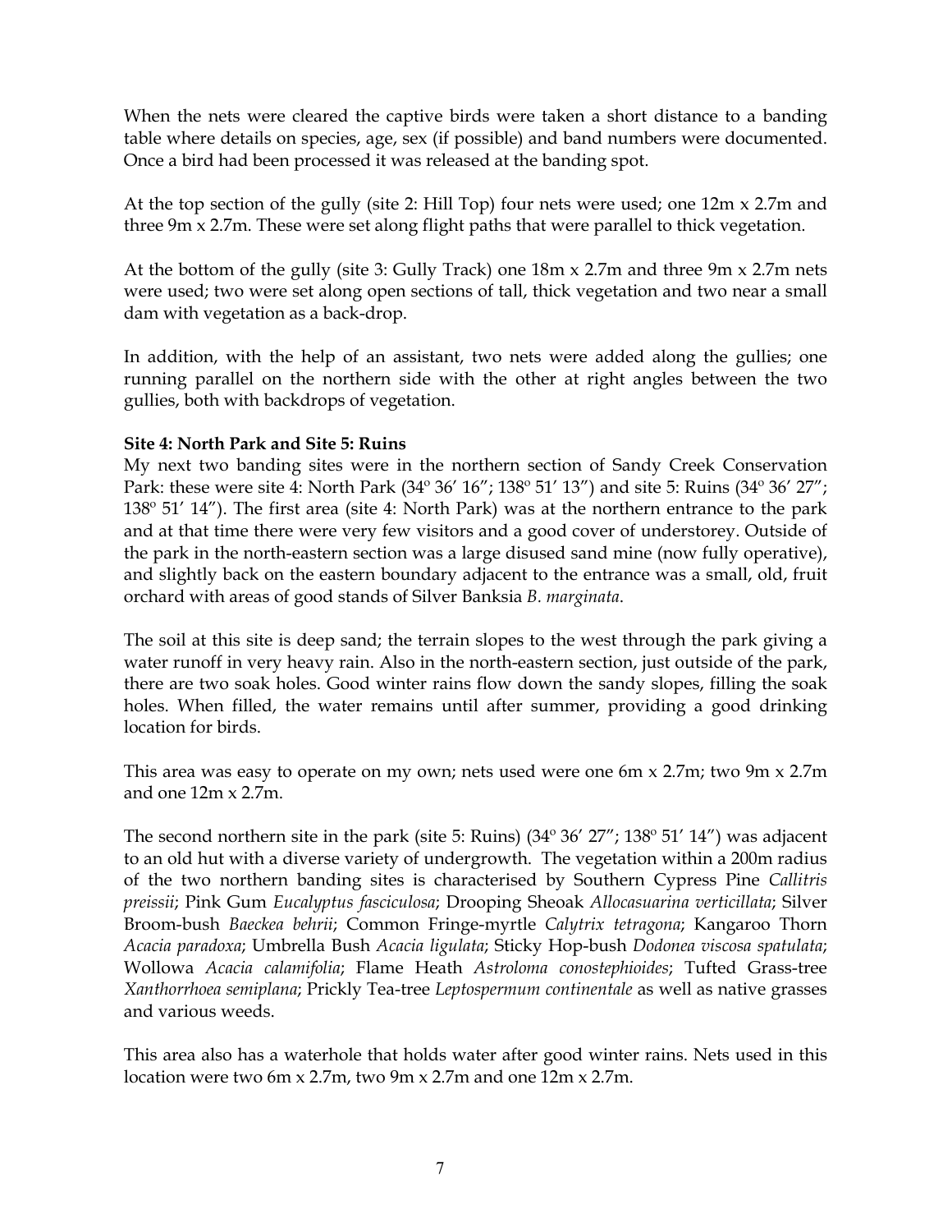When the nets were cleared the captive birds were taken a short distance to a banding table where details on species, age, sex (if possible) and band numbers were documented. Once a bird had been processed it was released at the banding spot.

At the top section of the gully (site 2: Hill Top) four nets were used; one 12m x 2.7m and three 9m x 2.7m. These were set along flight paths that were parallel to thick vegetation.

At the bottom of the gully (site 3: Gully Track) one 18m x 2.7m and three 9m x 2.7m nets were used; two were set along open sections of tall, thick vegetation and two near a small dam with vegetation as a back-drop.

In addition, with the help of an assistant, two nets were added along the gullies; one running parallel on the northern side with the other at right angles between the two gullies, both with backdrops of vegetation.

**Site 4: North Park and Site 5: Ruins**

My next two banding sites were in the northern section of Sandy Creek Conservation Park: these were site 4: North Park (34º 36′ 16″; 138º 51′ 13″) and site 5: Ruins (34º 36′ 27″; 138º 51′ 14″). The first area (site 4: North Park) was at the northern entrance to the park and at that time there were very few visitors and a good cover of understorey. Outside of the park in the north-eastern section was a large disused sand mine (now fully operative), and slightly back on the eastern boundary adjacent to the entrance was a small, old, fruit orchard with areas of good stands of Silver Banksia *B. marginata*.

The soil at this site is deep sand; the terrain slopes to the west through the park giving a water runoff in very heavy rain. Also in the north-eastern section, just outside of the park, there are two soak holes. Good winter rains flow down the sandy slopes, filling the soak holes. When filled, the water remains until after summer, providing a good drinking location for birds.

This area was easy to operate on my own; nets used were one 6m x 2.7m; two 9m x 2.7m and one 12m x 2.7m.

The second northern site in the park (site 5: Ruins) (34º 36′ 27″; 138º 51′ 14″) was adjacent to an old hut with a diverse variety of undergrowth. The vegetation within a 200m radius of the two northern banding sites is characterised by Southern Cypress Pine *Callitris preissii*; Pink Gum *Eucalyptus fasciculosa*; Drooping Sheoak *Allocasuarina verticillata*; Silver Broom-bush *Baeckea behrii*; Common Fringe-myrtle *Calytrix tetragona*; Kangaroo Thorn *Acacia paradoxa*; Umbrella Bush *Acacia ligulata*; Sticky Hop-bush *Dodonea viscosa spatulata*; Wollowa *Acacia calamifolia*; Flame Heath *Astroloma conostephioides*; Tufted Grass-tree *Xanthorrhoea semiplana*; Prickly Tea-tree *Leptospermum continentale* as well as native grasses and various weeds.

This area also has a waterhole that holds water after good winter rains. Nets used in this location were two 6m x 2.7m, two 9m x 2.7m and one 12m x 2.7m.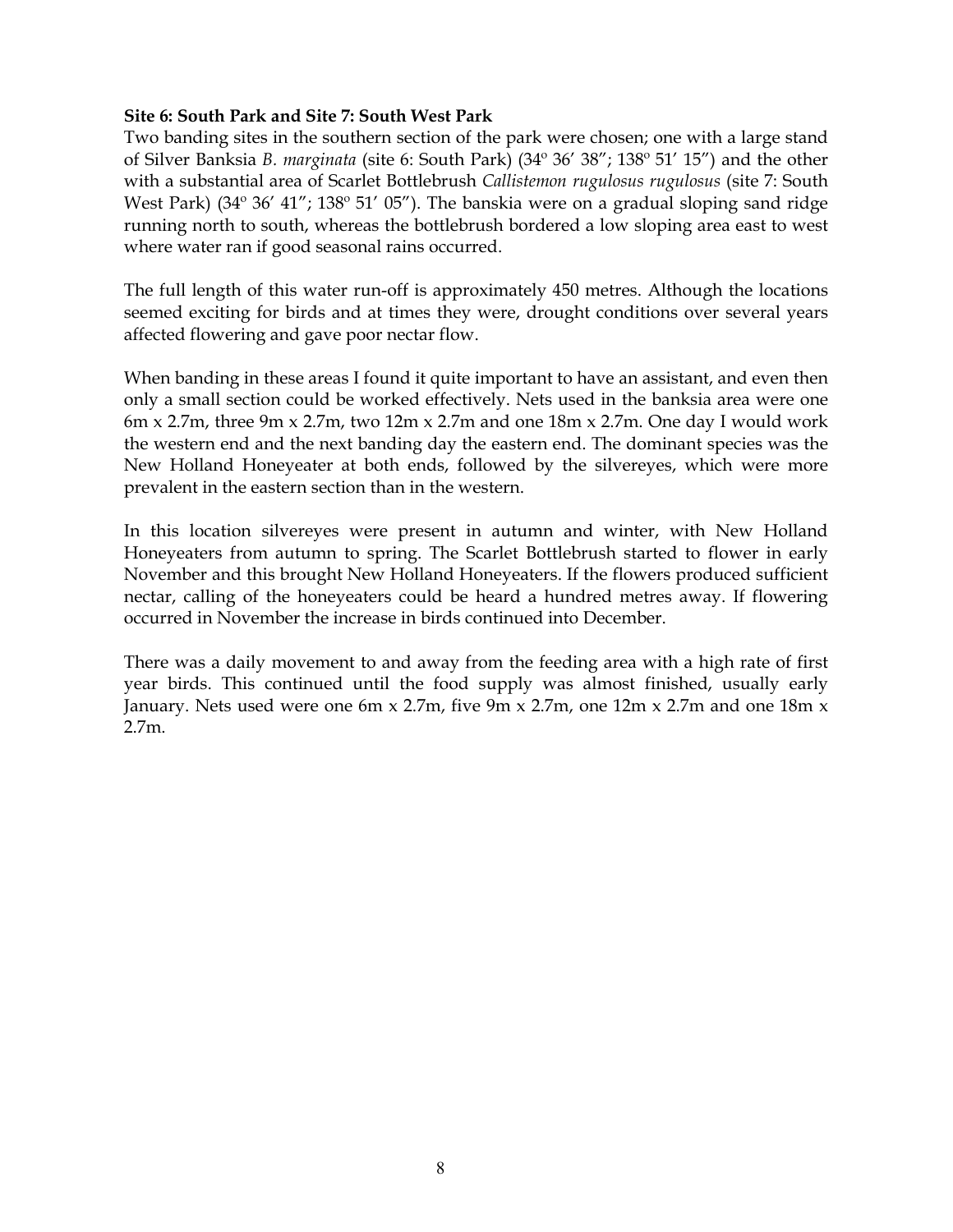**Site 6: South Park and Site 7: South West Park**

Two banding sites in the southern section of the park were chosen; one with a large stand of Silver Banksia *B. marginata* (site 6: South Park) (34º 36′ 38″; 138º 51′ 15″) and the other with a substantial area of Scarlet Bottlebrush *Callistemon rugulosus rugulosus* (site 7: South West Park) (34º 36′ 41″; 138º 51′ 05″). The banskia were on a gradual sloping sand ridge running north to south, whereas the bottlebrush bordered a low sloping area east to west where water ran if good seasonal rains occurred.

The full length of this water run-off is approximately 450 metres. Although the locations seemed exciting for birds and at times they were, drought conditions over several years affected flowering and gave poor nectar flow.

When banding in these areas I found it quite important to have an assistant, and even then only a small section could be worked effectively. Nets used in the banksia area were one 6m x 2.7m, three 9m x 2.7m, two 12m x 2.7m and one 18m x 2.7m. One day I would work the western end and the next banding day the eastern end. The dominant species was the New Holland Honeyeater at both ends, followed by the silvereyes, which were more prevalent in the eastern section than in the western.

In this location silvereyes were present in autumn and winter, with New Holland Honeyeaters from autumn to spring. The Scarlet Bottlebrush started to flower in early November and this brought New Holland Honeyeaters. If the flowers produced sufficient nectar, calling of the honeyeaters could be heard a hundred metres away. If flowering occurred in November the increase in birds continued into December.

There was a daily movement to and away from the feeding area with a high rate of first year birds. This continued until the food supply was almost finished, usually early January. Nets used were one 6m x 2.7m, five 9m x 2.7m, one 12m x 2.7m and one 18m x 2.7m.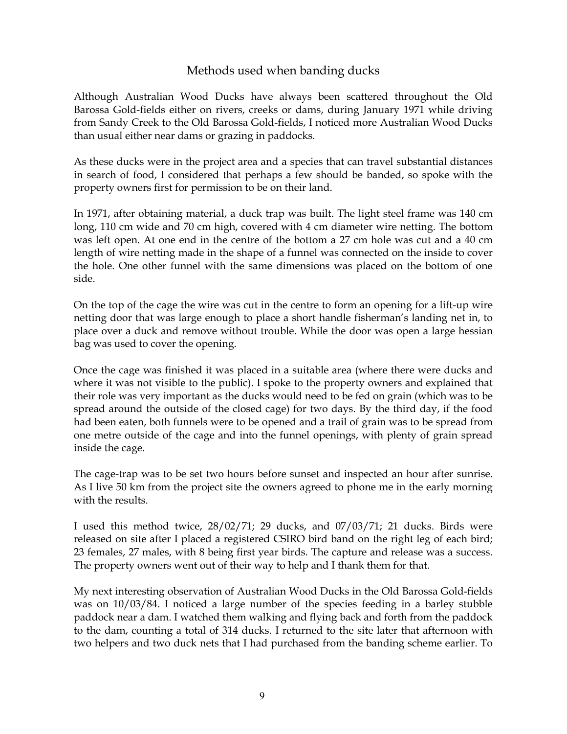## Methods used when banding ducks

Although Australian Wood Ducks have always been scattered throughout the Old Barossa Gold-fields either on rivers, creeks or dams, during January 1971 while driving from Sandy Creek to the Old Barossa Gold-fields, I noticed more Australian Wood Ducks than usual either near dams or grazing in paddocks.

As these ducks were in the project area and a species that can travel substantial distances in search of food, I considered that perhaps a few should be banded, so spoke with the property owners first for permission to be on their land.

In 1971, after obtaining material, a duck trap was built. The light steel frame was 140 cm long, 110 cm wide and 70 cm high, covered with 4 cm diameter wire netting. The bottom was left open. At one end in the centre of the bottom a 27 cm hole was cut and a 40 cm length of wire netting made in the shape of a funnel was connected on the inside to cover the hole. One other funnel with the same dimensions was placed on the bottom of one side.

On the top of the cage the wire was cut in the centre to form an opening for a lift-up wire netting door that was large enough to place a short handle fisherman's landing net in, to place over a duck and remove without trouble. While the door was open a large hessian bag was used to cover the opening.

Once the cage was finished it was placed in a suitable area (where there were ducks and where it was not visible to the public). I spoke to the property owners and explained that their role was very important as the ducks would need to be fed on grain (which was to be spread around the outside of the closed cage) for two days. By the third day, if the food had been eaten, both funnels were to be opened and a trail of grain was to be spread from one metre outside of the cage and into the funnel openings, with plenty of grain spread inside the cage.

The cage-trap was to be set two hours before sunset and inspected an hour after sunrise. As I live 50 km from the project site the owners agreed to phone me in the early morning with the results.

I used this method twice, 28/02/71; 29 ducks, and 07/03/71; 21 ducks. Birds were released on site after I placed a registered CSIRO bird band on the right leg of each bird; 23 females, 27 males, with 8 being first year birds. The capture and release was a success. The property owners went out of their way to help and I thank them for that.

My next interesting observation of Australian Wood Ducks in the Old Barossa Gold-fields was on 10/03/84. I noticed a large number of the species feeding in a barley stubble paddock near a dam. I watched them walking and flying back and forth from the paddock to the dam, counting a total of 314 ducks. I returned to the site later that afternoon with two helpers and two duck nets that I had purchased from the banding scheme earlier. To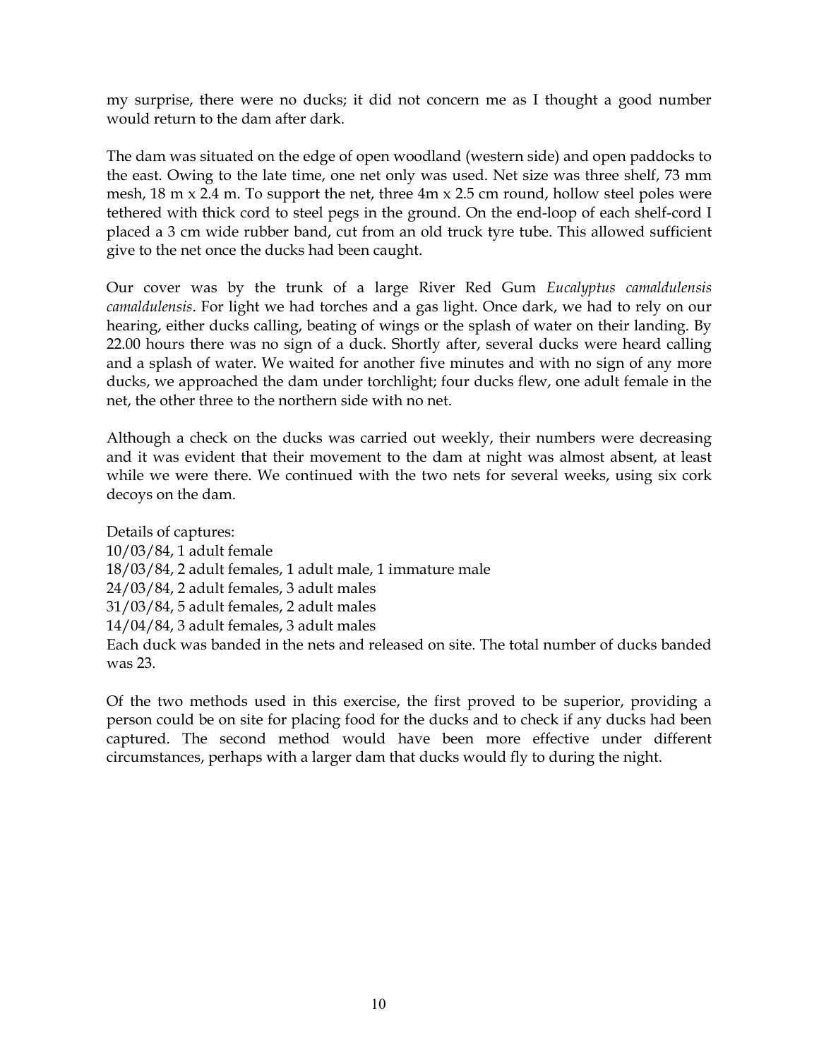my surprise, there were no ducks; it did not concern me as I thought a good number would return to the dam after dark.

The dam was situated on the edge of open woodland (western side) and open paddocks to the east. Owing to the late time, one net only was used. Net size was three shelf, 73 mm mesh, 18 m x 2.4 m. To support the net, three 4m x 2.5 cm round, hollow steel poles were tethered with thick cord to steel pegs in the ground. On the end-loop of each shelf-cord I placed a 3 cm wide rubber band, cut from an old truck tyre tube. This allowed sufficient give to the net once the ducks had been caught.

Our cover was by the trunk of a large River Red Gum *Eucalyptus camaldulensis camaldulensis*. For light we had torches and a gas light. Once dark, we had to rely on our hearing, either ducks calling, beating of wings or the splash of water on their landing. By 22.00 hours there was no sign of a duck. Shortly after, several ducks were heard calling and a splash of water. We waited for another five minutes and with no sign of any more ducks, we approached the dam under torchlight; four ducks flew, one adult female in the net, the other three to the northern side with no net.

Although a check on the ducks was carried out weekly, their numbers were decreasing and it was evident that their movement to the dam at night was almost absent, at least while we were there. We continued with the two nets for several weeks, using six cork decoys on the dam.

Details of captures:
10/03/84, 1 adult female
18/03/84, 2 adult females, 1 adult male, 1 immature male
24/03/84, 2 adult females, 3 adult males
31/03/84, 5 adult females, 2 adult males
14/04/84, 3 adult females, 3 adult males
Each duck was banded in the nets and released on site. The total number of ducks banded was 23.

Of the two methods used in this exercise, the first proved to be superior, providing a person could be on site for placing food for the ducks and to check if any ducks had been captured. The second method would have been more effective under different circumstances, perhaps with a larger dam that ducks would fly to during the night.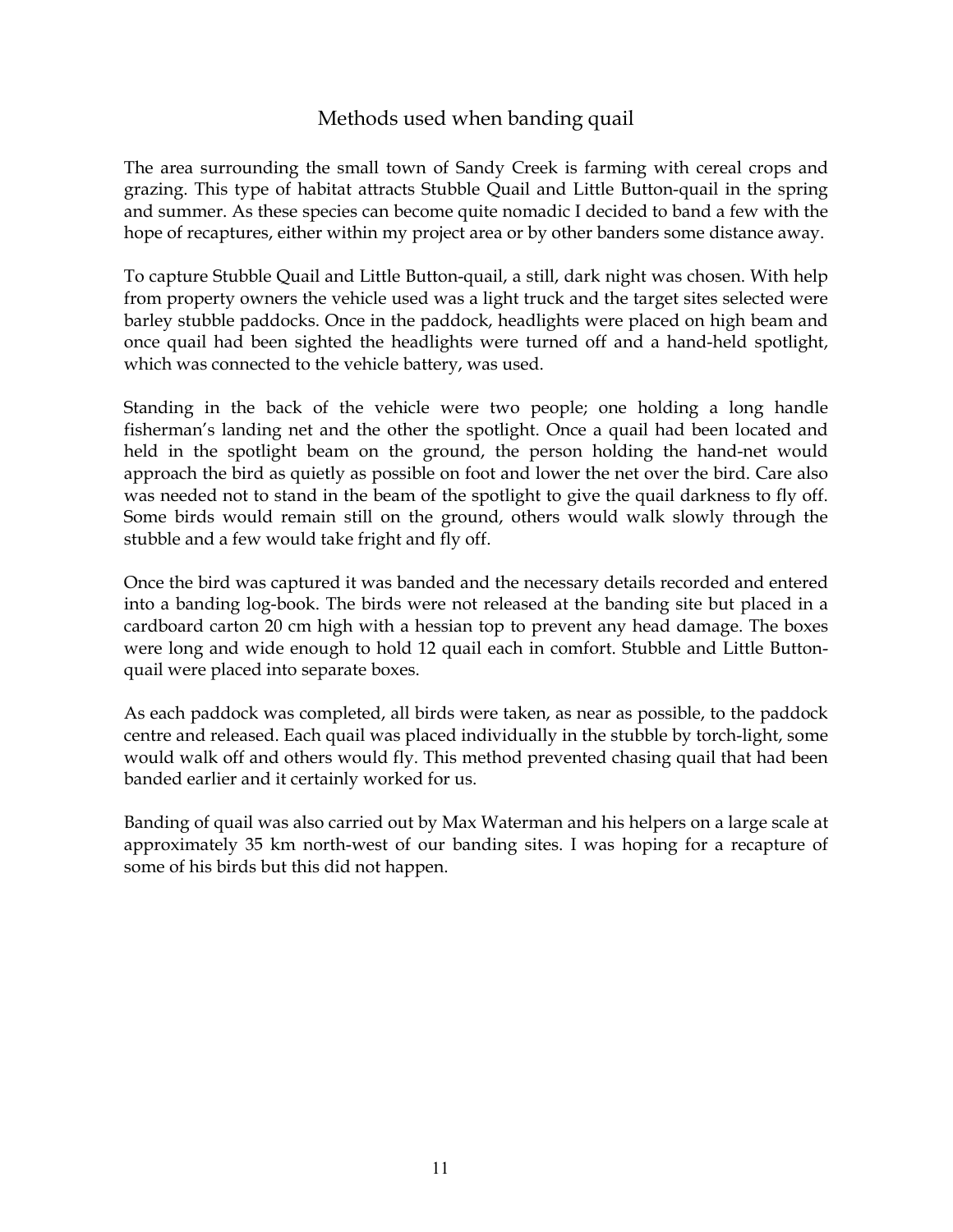## Methods used when banding quail

The area surrounding the small town of Sandy Creek is farming with cereal crops and grazing. This type of habitat attracts Stubble Quail and Little Button-quail in the spring and summer. As these species can become quite nomadic I decided to band a few with the hope of recaptures, either within my project area or by other banders some distance away.

To capture Stubble Quail and Little Button-quail, a still, dark night was chosen. With help from property owners the vehicle used was a light truck and the target sites selected were barley stubble paddocks. Once in the paddock, headlights were placed on high beam and once quail had been sighted the headlights were turned off and a hand-held spotlight, which was connected to the vehicle battery, was used.

Standing in the back of the vehicle were two people; one holding a long handle fisherman's landing net and the other the spotlight. Once a quail had been located and held in the spotlight beam on the ground, the person holding the hand-net would approach the bird as quietly as possible on foot and lower the net over the bird. Care also was needed not to stand in the beam of the spotlight to give the quail darkness to fly off. Some birds would remain still on the ground, others would walk slowly through the stubble and a few would take fright and fly off.

Once the bird was captured it was banded and the necessary details recorded and entered into a banding log-book. The birds were not released at the banding site but placed in a cardboard carton 20 cm high with a hessian top to prevent any head damage. The boxes were long and wide enough to hold 12 quail each in comfort. Stubble and Little Button-quail were placed into separate boxes.

As each paddock was completed, all birds were taken, as near as possible, to the paddock centre and released. Each quail was placed individually in the stubble by torch-light, some would walk off and others would fly. This method prevented chasing quail that had been banded earlier and it certainly worked for us.

Banding of quail was also carried out by Max Waterman and his helpers on a large scale at approximately 35 km north-west of our banding sites. I was hoping for a recapture of some of his birds but this did not happen.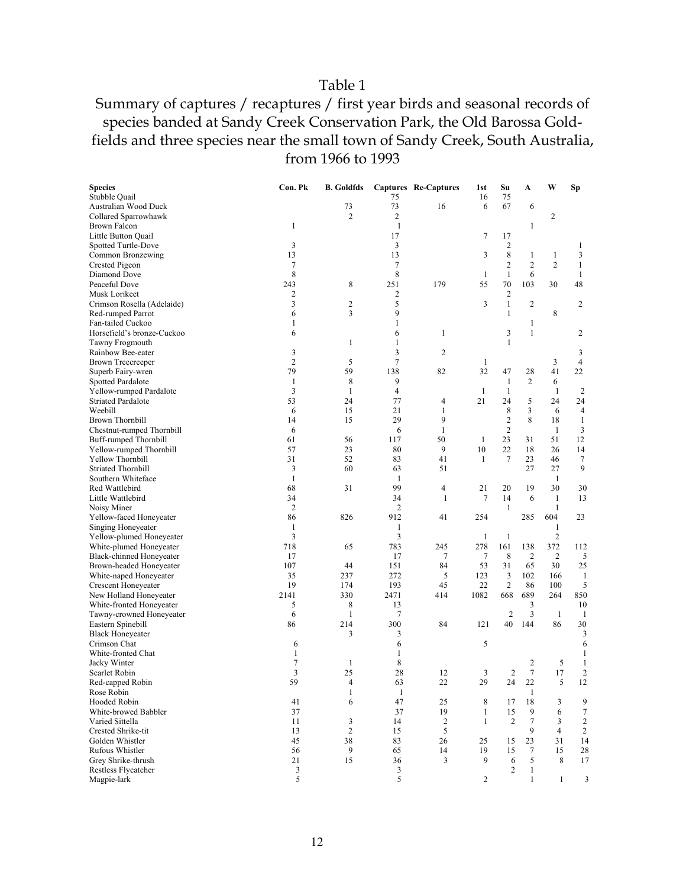# Table 1

## Summary of captures / recaptures / first year birds and seasonal records of species banded at Sandy Creek Conservation Park, the Old Barossa Goldfields and three species near the small town of Sandy Creek, South Australia, from 1966 to 1993

| Species | Con. Pk | B. Goldfds | Captures | Re-Captures | 1st | Su | A | W | Sp |
|---|---|---|---|---|---|---|---|---|---|
| Stubble Quail | | | 75 | | 16 | 75 | | | |
| Australian Wood Duck | | 73 | 73 | 16 | 6 | 67 | 6 | | |
| Collared Sparrowhawk | | 2 | 2 | | | | | 2 | |
| Brown Falcon | 1 | | 1 | | | | 1 | | |
| Little Button Quail | | | 17 | | 7 | 17 | | | |
| Spotted Turtle-Dove | 3 | | 3 | | | 2 | | | 1 |
| Common Bronzewing | 13 | | 13 | | 3 | 8 | 1 | 1 | 3 |
| Crested Pigeon | 7 | | 7 | | | 2 | 2 | 2 | 1 |
| Diamond Dove | 8 | | 8 | | 1 | 1 | 6 | | 1 |
| Peaceful Dove | 243 | 8 | 251 | 179 | 55 | 70 | 103 | 30 | 48 |
| Musk Lorikeet | 2 | | 2 | | | 2 | | | |
| Crimson Rosella (Adelaide) | 3 | 2 | 5 | | 3 | 1 | 2 | | 2 |
| Red-rumped Parrot | 6 | 3 | 9 | | | 1 | | 8 | |
| Fan-tailed Cuckoo | 1 | | 1 | | | | 1 | | |
| Horsefield's bronze-Cuckoo | 6 | | 6 | 1 | | 3 | 1 | | 2 |
| Tawny Frogmouth | | 1 | 1 | | | 1 | | | |
| Rainbow Bee-eater | 3 | | 3 | 2 | | | | | 3 |
| Brown Treecreeper | 2 | 5 | 7 | | 1 | | | 3 | 4 |
| Superb Fairy-wren | 79 | 59 | 138 | 82 | 32 | 47 | 28 | 41 | 22 |
| Spotted Pardalote | 1 | 8 | 9 | | | 1 | 2 | 6 | |
| Yellow-rumped Pardalote | 3 | 1 | 4 | | 1 | 1 | | 1 | 2 |
| Striated Pardalote | 53 | 24 | 77 | 4 | 21 | 24 | 5 | 24 | 24 |
| Weebill | 6 | 15 | 21 | 1 | | 8 | 3 | 6 | 4 |
| Brown Thornbill | 14 | 15 | 29 | 9 | | 2 | 8 | 18 | 1 |
| Chestnut-rumped Thornbill | 6 | | 6 | 1 | | 2 | | 1 | 3 |
| Buff-rumped Thornbill | 61 | 56 | 117 | 50 | 1 | 23 | 31 | 51 | 12 |
| Yellow-rumped Thornbill | 57 | 23 | 80 | 9 | 10 | 22 | 18 | 26 | 14 |
| Yellow Thornbill | 31 | 52 | 83 | 41 | 1 | 7 | 23 | 46 | 7 |
| Striated Thornbill | 3 | 60 | 63 | 51 | | | 27 | 27 | 9 |
| Southern Whiteface | 1 | | 1 | | | | | 1 | |
| Red Wattlebird | 68 | 31 | 99 | 4 | 21 | 20 | 19 | 30 | 30 |
| Little Wattlebird | 34 | | 34 | 1 | 7 | 14 | 6 | 1 | 13 |
| Noisy Miner | 2 | | 2 | | | 1 | | 1 | |
| Yellow-faced Honeyeater | 86 | 826 | 912 | 41 | 254 | | 285 | 604 | 23 |
| Singing Honeyeater | 1 | | 1 | | | | | 1 | |
| Yellow-plumed Honeyeater | 3 | | 3 | | 1 | 1 | | 2 | |
| White-plumed Honeyeater | 718 | 65 | 783 | 245 | 278 | 161 | 138 | 372 | 112 |
| Black-chinned Honeyeater | 17 | | 17 | 7 | 7 | 8 | 2 | 2 | 5 |
| Brown-headed Honeyeater | 107 | 44 | 151 | 84 | 53 | 31 | 65 | 30 | 25 |
| White-naped Honeyeater | 35 | 237 | 272 | 5 | 123 | 3 | 102 | 166 | 1 |
| Crescent Honeyeater | 19 | 174 | 193 | 45 | 22 | 2 | 86 | 100 | 5 |
| New Holland Honeyeater | 2141 | 330 | 2471 | 414 | 1082 | 668 | 689 | 264 | 850 |
| White-fronted Honeyeater | 5 | 8 | 13 | | | | 3 | | 10 |
| Tawny-crowned Honeyeater | 6 | 1 | 7 | | | 2 | 3 | 1 | 1 |
| Eastern Spinebill | 86 | 214 | 300 | 84 | 121 | 40 | 144 | 86 | 30 |
| Black Honeyeater | | 3 | 3 | | | | | | 3 |
| Crimson Chat | 6 | | 6 | | 5 | | | | 6 |
| White-fronted Chat | 1 | | 1 | | | | | | 1 |
| Jacky Winter | 7 | 1 | 8 | | | | 2 | 5 | 1 |
| Scarlet Robin | 3 | 25 | 28 | 12 | 3 | 2 | 7 | 17 | 2 |
| Red-capped Robin | 59 | 4 | 63 | 22 | 29 | 24 | 22 | 5 | 12 |
| Rose Robin | | 1 | 1 | | | | 1 | | |
| Hooded Robin | 41 | 6 | 47 | 25 | 8 | 17 | 18 | 3 | 9 |
| White-browed Babbler | 37 | | 37 | 19 | 1 | 15 | 9 | 6 | 7 |
| Varied Sittella | 11 | 3 | 14 | 2 | 1 | 2 | 7 | 3 | 2 |
| Crested Shrike-tit | 13 | 2 | 15 | 5 | | | 9 | 4 | 2 |
| Golden Whistler | 45 | 38 | 83 | 26 | 25 | 15 | 23 | 31 | 14 |
| Rufous Whistler | 56 | 9 | 65 | 14 | 19 | 15 | 7 | 15 | 28 |
| Grey Shrike-thrush | 21 | 15 | 36 | 3 | 9 | 6 | 5 | 8 | 17 |
| Restless Flycatcher | 3 | | 3 | | | 2 | 1 | | |
| Magpie-lark | 5 | | 5 | | 2 | | 1 | 1 | 3 |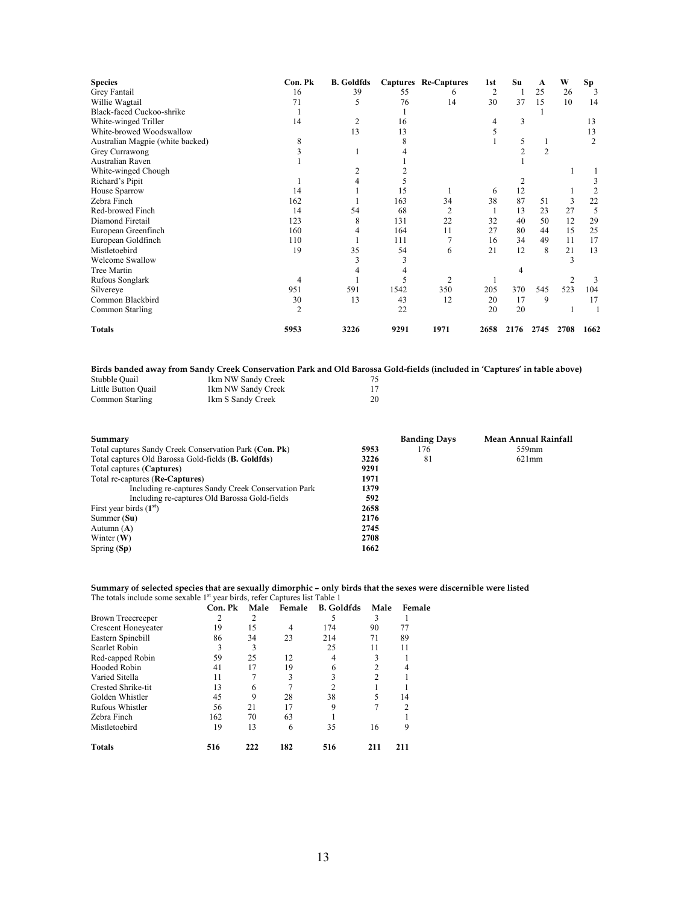| Species | Con. Pk | B. Goldfds | Captures | Re-Captures | 1st | Su | A | W | Sp |
|---|---|---|---|---|---|---|---|---|---|
| Grey Fantail | 16 | 39 | 55 | 6 | 2 | 1 | 25 | 26 | 3 |
| Willie Wagtail | 71 | 5 | 76 | 14 | 30 | 37 | 15 | 10 | 14 |
| Black-faced Cuckoo-shrike | 1 | | 1 | | | | 1 | | |
| White-winged Triller | 14 | 2 | 16 | | 4 | 3 | | | 13 |
| White-browed Woodswallow | | 13 | 13 | | 5 | | | | 13 |
| Australian Magpie (white backed) | 8 | | 8 | | 1 | 5 | 1 | | 2 |
| Grey Currawong | 3 | 1 | 4 | | | 2 | 2 | | |
| Australian Raven | 1 | | 1 | | | 1 | | | |
| White-winged Chough | | 2 | 2 | | | | | 1 | 1 |
| Richard's Pipit | 1 | 4 | 5 | | | 2 | | | 3 |
| House Sparrow | 14 | 1 | 15 | 1 | 6 | 12 | | 1 | 2 |
| Zebra Finch | 162 | 1 | 163 | 34 | 38 | 87 | 51 | 3 | 22 |
| Red-browed Finch | 14 | 54 | 68 | 2 | 1 | 13 | 23 | 27 | 5 |
| Diamond Firetail | 123 | 8 | 131 | 22 | 32 | 40 | 50 | 12 | 29 |
| European Greenfinch | 160 | 4 | 164 | 11 | 27 | 80 | 44 | 15 | 25 |
| European Goldfinch | 110 | 1 | 111 | 7 | 16 | 34 | 49 | 11 | 17 |
| Mistletoebird | 19 | 35 | 54 | 6 | 21 | 12 | 8 | 21 | 13 |
| Welcome Swallow | | 3 | 3 | | | | | 3 | |
| Tree Martin | | 4 | 4 | | | 4 | | | |
| Rufous Songlark | 4 | 1 | 5 | 2 | 1 | | | 2 | 3 |
| Silvereye | 951 | 591 | 1542 | 350 | 205 | 370 | 545 | 523 | 104 |
| Common Blackbird | 30 | 13 | 43 | 12 | 20 | 17 | 9 | | 17 |
| Common Starling | 2 | | 22 | | 20 | 20 | | 1 | 1 |
| **Totals** | **5953** | **3226** | **9291** | **1971** | **2658** | **2176** | **2745** | **2708** | **1662** |

**Birds banded away from Sandy Creek Conservation Park and Old Barossa Gold-fields (included in 'Captures' in table above)**

| | | |
|---|---|---|
| Stubble Quail | 1km NW Sandy Creek | 75 |
| Little Button Quail | 1km NW Sandy Creek | 17 |
| Common Starling | 1km S Sandy Creek | 20 |

| **Summary** | | **Banding Days** | **Mean Annual Rainfall** |
|---|---|---|---|
| Total captures Sandy Creek Conservation Park (**Con. Pk**) | **5953** | 176 | 559mm |
| Total captures Old Barossa Gold-fields (**B. Goldfds**) | **3226** | 81 | 621mm |
| Total captures (**Captures**) | **9291** | | |
| Total re-captures (**Re-Captures**) | **1971** | | |
| Including re-captures Sandy Creek Conservation Park | **1379** | | |
| Including re-captures Old Barossa Gold-fields | **592** | | |
| First year birds (**1st**) | **2658** | | |
| Summer (**Su**) | **2176** | | |
| Autumn (**A**) | **2745** | | |
| Winter (**W**) | **2708** | | |
| Spring (**Sp**) | **1662** | | |

**Summary of selected species that are sexually dimorphic – only birds that the sexes were discernible were listed**

The totals include some sexable 1st year birds, refer Captures list Table 1

| | Con. Pk | Male | Female | B. Goldfds | Male | Female |
|---|---|---|---|---|---|---|
| Brown Treecreeper | 2 | 2 | | 5 | 3 | 1 |
| Crescent Honeyeater | 19 | 15 | 4 | 174 | 90 | 77 |
| Eastern Spinebill | 86 | 34 | 23 | 214 | 71 | 89 |
| Scarlet Robin | 3 | 3 | | 25 | 11 | 11 |
| Red-capped Robin | 59 | 25 | 12 | 4 | 3 | 1 |
| Hooded Robin | 41 | 17 | 19 | 6 | 2 | 4 |
| Varied Sitella | 11 | 7 | 3 | 3 | 2 | 1 |
| Crested Shrike-tit | 13 | 6 | 7 | 2 | 1 | 1 |
| Golden Whistler | 45 | 9 | 28 | 38 | 5 | 14 |
| Rufous Whistler | 56 | 21 | 17 | 9 | 7 | 2 |
| Zebra Finch | 162 | 70 | 63 | 1 | | 1 |
| Mistletoebird | 19 | 13 | 6 | 35 | 16 | 9 |
| **Totals** | **516** | **222** | **182** | **516** | **211** | **211** |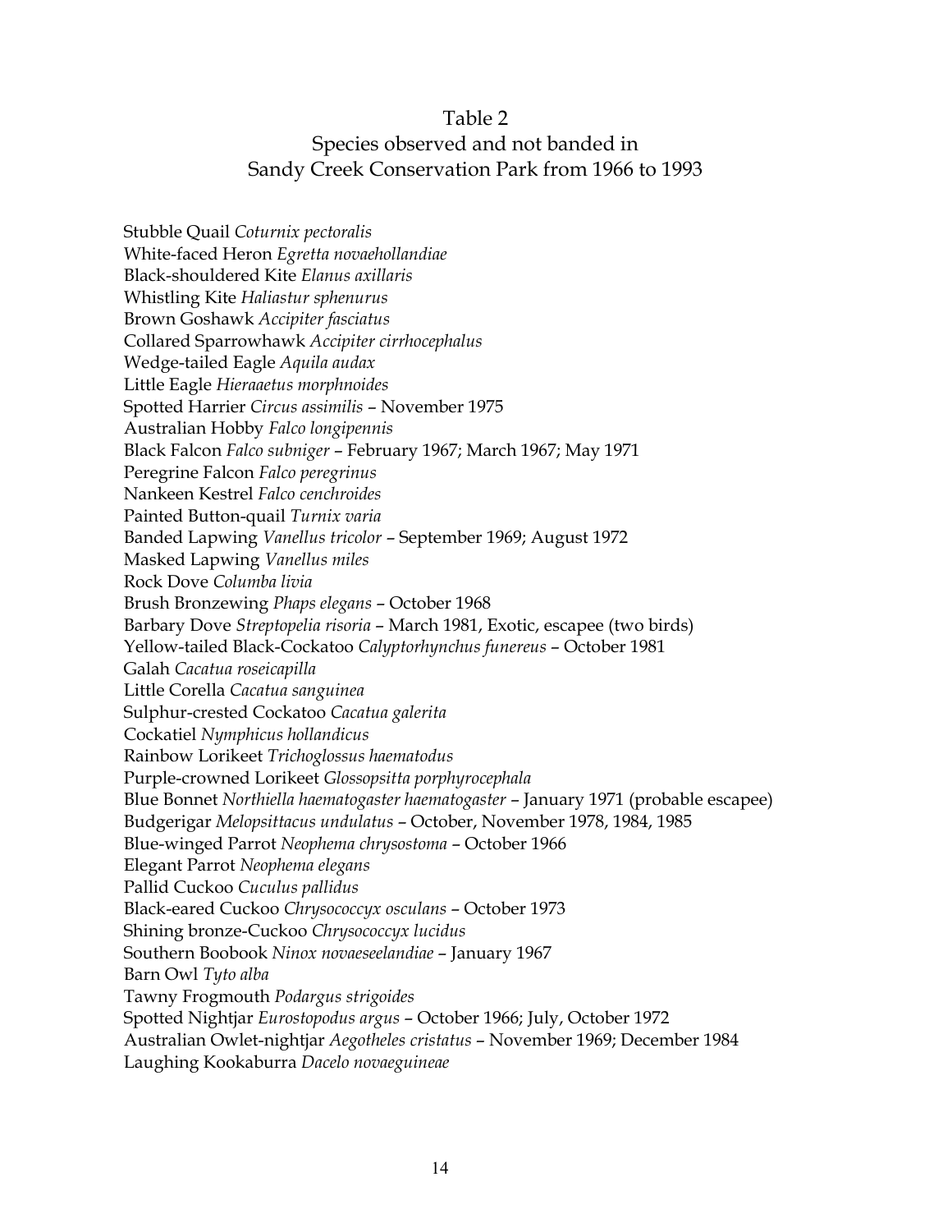# Table 2

## Species observed and not banded in Sandy Creek Conservation Park from 1966 to 1993

Stubble Quail *Coturnix pectoralis*
White-faced Heron *Egretta novaehollandiae*
Black-shouldered Kite *Elanus axillaris*
Whistling Kite *Haliastur sphenurus*
Brown Goshawk *Accipiter fasciatus*
Collared Sparrowhawk *Accipiter cirrhocephalus*
Wedge-tailed Eagle *Aquila audax*
Little Eagle *Hieraaetus morphnoides*
Spotted Harrier *Circus assimilis* – November 1975
Australian Hobby *Falco longipennis*
Black Falcon *Falco subniger* – February 1967; March 1967; May 1971
Peregrine Falcon *Falco peregrinus*
Nankeen Kestrel *Falco cenchroides*
Painted Button-quail *Turnix varia*
Banded Lapwing *Vanellus tricolor* – September 1969; August 1972
Masked Lapwing *Vanellus miles*
Rock Dove *Columba livia*
Brush Bronzewing *Phaps elegans* – October 1968
Barbary Dove *Streptopelia risoria* – March 1981, Exotic, escapee (two birds)
Yellow-tailed Black-Cockatoo *Calyptorhynchus funereus* – October 1981
Galah *Cacatua roseicapilla*
Little Corella *Cacatua sanguinea*
Sulphur-crested Cockatoo *Cacatua galerita*
Cockatiel *Nymphicus hollandicus*
Rainbow Lorikeet *Trichoglossus haematodus*
Purple-crowned Lorikeet *Glossopsitta porphyrocephala*
Blue Bonnet *Northiella haematogaster haematogaster* – January 1971 (probable escapee)
Budgerigar *Melopsittacus undulatus* – October, November 1978, 1984, 1985
Blue-winged Parrot *Neophema chrysostoma* – October 1966
Elegant Parrot *Neophema elegans*
Pallid Cuckoo *Cuculus pallidus*
Black-eared Cuckoo *Chrysococcyx osculans* – October 1973
Shining bronze-Cuckoo *Chrysococcyx lucidus*
Southern Boobook *Ninox novaeseelandiae* – January 1967
Barn Owl *Tyto alba*
Tawny Frogmouth *Podargus strigoides*
Spotted Nightjar *Eurostopodus argus* – October 1966; July, October 1972
Australian Owlet-nightjar *Aegotheles cristatus* – November 1969; December 1984
Laughing Kookaburra *Dacelo novaeguineae*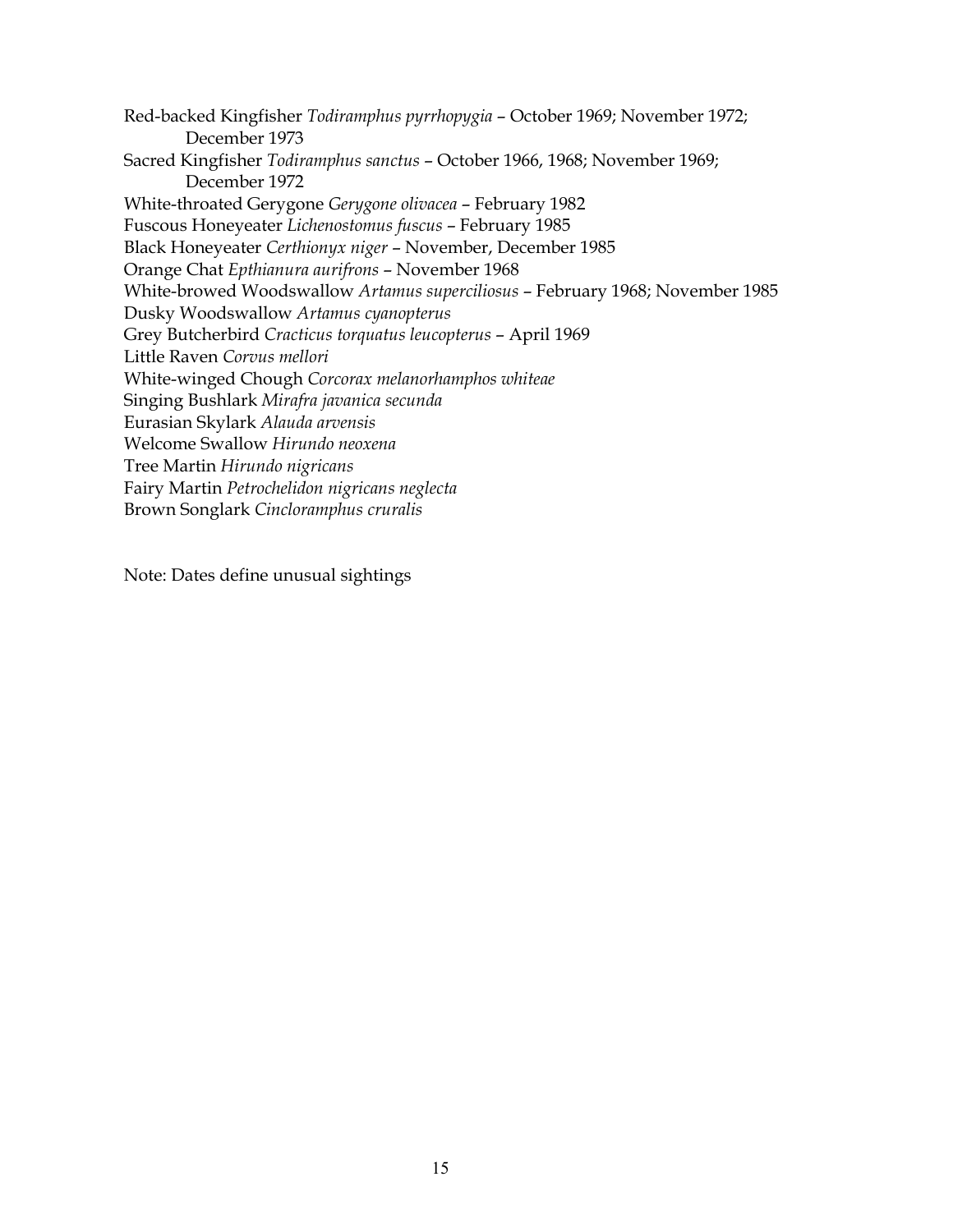Red-backed Kingfisher *Todiramphus pyrrhopygia* – October 1969; November 1972; December 1973
Sacred Kingfisher *Todiramphus sanctus* – October 1966, 1968; November 1969; December 1972
White-throated Gerygone *Gerygone olivacea* – February 1982
Fuscous Honeyeater *Lichenostomus fuscus* – February 1985
Black Honeyeater *Certhionyx niger* – November, December 1985
Orange Chat *Epthianura aurifrons* – November 1968
White-browed Woodswallow *Artamus superciliosus* – February 1968; November 1985
Dusky Woodswallow *Artamus cyanopterus*
Grey Butcherbird *Cracticus torquatus leucopterus* – April 1969
Little Raven *Corvus mellori*
White-winged Chough *Corcorax melanorhamphos whiteae*
Singing Bushlark *Mirafra javanica secunda*
Eurasian Skylark *Alauda arvensis*
Welcome Swallow *Hirundo neoxena*
Tree Martin *Hirundo nigricans*
Fairy Martin *Petrochelidon nigricans neglecta*
Brown Songlark *Cincloramphus cruralis*

Note: Dates define unusual sightings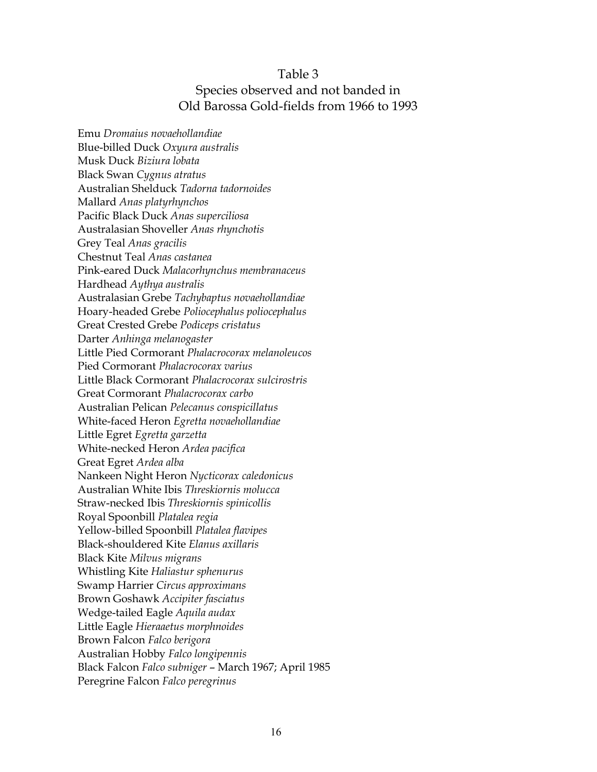# Table 3

## Species observed and not banded in Old Barossa Gold-fields from 1966 to 1993

Emu *Dromaius novaehollandiae*
Blue-billed Duck *Oxyura australis*
Musk Duck *Biziura lobata*
Black Swan *Cygnus atratus*
Australian Shelduck *Tadorna tadornoides*
Mallard *Anas platyrhynchos*
Pacific Black Duck *Anas superciliosa*
Australasian Shoveller *Anas rhynchotis*
Grey Teal *Anas gracilis*
Chestnut Teal *Anas castanea*
Pink-eared Duck *Malacorhynchus membranaceus*
Hardhead *Aythya australis*
Australasian Grebe *Tachybaptus novaehollandiae*
Hoary-headed Grebe *Poliocephalus poliocephalus*
Great Crested Grebe *Podiceps cristatus*
Darter *Anhinga melanogaster*
Little Pied Cormorant *Phalacrocorax melanoleucos*
Pied Cormorant *Phalacrocorax varius*
Little Black Cormorant *Phalacrocorax sulcirostris*
Great Cormorant *Phalacrocorax carbo*
Australian Pelican *Pelecanus conspicillatus*
White-faced Heron *Egretta novaehollandiae*
Little Egret *Egretta garzetta*
White-necked Heron *Ardea pacifica*
Great Egret *Ardea alba*
Nankeen Night Heron *Nycticorax caledonicus*
Australian White Ibis *Threskiornis molucca*
Straw-necked Ibis *Threskiornis spinicollis*
Royal Spoonbill *Platalea regia*
Yellow-billed Spoonbill *Platalea flavipes*
Black-shouldered Kite *Elanus axillaris*
Black Kite *Milvus migrans*
Whistling Kite *Haliastur sphenurus*
Swamp Harrier *Circus approximans*
Brown Goshawk *Accipiter fasciatus*
Wedge-tailed Eagle *Aquila audax*
Little Eagle *Hieraaetus morphnoides*
Brown Falcon *Falco berigora*
Australian Hobby *Falco longipennis*
Black Falcon *Falco subniger* – March 1967; April 1985
Peregrine Falcon *Falco peregrinus*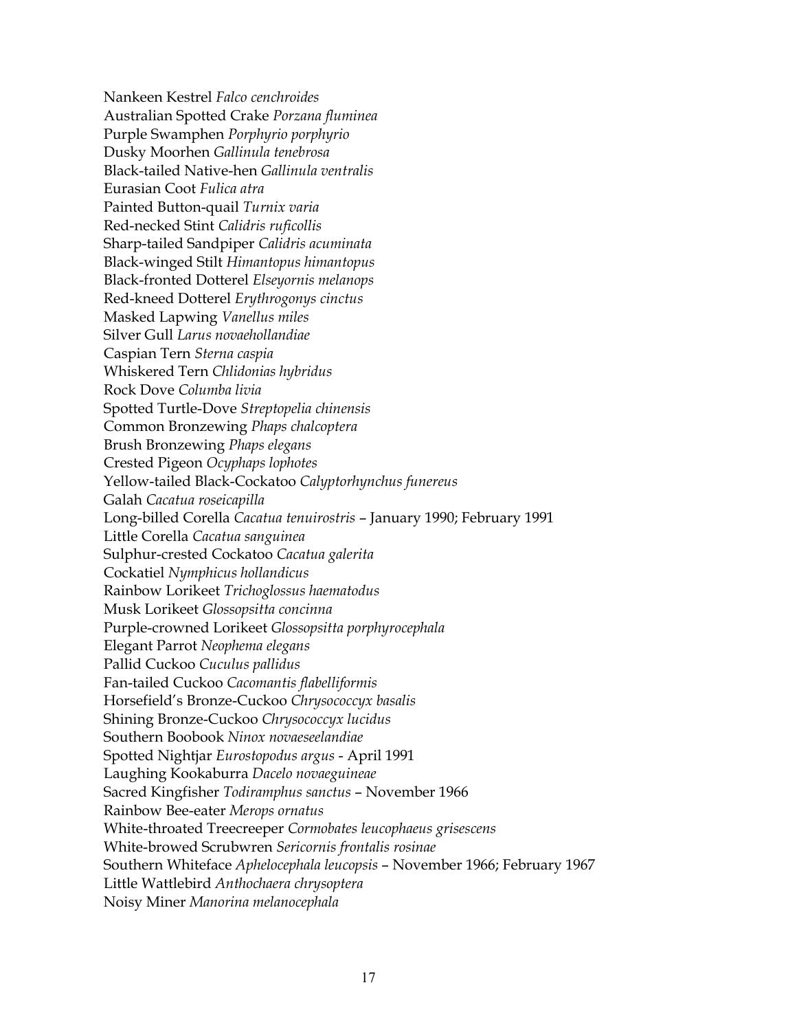Nankeen Kestrel *Falco cenchroides*  
Australian Spotted Crake *Porzana fluminea*  
Purple Swamphen *Porphyrio porphyrio*  
Dusky Moorhen *Gallinula tenebrosa*  
Black-tailed Native-hen *Gallinula ventralis*  
Eurasian Coot *Fulica atra*  
Painted Button-quail *Turnix varia*  
Red-necked Stint *Calidris ruficollis*  
Sharp-tailed Sandpiper *Calidris acuminata*  
Black-winged Stilt *Himantopus himantopus*  
Black-fronted Dotterel *Elseyornis melanops*  
Red-kneed Dotterel *Erythrogonys cinctus*  
Masked Lapwing *Vanellus miles*  
Silver Gull *Larus novaehollandiae*  
Caspian Tern *Sterna caspia*  
Whiskered Tern *Chlidonias hybridus*  
Rock Dove *Columba livia*  
Spotted Turtle-Dove *Streptopelia chinensis*  
Common Bronzewing *Phaps chalcoptera*  
Brush Bronzewing *Phaps elegans*  
Crested Pigeon *Ocyphaps lophotes*  
Yellow-tailed Black-Cockatoo *Calyptorhynchus funereus*  
Galah *Cacatua roseicapilla*  
Long-billed Corella *Cacatua tenuirostris* – January 1990; February 1991  
Little Corella *Cacatua sanguinea*  
Sulphur-crested Cockatoo *Cacatua galerita*  
Cockatiel *Nymphicus hollandicus*  
Rainbow Lorikeet *Trichoglossus haematodus*  
Musk Lorikeet *Glossopsitta concinna*  
Purple-crowned Lorikeet *Glossopsitta porphyrocephala*  
Elegant Parrot *Neophema elegans*  
Pallid Cuckoo *Cuculus pallidus*  
Fan-tailed Cuckoo *Cacomantis flabelliformis*  
Horsefield's Bronze-Cuckoo *Chrysococcyx basalis*  
Shining Bronze-Cuckoo *Chrysococcyx lucidus*  
Southern Boobook *Ninox novaeseelandiae*  
Spotted Nightjar *Eurostopodus argus* - April 1991  
Laughing Kookaburra *Dacelo novaeguineae*  
Sacred Kingfisher *Todiramphus sanctus* – November 1966  
Rainbow Bee-eater *Merops ornatus*  
White-throated Treecreeper *Cormobates leucophaeus grisescens*  
White-browed Scrubwren *Sericornis frontalis rosinae*  
Southern Whiteface *Aphelocephala leucopsis* – November 1966; February 1967  
Little Wattlebird *Anthochaera chrysoptera*  
Noisy Miner *Manorina melanocephala*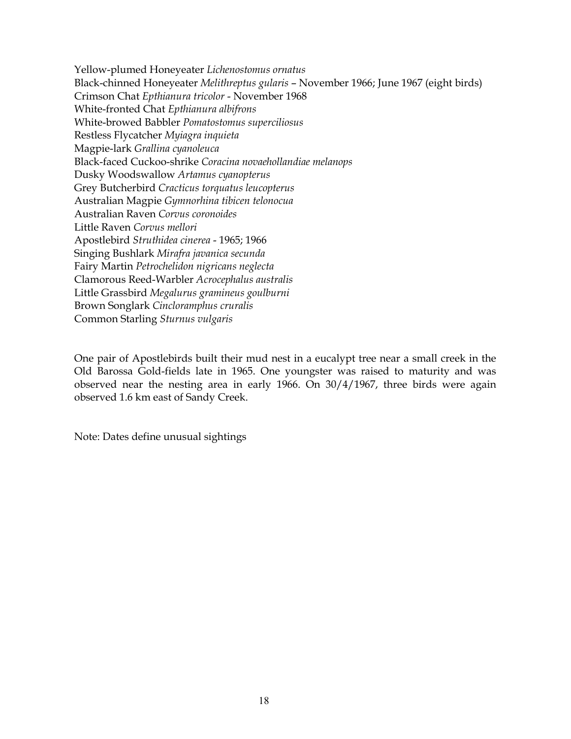Yellow-plumed Honeyeater *Lichenostomus ornatus*
Black-chinned Honeyeater *Melithreptus gularis* – November 1966; June 1967 (eight birds)
Crimson Chat *Epthianura tricolor* - November 1968
White-fronted Chat *Epthianura albifrons*
White-browed Babbler *Pomatostomus superciliosus*
Restless Flycatcher *Myiagra inquieta*
Magpie-lark *Grallina cyanoleuca*
Black-faced Cuckoo-shrike *Coracina novaehollandiae melanops*
Dusky Woodswallow *Artamus cyanopterus*
Grey Butcherbird *Cracticus torquatus leucopterus*
Australian Magpie *Gymnorhina tibicen telonocua*
Australian Raven *Corvus coronoides*
Little Raven *Corvus mellori*
Apostlebird *Struthidea cinerea* - 1965; 1966
Singing Bushlark *Mirafra javanica secunda*
Fairy Martin *Petrochelidon nigricans neglecta*
Clamorous Reed-Warbler *Acrocephalus australis*
Little Grassbird *Megalurus gramineus goulburni*
Brown Songlark *Cincloramphus cruralis*
Common Starling *Sturnus vulgaris*

One pair of Apostlebirds built their mud nest in a eucalypt tree near a small creek in the Old Barossa Gold-fields late in 1965. One youngster was raised to maturity and was observed near the nesting area in early 1966. On 30/4/1967, three birds were again observed 1.6 km east of Sandy Creek.

Note: Dates define unusual sightings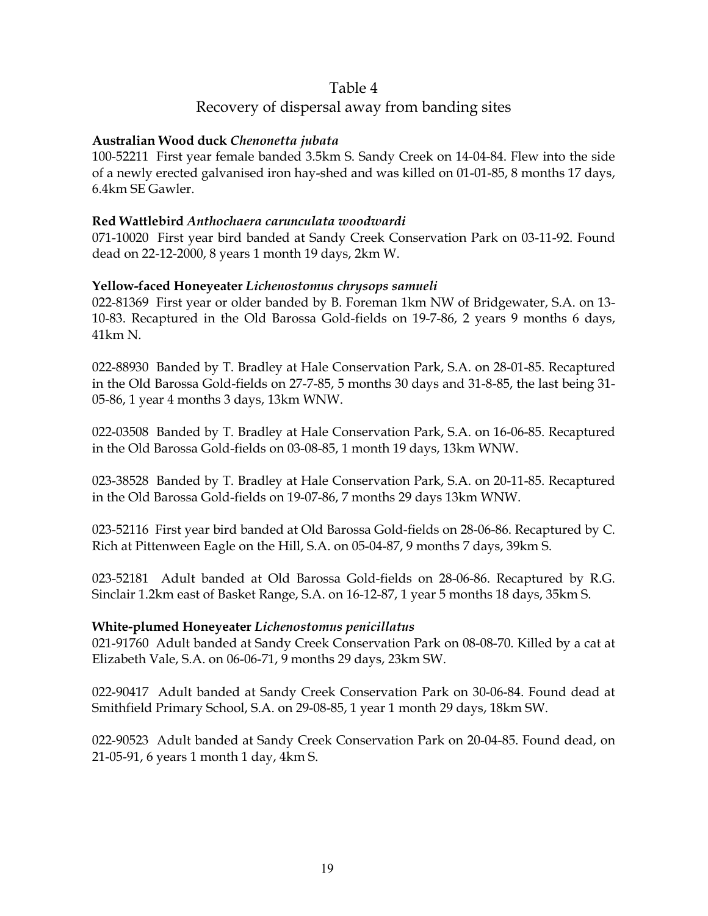# Table 4

## Recovery of dispersal away from banding sites

**Australian Wood duck** ***Chenonetta jubata***
100-52211 First year female banded 3.5km S. Sandy Creek on 14-04-84. Flew into the side of a newly erected galvanised iron hay-shed and was killed on 01-01-85, 8 months 17 days, 6.4km SE Gawler.

**Red Wattlebird** ***Anthochaera carunculata woodwardi***
071-10020 First year bird banded at Sandy Creek Conservation Park on 03-11-92. Found dead on 22-12-2000, 8 years 1 month 19 days, 2km W.

**Yellow-faced Honeyeater** ***Lichenostomus chrysops samueli***
022-81369 First year or older banded by B. Foreman 1km NW of Bridgewater, S.A. on 13-10-83. Recaptured in the Old Barossa Gold-fields on 19-7-86, 2 years 9 months 6 days, 41km N.

022-88930 Banded by T. Bradley at Hale Conservation Park, S.A. on 28-01-85. Recaptured in the Old Barossa Gold-fields on 27-7-85, 5 months 30 days and 31-8-85, the last being 31-05-86, 1 year 4 months 3 days, 13km WNW.

022-03508 Banded by T. Bradley at Hale Conservation Park, S.A. on 16-06-85. Recaptured in the Old Barossa Gold-fields on 03-08-85, 1 month 19 days, 13km WNW.

023-38528 Banded by T. Bradley at Hale Conservation Park, S.A. on 20-11-85. Recaptured in the Old Barossa Gold-fields on 19-07-86, 7 months 29 days 13km WNW.

023-52116 First year bird banded at Old Barossa Gold-fields on 28-06-86. Recaptured by C. Rich at Pittenween Eagle on the Hill, S.A. on 05-04-87, 9 months 7 days, 39km S.

023-52181 Adult banded at Old Barossa Gold-fields on 28-06-86. Recaptured by R.G. Sinclair 1.2km east of Basket Range, S.A. on 16-12-87, 1 year 5 months 18 days, 35km S.

**White-plumed Honeyeater** ***Lichenostomus penicillatus***
021-91760 Adult banded at Sandy Creek Conservation Park on 08-08-70. Killed by a cat at Elizabeth Vale, S.A. on 06-06-71, 9 months 29 days, 23km SW.

022-90417 Adult banded at Sandy Creek Conservation Park on 30-06-84. Found dead at Smithfield Primary School, S.A. on 29-08-85, 1 year 1 month 29 days, 18km SW.

022-90523 Adult banded at Sandy Creek Conservation Park on 20-04-85. Found dead, on 21-05-91, 6 years 1 month 1 day, 4km S.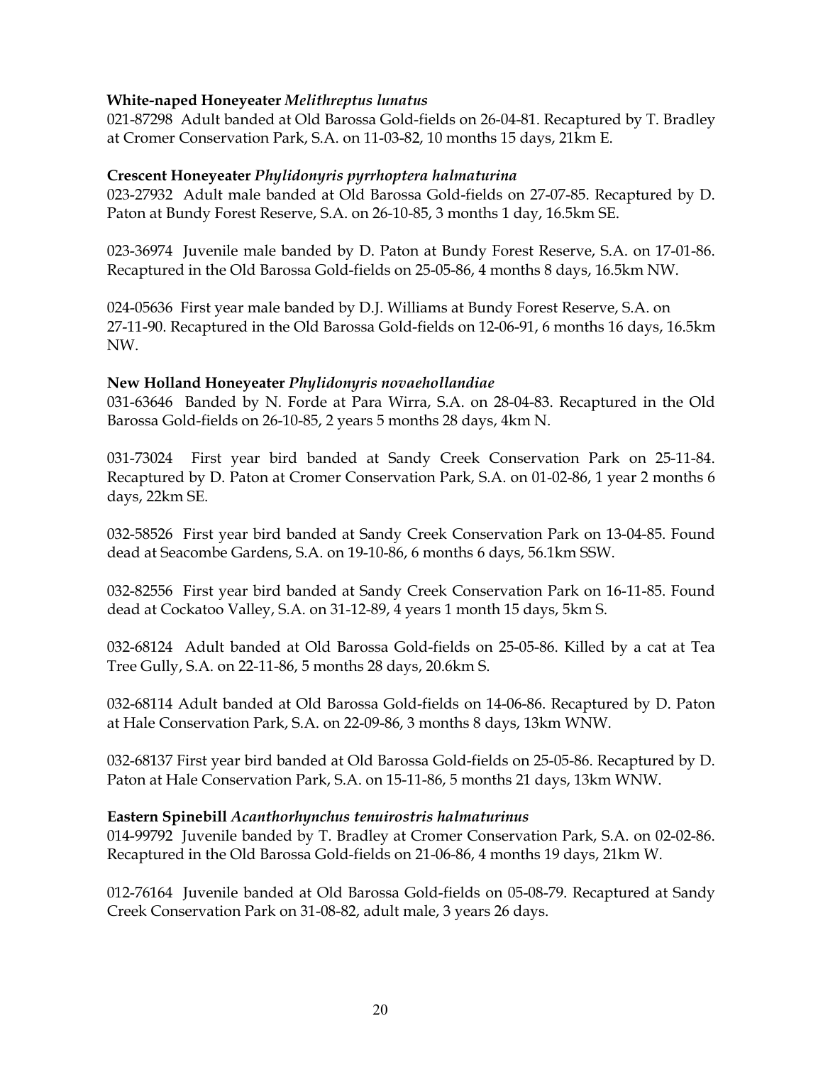**White-naped Honeyeater** *Melithreptus lunatus*

021-87298 Adult banded at Old Barossa Gold-fields on 26-04-81. Recaptured by T. Bradley at Cromer Conservation Park, S.A. on 11-03-82, 10 months 15 days, 21km E.

**Crescent Honeyeater** *Phylidonyris pyrrhoptera halmaturina*

023-27932 Adult male banded at Old Barossa Gold-fields on 27-07-85. Recaptured by D. Paton at Bundy Forest Reserve, S.A. on 26-10-85, 3 months 1 day, 16.5km SE.

023-36974 Juvenile male banded by D. Paton at Bundy Forest Reserve, S.A. on 17-01-86. Recaptured in the Old Barossa Gold-fields on 25-05-86, 4 months 8 days, 16.5km NW.

024-05636 First year male banded by D.J. Williams at Bundy Forest Reserve, S.A. on 27-11-90. Recaptured in the Old Barossa Gold-fields on 12-06-91, 6 months 16 days, 16.5km NW.

**New Holland Honeyeater** *Phylidonyris novaehollandiae*

031-63646 Banded by N. Forde at Para Wirra, S.A. on 28-04-83. Recaptured in the Old Barossa Gold-fields on 26-10-85, 2 years 5 months 28 days, 4km N.

031-73024 First year bird banded at Sandy Creek Conservation Park on 25-11-84. Recaptured by D. Paton at Cromer Conservation Park, S.A. on 01-02-86, 1 year 2 months 6 days, 22km SE.

032-58526 First year bird banded at Sandy Creek Conservation Park on 13-04-85. Found dead at Seacombe Gardens, S.A. on 19-10-86, 6 months 6 days, 56.1km SSW.

032-82556 First year bird banded at Sandy Creek Conservation Park on 16-11-85. Found dead at Cockatoo Valley, S.A. on 31-12-89, 4 years 1 month 15 days, 5km S.

032-68124 Adult banded at Old Barossa Gold-fields on 25-05-86. Killed by a cat at Tea Tree Gully, S.A. on 22-11-86, 5 months 28 days, 20.6km S.

032-68114 Adult banded at Old Barossa Gold-fields on 14-06-86. Recaptured by D. Paton at Hale Conservation Park, S.A. on 22-09-86, 3 months 8 days, 13km WNW.

032-68137 First year bird banded at Old Barossa Gold-fields on 25-05-86. Recaptured by D. Paton at Hale Conservation Park, S.A. on 15-11-86, 5 months 21 days, 13km WNW.

**Eastern Spinebill** *Acanthorhynchus tenuirostris halmaturinus*

014-99792 Juvenile banded by T. Bradley at Cromer Conservation Park, S.A. on 02-02-86. Recaptured in the Old Barossa Gold-fields on 21-06-86, 4 months 19 days, 21km W.

012-76164 Juvenile banded at Old Barossa Gold-fields on 05-08-79. Recaptured at Sandy Creek Conservation Park on 31-08-82, adult male, 3 years 26 days.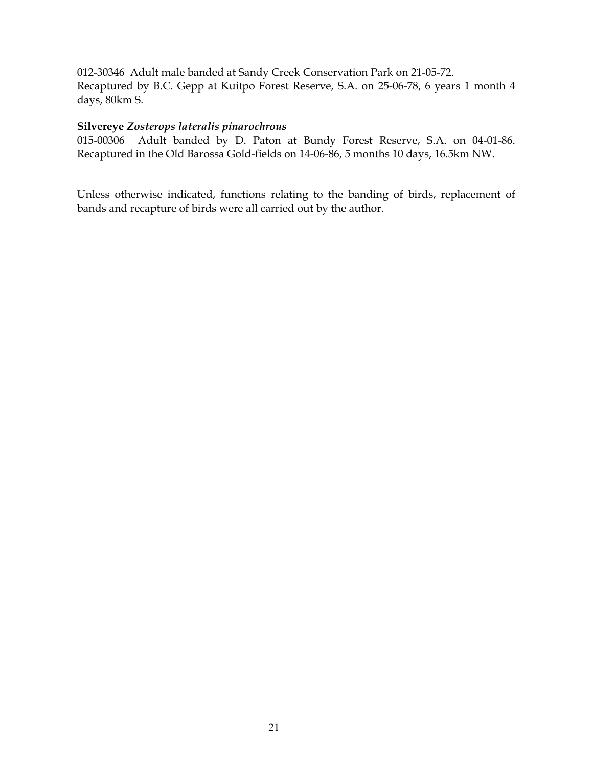012-30346 Adult male banded at Sandy Creek Conservation Park on 21-05-72.
Recaptured by B.C. Gepp at Kuitpo Forest Reserve, S.A. on 25-06-78, 6 years 1 month 4 days, 80km S.

**Silvereye** ***Zosterops lateralis pinarochrous***
015-00306 Adult banded by D. Paton at Bundy Forest Reserve, S.A. on 04-01-86. Recaptured in the Old Barossa Gold-fields on 14-06-86, 5 months 10 days, 16.5km NW.

Unless otherwise indicated, functions relating to the banding of birds, replacement of bands and recapture of birds were all carried out by the author.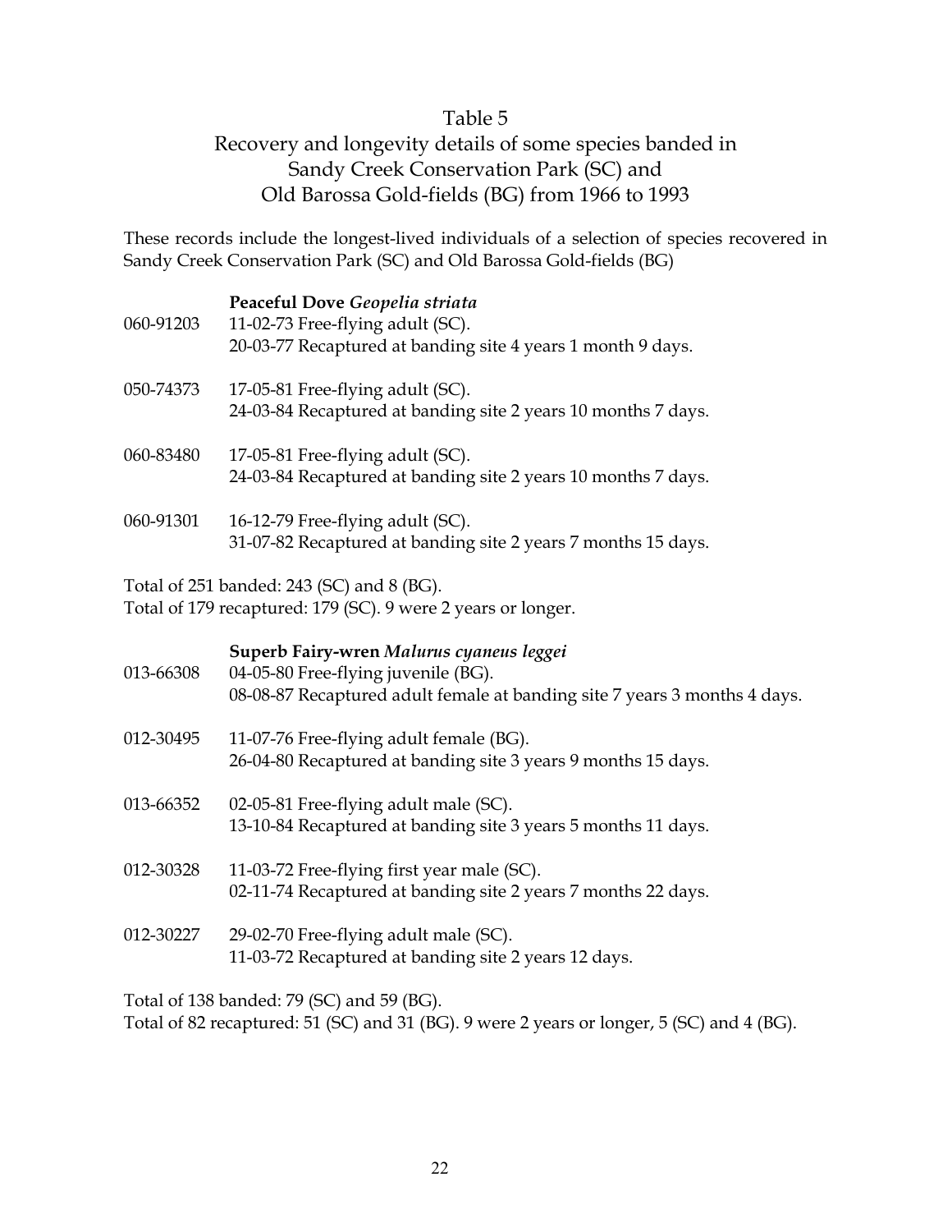# Table 5

## Recovery and longevity details of some species banded in Sandy Creek Conservation Park (SC) and Old Barossa Gold-fields (BG) from 1966 to 1993

These records include the longest-lived individuals of a selection of species recovered in Sandy Creek Conservation Park (SC) and Old Barossa Gold-fields (BG)

**Peaceful Dove** ***Geopelia striata***

060-91203 11-02-73 Free-flying adult (SC).
20-03-77 Recaptured at banding site 4 years 1 month 9 days.

050-74373 17-05-81 Free-flying adult (SC).
24-03-84 Recaptured at banding site 2 years 10 months 7 days.

060-83480 17-05-81 Free-flying adult (SC).
24-03-84 Recaptured at banding site 2 years 10 months 7 days.

060-91301 16-12-79 Free-flying adult (SC).
31-07-82 Recaptured at banding site 2 years 7 months 15 days.

Total of 251 banded: 243 (SC) and 8 (BG).
Total of 179 recaptured: 179 (SC). 9 were 2 years or longer.

**Superb Fairy-wren** ***Malurus cyaneus leggei***

013-66308 04-05-80 Free-flying juvenile (BG).
08-08-87 Recaptured adult female at banding site 7 years 3 months 4 days.

012-30495 11-07-76 Free-flying adult female (BG).
26-04-80 Recaptured at banding site 3 years 9 months 15 days.

013-66352 02-05-81 Free-flying adult male (SC).
13-10-84 Recaptured at banding site 3 years 5 months 11 days.

012-30328 11-03-72 Free-flying first year male (SC).
02-11-74 Recaptured at banding site 2 years 7 months 22 days.

012-30227 29-02-70 Free-flying adult male (SC).
11-03-72 Recaptured at banding site 2 years 12 days.

Total of 138 banded: 79 (SC) and 59 (BG).
Total of 82 recaptured: 51 (SC) and 31 (BG). 9 were 2 years or longer, 5 (SC) and 4 (BG).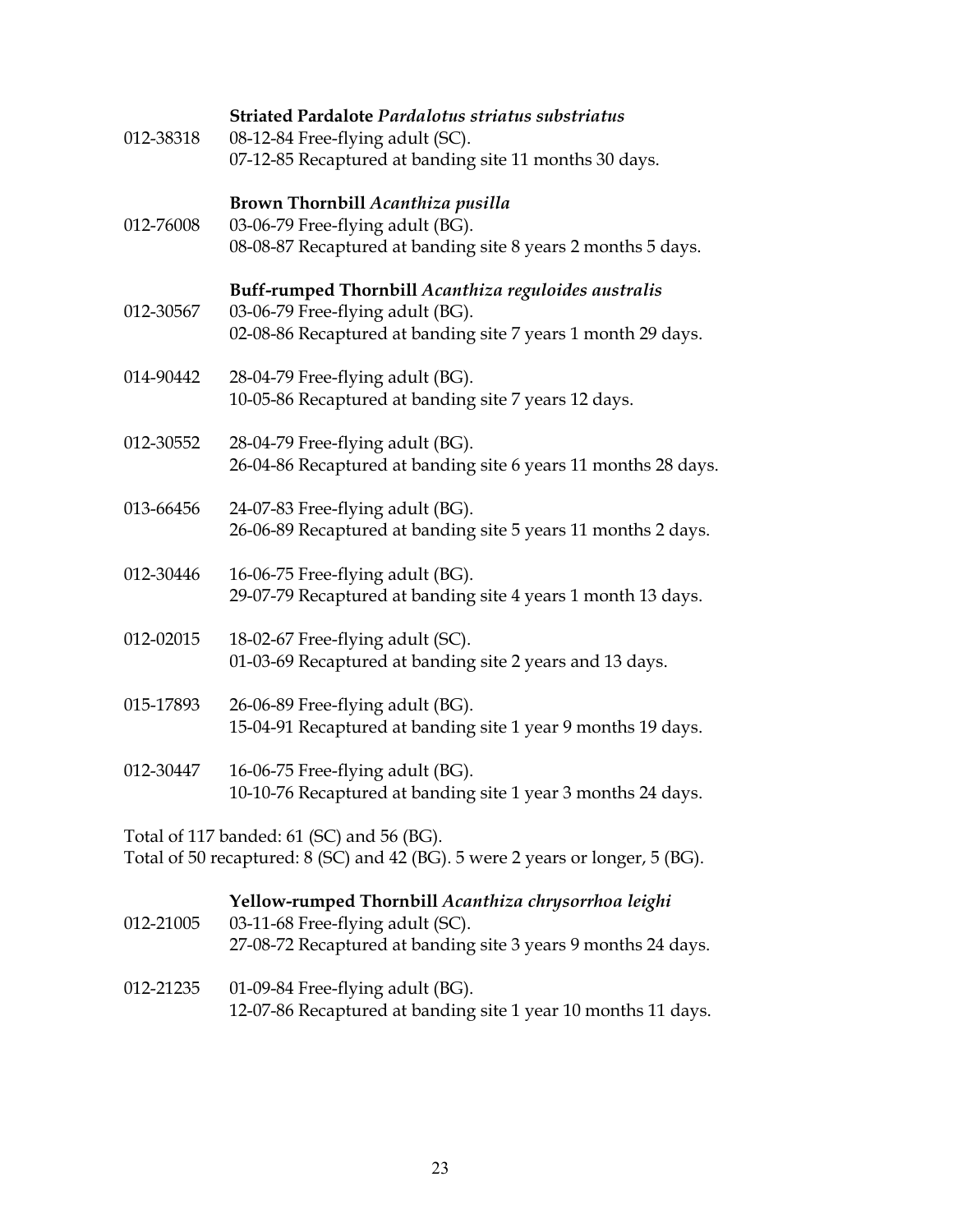**Striated Pardalote** ***Pardalotus striatus substriatus***

012-38318 08-12-84 Free-flying adult (SC).
07-12-85 Recaptured at banding site 11 months 30 days.

**Brown Thornbill** ***Acanthiza pusilla***

012-76008 03-06-79 Free-flying adult (BG).
08-08-87 Recaptured at banding site 8 years 2 months 5 days.

**Buff-rumped Thornbill** ***Acanthiza reguloides australis***

012-30567 03-06-79 Free-flying adult (BG).
02-08-86 Recaptured at banding site 7 years 1 month 29 days.

014-90442 28-04-79 Free-flying adult (BG).
10-05-86 Recaptured at banding site 7 years 12 days.

012-30552 28-04-79 Free-flying adult (BG).
26-04-86 Recaptured at banding site 6 years 11 months 28 days.

013-66456 24-07-83 Free-flying adult (BG).
26-06-89 Recaptured at banding site 5 years 11 months 2 days.

012-30446 16-06-75 Free-flying adult (BG).
29-07-79 Recaptured at banding site 4 years 1 month 13 days.

012-02015 18-02-67 Free-flying adult (SC).
01-03-69 Recaptured at banding site 2 years and 13 days.

015-17893 26-06-89 Free-flying adult (BG).
15-04-91 Recaptured at banding site 1 year 9 months 19 days.

012-30447 16-06-75 Free-flying adult (BG).
10-10-76 Recaptured at banding site 1 year 3 months 24 days.

Total of 117 banded: 61 (SC) and 56 (BG).
Total of 50 recaptured: 8 (SC) and 42 (BG). 5 were 2 years or longer, 5 (BG).

**Yellow-rumped Thornbill** ***Acanthiza chrysorrhoa leighi***

012-21005 03-11-68 Free-flying adult (SC).
27-08-72 Recaptured at banding site 3 years 9 months 24 days.

012-21235 01-09-84 Free-flying adult (BG).
12-07-86 Recaptured at banding site 1 year 10 months 11 days.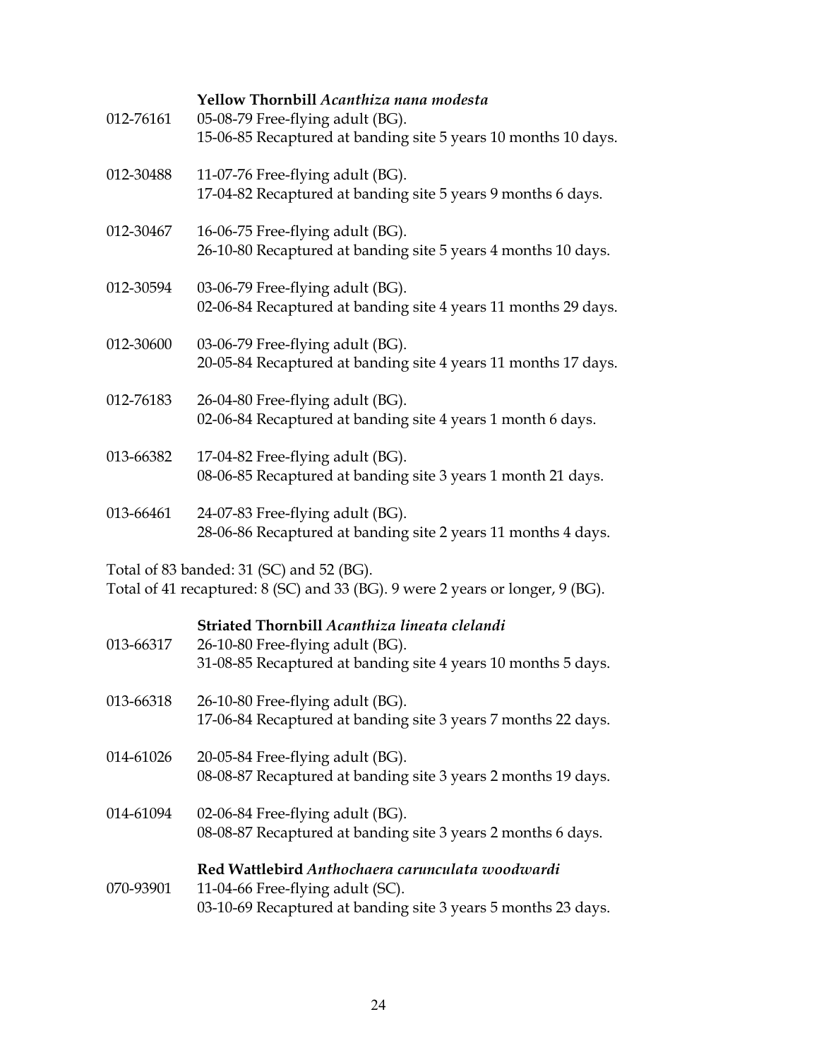**Yellow Thornbill** *Acanthiza nana modesta*

012-76161 05-08-79 Free-flying adult (BG).
15-06-85 Recaptured at banding site 5 years 10 months 10 days.

012-30488 11-07-76 Free-flying adult (BG).
17-04-82 Recaptured at banding site 5 years 9 months 6 days.

012-30467 16-06-75 Free-flying adult (BG).
26-10-80 Recaptured at banding site 5 years 4 months 10 days.

012-30594 03-06-79 Free-flying adult (BG).
02-06-84 Recaptured at banding site 4 years 11 months 29 days.

012-30600 03-06-79 Free-flying adult (BG).
20-05-84 Recaptured at banding site 4 years 11 months 17 days.

012-76183 26-04-80 Free-flying adult (BG).
02-06-84 Recaptured at banding site 4 years 1 month 6 days.

013-66382 17-04-82 Free-flying adult (BG).
08-06-85 Recaptured at banding site 3 years 1 month 21 days.

013-66461 24-07-83 Free-flying adult (BG).
28-06-86 Recaptured at banding site 2 years 11 months 4 days.

Total of 83 banded: 31 (SC) and 52 (BG).
Total of 41 recaptured: 8 (SC) and 33 (BG). 9 were 2 years or longer, 9 (BG).

**Striated Thornbill** *Acanthiza lineata clelandi*

013-66317 26-10-80 Free-flying adult (BG).
31-08-85 Recaptured at banding site 4 years 10 months 5 days.

013-66318 26-10-80 Free-flying adult (BG).
17-06-84 Recaptured at banding site 3 years 7 months 22 days.

014-61026 20-05-84 Free-flying adult (BG).
08-08-87 Recaptured at banding site 3 years 2 months 19 days.

014-61094 02-06-84 Free-flying adult (BG).
08-08-87 Recaptured at banding site 3 years 2 months 6 days.

**Red Wattlebird** *Anthochaera carunculata woodwardi*

070-93901 11-04-66 Free-flying adult (SC).
03-10-69 Recaptured at banding site 3 years 5 months 23 days.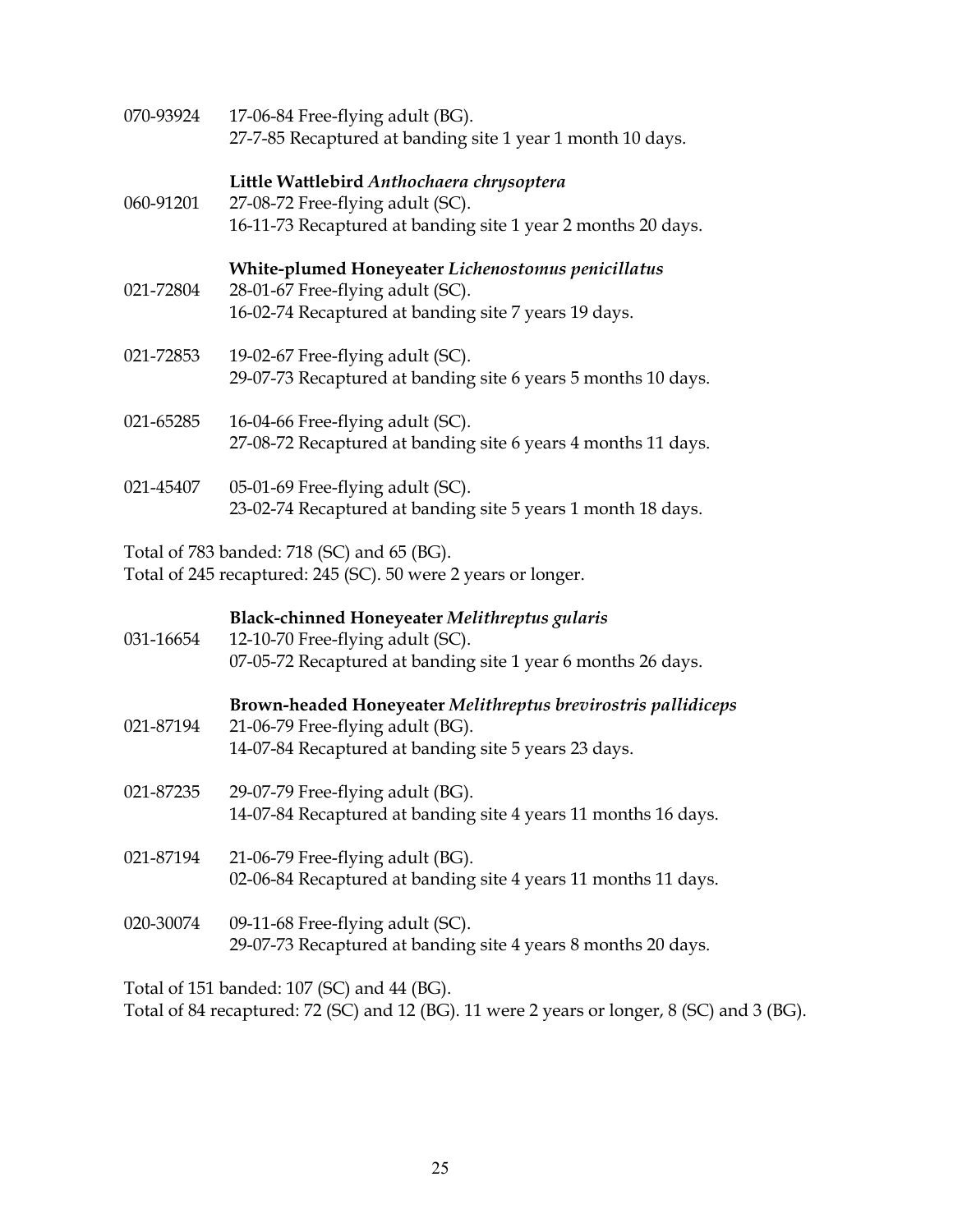070-93924 17-06-84 Free-flying adult (BG).
27-7-85 Recaptured at banding site 1 year 1 month 10 days.

**Little Wattlebird** ***Anthochaera chrysoptera***

060-91201 27-08-72 Free-flying adult (SC).
16-11-73 Recaptured at banding site 1 year 2 months 20 days.

**White-plumed Honeyeater** ***Lichenostomus penicillatus***

021-72804 28-01-67 Free-flying adult (SC).
16-02-74 Recaptured at banding site 7 years 19 days.

021-72853 19-02-67 Free-flying adult (SC).
29-07-73 Recaptured at banding site 6 years 5 months 10 days.

021-65285 16-04-66 Free-flying adult (SC).
27-08-72 Recaptured at banding site 6 years 4 months 11 days.

021-45407 05-01-69 Free-flying adult (SC).
23-02-74 Recaptured at banding site 5 years 1 month 18 days.

Total of 783 banded: 718 (SC) and 65 (BG).
Total of 245 recaptured: 245 (SC). 50 were 2 years or longer.

**Black-chinned Honeyeater** ***Melithreptus gularis***

031-16654 12-10-70 Free-flying adult (SC).
07-05-72 Recaptured at banding site 1 year 6 months 26 days.

**Brown-headed Honeyeater** ***Melithreptus brevirostris pallidiceps***

021-87194 21-06-79 Free-flying adult (BG).
14-07-84 Recaptured at banding site 5 years 23 days.

021-87235 29-07-79 Free-flying adult (BG).
14-07-84 Recaptured at banding site 4 years 11 months 16 days.

021-87194 21-06-79 Free-flying adult (BG).
02-06-84 Recaptured at banding site 4 years 11 months 11 days.

020-30074 09-11-68 Free-flying adult (SC).
29-07-73 Recaptured at banding site 4 years 8 months 20 days.

Total of 151 banded: 107 (SC) and 44 (BG).
Total of 84 recaptured: 72 (SC) and 12 (BG). 11 were 2 years or longer, 8 (SC) and 3 (BG).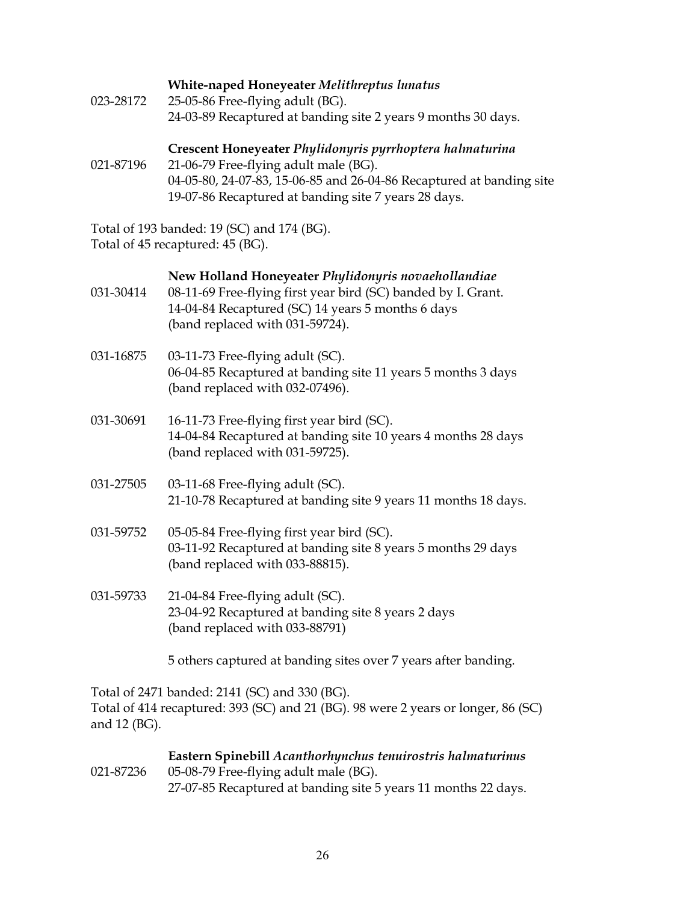**White-naped Honeyeater** ***Melithreptus lunatus***

023-28172 25-05-86 Free-flying adult (BG).
24-03-89 Recaptured at banding site 2 years 9 months 30 days.

**Crescent Honeyeater** ***Phylidonyris pyrrhoptera halmaturina***

021-87196 21-06-79 Free-flying adult male (BG).
04-05-80, 24-07-83, 15-06-85 and 26-04-86 Recaptured at banding site
19-07-86 Recaptured at banding site 7 years 28 days.

Total of 193 banded: 19 (SC) and 174 (BG).
Total of 45 recaptured: 45 (BG).

**New Holland Honeyeater** ***Phylidonyris novaehollandiae***

031-30414 08-11-69 Free-flying first year bird (SC) banded by I. Grant.
14-04-84 Recaptured (SC) 14 years 5 months 6 days
(band replaced with 031-59724).

031-16875 03-11-73 Free-flying adult (SC).
06-04-85 Recaptured at banding site 11 years 5 months 3 days
(band replaced with 032-07496).

031-30691 16-11-73 Free-flying first year bird (SC).
14-04-84 Recaptured at banding site 10 years 4 months 28 days
(band replaced with 031-59725).

031-27505 03-11-68 Free-flying adult (SC).
21-10-78 Recaptured at banding site 9 years 11 months 18 days.

031-59752 05-05-84 Free-flying first year bird (SC).
03-11-92 Recaptured at banding site 8 years 5 months 29 days
(band replaced with 033-88815).

031-59733 21-04-84 Free-flying adult (SC).
23-04-92 Recaptured at banding site 8 years 2 days
(band replaced with 033-88791)

5 others captured at banding sites over 7 years after banding.

Total of 2471 banded: 2141 (SC) and 330 (BG).
Total of 414 recaptured: 393 (SC) and 21 (BG). 98 were 2 years or longer, 86 (SC) and 12 (BG).

**Eastern Spinebill** ***Acanthorhynchus tenuirostris halmaturinus***

021-87236 05-08-79 Free-flying adult male (BG).
27-07-85 Recaptured at banding site 5 years 11 months 22 days.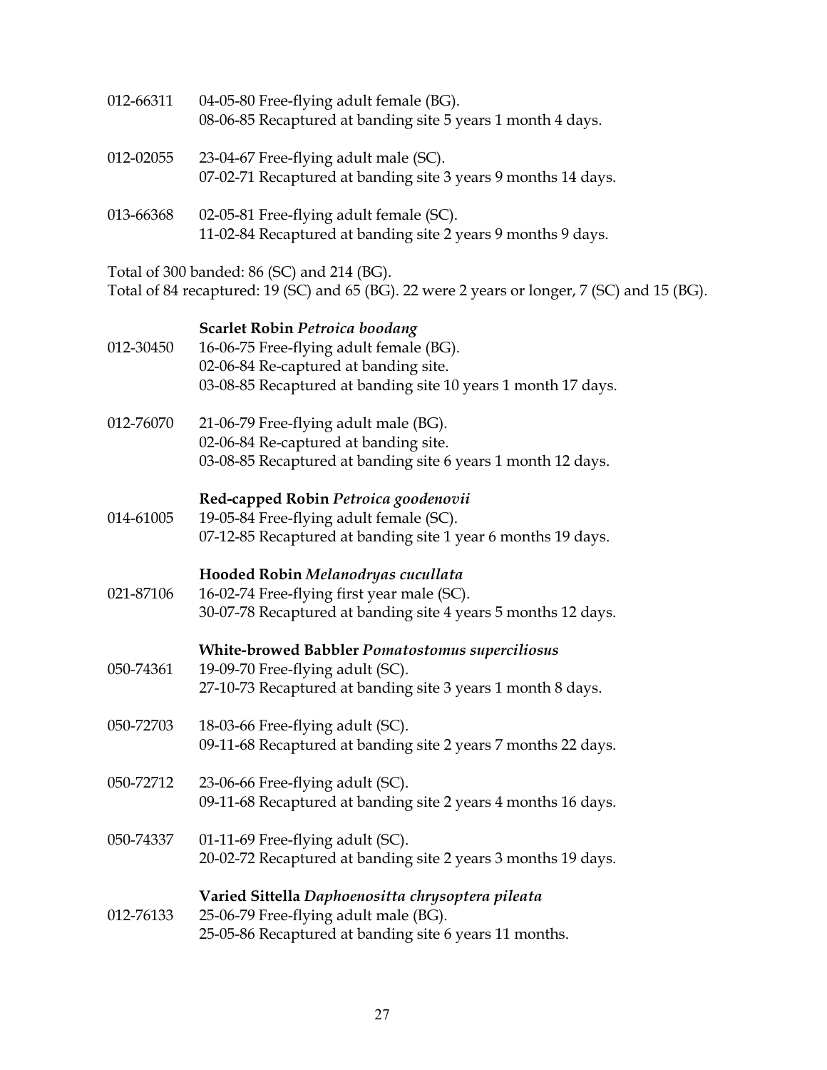012-66311 04-05-80 Free-flying adult female (BG).
08-06-85 Recaptured at banding site 5 years 1 month 4 days.

012-02055 23-04-67 Free-flying adult male (SC).
07-02-71 Recaptured at banding site 3 years 9 months 14 days.

013-66368 02-05-81 Free-flying adult female (SC).
11-02-84 Recaptured at banding site 2 years 9 months 9 days.

Total of 300 banded: 86 (SC) and 214 (BG).
Total of 84 recaptured: 19 (SC) and 65 (BG). 22 were 2 years or longer, 7 (SC) and 15 (BG).

**Scarlet Robin** ***Petroica boodang***

012-30450 16-06-75 Free-flying adult female (BG).
02-06-84 Re-captured at banding site.
03-08-85 Recaptured at banding site 10 years 1 month 17 days.

012-76070 21-06-79 Free-flying adult male (BG).
02-06-84 Re-captured at banding site.
03-08-85 Recaptured at banding site 6 years 1 month 12 days.

**Red-capped Robin** ***Petroica goodenovii***

014-61005 19-05-84 Free-flying adult female (SC).
07-12-85 Recaptured at banding site 1 year 6 months 19 days.

**Hooded Robin** ***Melanodryas cucullata***

021-87106 16-02-74 Free-flying first year male (SC).
30-07-78 Recaptured at banding site 4 years 5 months 12 days.

**White-browed Babbler** ***Pomatostomus superciliosus***

050-74361 19-09-70 Free-flying adult (SC).
27-10-73 Recaptured at banding site 3 years 1 month 8 days.

050-72703 18-03-66 Free-flying adult (SC).
09-11-68 Recaptured at banding site 2 years 7 months 22 days.

050-72712 23-06-66 Free-flying adult (SC).
09-11-68 Recaptured at banding site 2 years 4 months 16 days.

050-74337 01-11-69 Free-flying adult (SC).
20-02-72 Recaptured at banding site 2 years 3 months 19 days.

**Varied Sittella** ***Daphoenositta chrysoptera pileata***

012-76133 25-06-79 Free-flying adult male (BG).
25-05-86 Recaptured at banding site 6 years 11 months.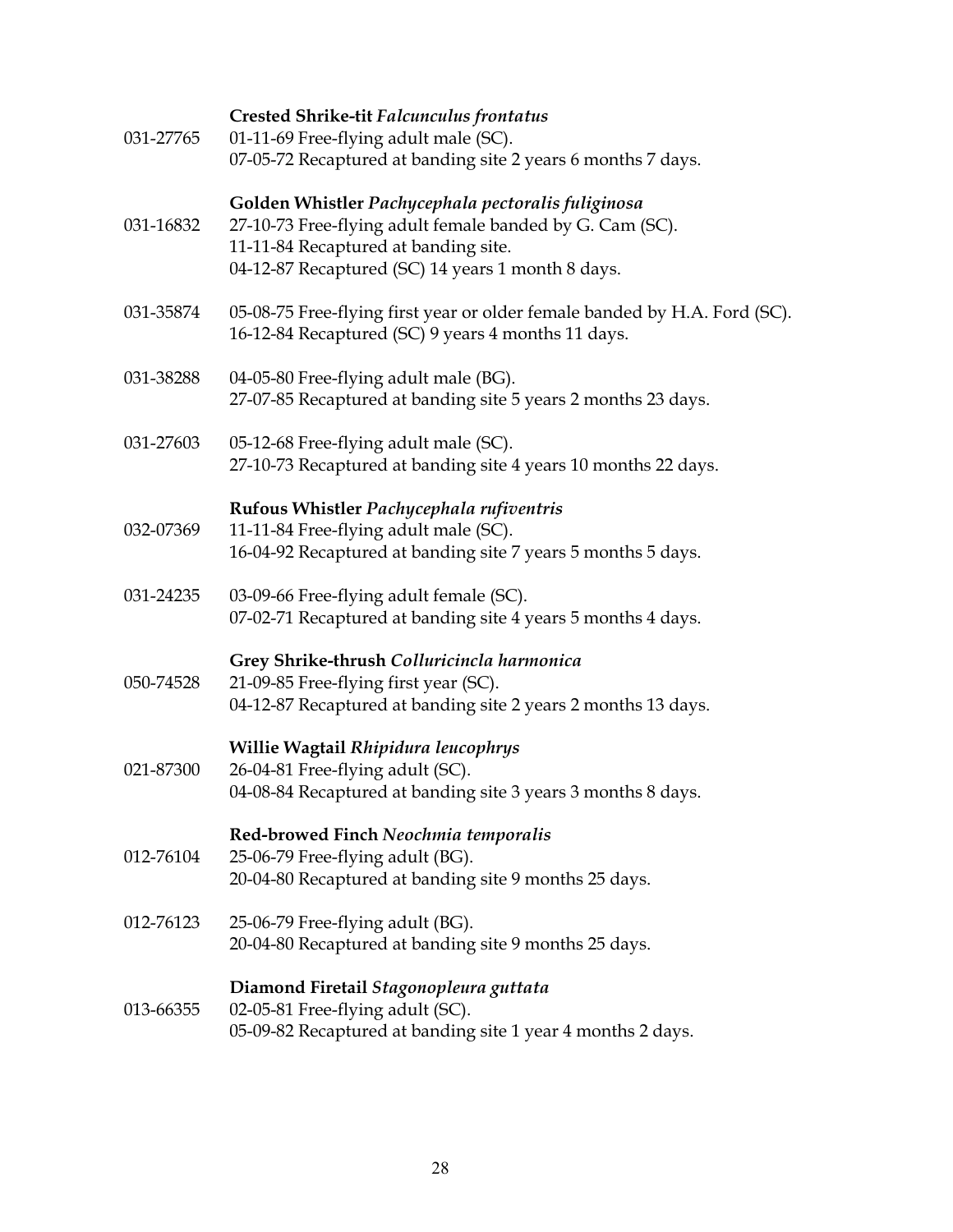**Crested Shrike-tit** ***Falcunculus frontatus***

031-27765 01-11-69 Free-flying adult male (SC).
07-05-72 Recaptured at banding site 2 years 6 months 7 days.

**Golden Whistler** ***Pachycephala pectoralis fuliginosa***

031-16832 27-10-73 Free-flying adult female banded by G. Cam (SC).
11-11-84 Recaptured at banding site.
04-12-87 Recaptured (SC) 14 years 1 month 8 days.

031-35874 05-08-75 Free-flying first year or older female banded by H.A. Ford (SC).
16-12-84 Recaptured (SC) 9 years 4 months 11 days.

031-38288 04-05-80 Free-flying adult male (BG).
27-07-85 Recaptured at banding site 5 years 2 months 23 days.

031-27603 05-12-68 Free-flying adult male (SC).
27-10-73 Recaptured at banding site 4 years 10 months 22 days.

**Rufous Whistler** ***Pachycephala rufiventris***

032-07369 11-11-84 Free-flying adult male (SC).
16-04-92 Recaptured at banding site 7 years 5 months 5 days.

031-24235 03-09-66 Free-flying adult female (SC).
07-02-71 Recaptured at banding site 4 years 5 months 4 days.

**Grey Shrike-thrush** ***Colluricincla harmonica***

050-74528 21-09-85 Free-flying first year (SC).
04-12-87 Recaptured at banding site 2 years 2 months 13 days.

**Willie Wagtail** ***Rhipidura leucophrys***

021-87300 26-04-81 Free-flying adult (SC).
04-08-84 Recaptured at banding site 3 years 3 months 8 days.

**Red-browed Finch** ***Neochmia temporalis***

012-76104 25-06-79 Free-flying adult (BG).
20-04-80 Recaptured at banding site 9 months 25 days.

012-76123 25-06-79 Free-flying adult (BG).
20-04-80 Recaptured at banding site 9 months 25 days.

**Diamond Firetail** ***Stagonopleura guttata***

013-66355 02-05-81 Free-flying adult (SC).
05-09-82 Recaptured at banding site 1 year 4 months 2 days.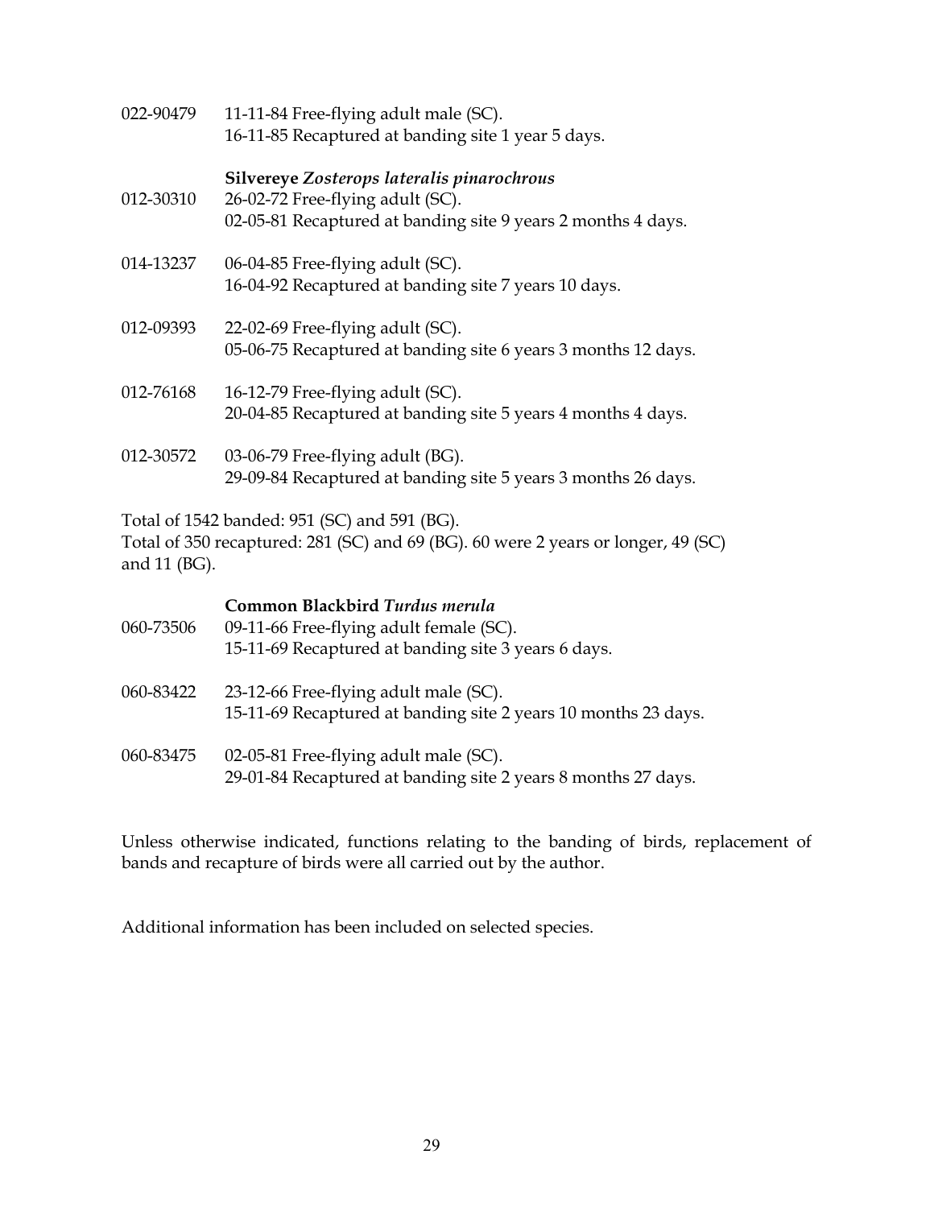022-90479 11-11-84 Free-flying adult male (SC).
16-11-85 Recaptured at banding site 1 year 5 days.

**Silvereye** ***Zosterops lateralis pinarochrous***

012-30310 26-02-72 Free-flying adult (SC).
02-05-81 Recaptured at banding site 9 years 2 months 4 days.

014-13237 06-04-85 Free-flying adult (SC).
16-04-92 Recaptured at banding site 7 years 10 days.

012-09393 22-02-69 Free-flying adult (SC).
05-06-75 Recaptured at banding site 6 years 3 months 12 days.

012-76168 16-12-79 Free-flying adult (SC).
20-04-85 Recaptured at banding site 5 years 4 months 4 days.

012-30572 03-06-79 Free-flying adult (BG).
29-09-84 Recaptured at banding site 5 years 3 months 26 days.

Total of 1542 banded: 951 (SC) and 591 (BG).
Total of 350 recaptured: 281 (SC) and 69 (BG). 60 were 2 years or longer, 49 (SC) and 11 (BG).

**Common Blackbird** ***Turdus merula***

060-73506 09-11-66 Free-flying adult female (SC).
15-11-69 Recaptured at banding site 3 years 6 days.

060-83422 23-12-66 Free-flying adult male (SC).
15-11-69 Recaptured at banding site 2 years 10 months 23 days.

060-83475 02-05-81 Free-flying adult male (SC).
29-01-84 Recaptured at banding site 2 years 8 months 27 days.

Unless otherwise indicated, functions relating to the banding of birds, replacement of bands and recapture of birds were all carried out by the author.

Additional information has been included on selected species.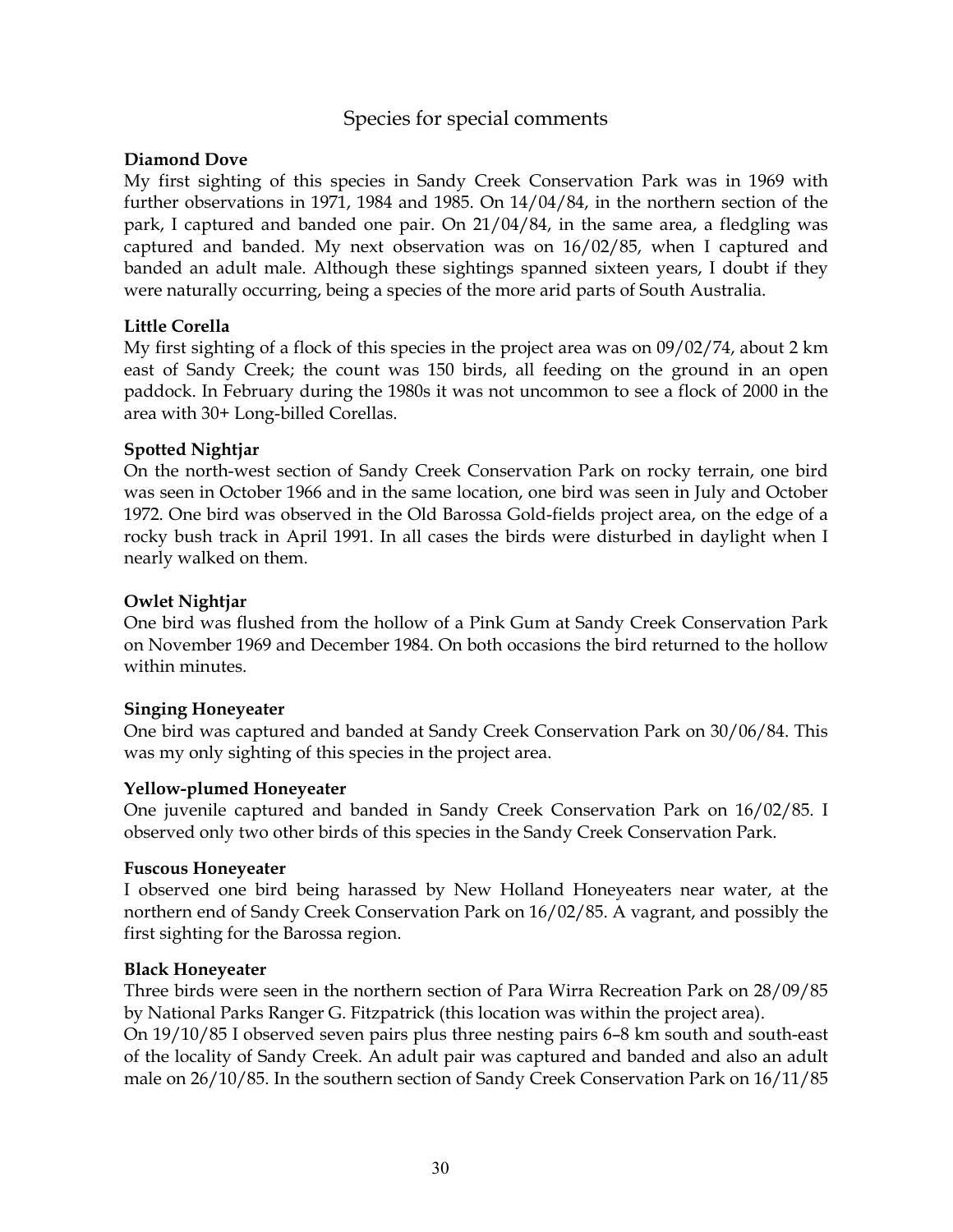## Species for special comments

**Diamond Dove**
My first sighting of this species in Sandy Creek Conservation Park was in 1969 with further observations in 1971, 1984 and 1985. On 14/04/84, in the northern section of the park, I captured and banded one pair. On 21/04/84, in the same area, a fledgling was captured and banded. My next observation was on 16/02/85, when I captured and banded an adult male. Although these sightings spanned sixteen years, I doubt if they were naturally occurring, being a species of the more arid parts of South Australia.

**Little Corella**
My first sighting of a flock of this species in the project area was on 09/02/74, about 2 km east of Sandy Creek; the count was 150 birds, all feeding on the ground in an open paddock. In February during the 1980s it was not uncommon to see a flock of 2000 in the area with 30+ Long-billed Corellas.

**Spotted Nightjar**
On the north-west section of Sandy Creek Conservation Park on rocky terrain, one bird was seen in October 1966 and in the same location, one bird was seen in July and October 1972. One bird was observed in the Old Barossa Gold-fields project area, on the edge of a rocky bush track in April 1991. In all cases the birds were disturbed in daylight when I nearly walked on them.

**Owlet Nightjar**
One bird was flushed from the hollow of a Pink Gum at Sandy Creek Conservation Park on November 1969 and December 1984. On both occasions the bird returned to the hollow within minutes.

**Singing Honeyeater**
One bird was captured and banded at Sandy Creek Conservation Park on 30/06/84. This was my only sighting of this species in the project area.

**Yellow-plumed Honeyeater**
One juvenile captured and banded in Sandy Creek Conservation Park on 16/02/85. I observed only two other birds of this species in the Sandy Creek Conservation Park.

**Fuscous Honeyeater**
I observed one bird being harassed by New Holland Honeyeaters near water, at the northern end of Sandy Creek Conservation Park on 16/02/85. A vagrant, and possibly the first sighting for the Barossa region.

**Black Honeyeater**
Three birds were seen in the northern section of Para Wirra Recreation Park on 28/09/85 by National Parks Ranger G. Fitzpatrick (this location was within the project area).
On 19/10/85 I observed seven pairs plus three nesting pairs 6–8 km south and south-east of the locality of Sandy Creek. An adult pair was captured and banded and also an adult male on 26/10/85. In the southern section of Sandy Creek Conservation Park on 16/11/85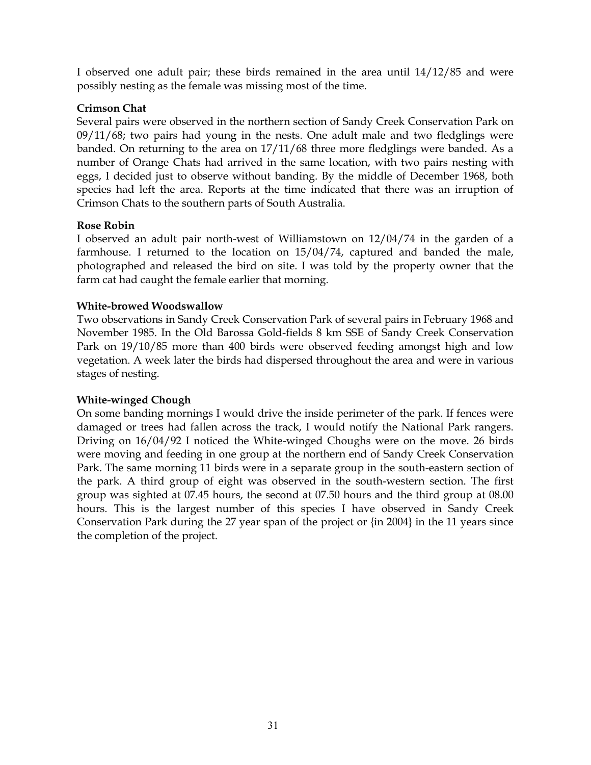I observed one adult pair; these birds remained in the area until 14/12/85 and were possibly nesting as the female was missing most of the time.

**Crimson Chat**
Several pairs were observed in the northern section of Sandy Creek Conservation Park on 09/11/68; two pairs had young in the nests. One adult male and two fledglings were banded. On returning to the area on 17/11/68 three more fledglings were banded. As a number of Orange Chats had arrived in the same location, with two pairs nesting with eggs, I decided just to observe without banding. By the middle of December 1968, both species had left the area. Reports at the time indicated that there was an irruption of Crimson Chats to the southern parts of South Australia.

**Rose Robin**
I observed an adult pair north-west of Williamstown on 12/04/74 in the garden of a farmhouse. I returned to the location on 15/04/74, captured and banded the male, photographed and released the bird on site. I was told by the property owner that the farm cat had caught the female earlier that morning.

**White-browed Woodswallow**
Two observations in Sandy Creek Conservation Park of several pairs in February 1968 and November 1985. In the Old Barossa Gold-fields 8 km SSE of Sandy Creek Conservation Park on 19/10/85 more than 400 birds were observed feeding amongst high and low vegetation. A week later the birds had dispersed throughout the area and were in various stages of nesting.

**White-winged Chough**
On some banding mornings I would drive the inside perimeter of the park. If fences were damaged or trees had fallen across the track, I would notify the National Park rangers. Driving on 16/04/92 I noticed the White-winged Choughs were on the move. 26 birds were moving and feeding in one group at the northern end of Sandy Creek Conservation Park. The same morning 11 birds were in a separate group in the south-eastern section of the park. A third group of eight was observed in the south-western section. The first group was sighted at 07.45 hours, the second at 07.50 hours and the third group at 08.00 hours. This is the largest number of this species I have observed in Sandy Creek Conservation Park during the 27 year span of the project or {in 2004} in the 11 years since the completion of the project.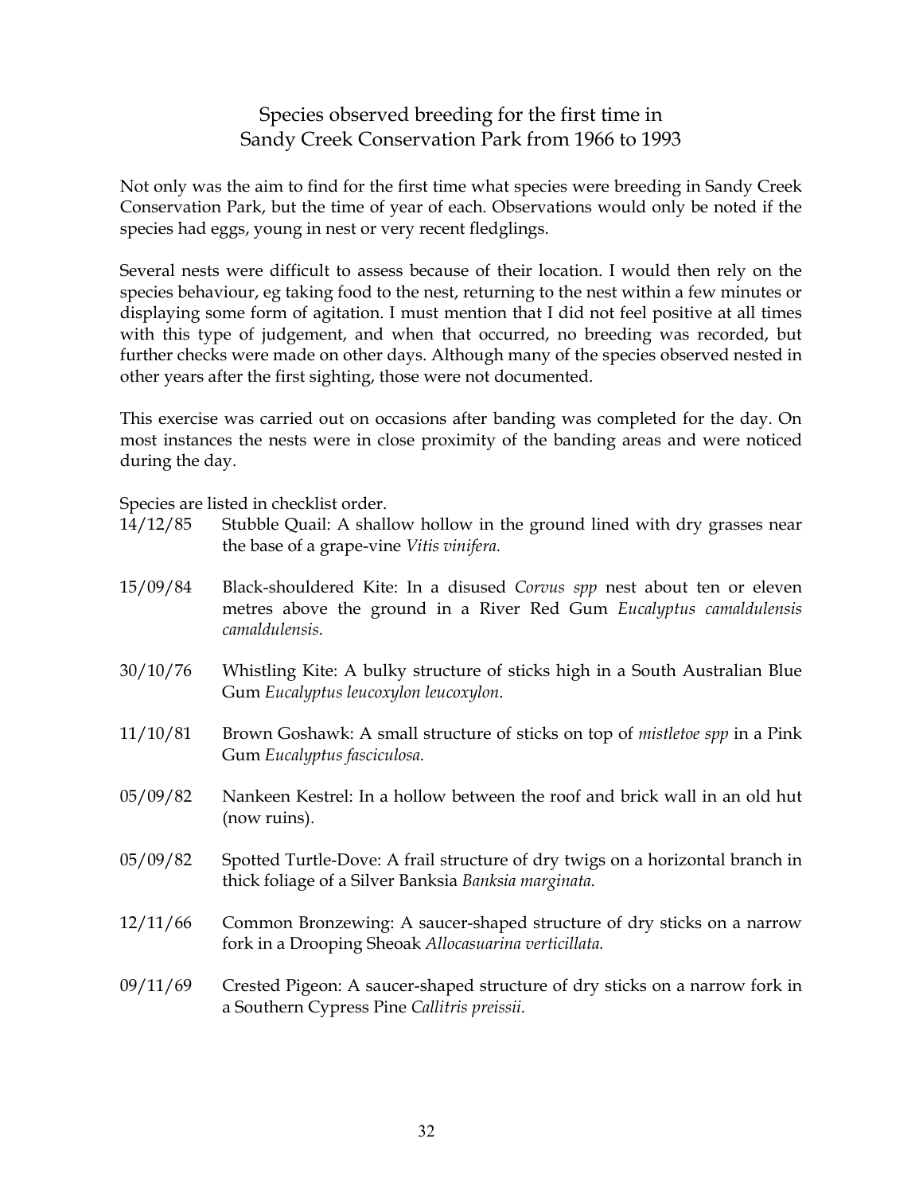## Species observed breeding for the first time in Sandy Creek Conservation Park from 1966 to 1993

Not only was the aim to find for the first time what species were breeding in Sandy Creek Conservation Park, but the time of year of each. Observations would only be noted if the species had eggs, young in nest or very recent fledglings.

Several nests were difficult to assess because of their location. I would then rely on the species behaviour, eg taking food to the nest, returning to the nest within a few minutes or displaying some form of agitation. I must mention that I did not feel positive at all times with this type of judgement, and when that occurred, no breeding was recorded, but further checks were made on other days. Although many of the species observed nested in other years after the first sighting, those were not documented.

This exercise was carried out on occasions after banding was completed for the day. On most instances the nests were in close proximity of the banding areas and were noticed during the day.

Species are listed in checklist order.

14/12/85 Stubble Quail: A shallow hollow in the ground lined with dry grasses near the base of a grape-vine *Vitis vinifera.*

15/09/84 Black-shouldered Kite: In a disused *Corvus spp* nest about ten or eleven metres above the ground in a River Red Gum *Eucalyptus camaldulensis camaldulensis.*

30/10/76 Whistling Kite: A bulky structure of sticks high in a South Australian Blue Gum *Eucalyptus leucoxylon leucoxylon.*

11/10/81 Brown Goshawk: A small structure of sticks on top of *mistletoe spp* in a Pink Gum *Eucalyptus fasciculosa.*

05/09/82 Nankeen Kestrel: In a hollow between the roof and brick wall in an old hut (now ruins).

05/09/82 Spotted Turtle-Dove: A frail structure of dry twigs on a horizontal branch in thick foliage of a Silver Banksia *Banksia marginata.*

12/11/66 Common Bronzewing: A saucer-shaped structure of dry sticks on a narrow fork in a Drooping Sheoak *Allocasuarina verticillata.*

09/11/69 Crested Pigeon: A saucer-shaped structure of dry sticks on a narrow fork in a Southern Cypress Pine *Callitris preissii.*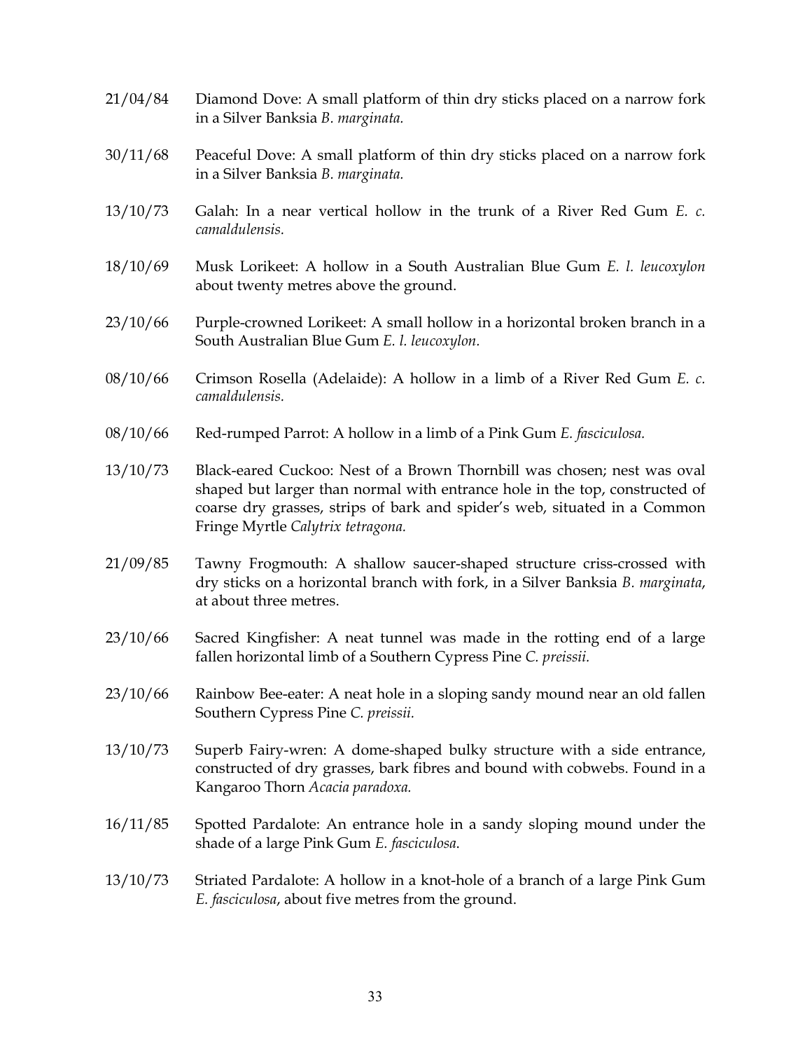21/04/84 Diamond Dove: A small platform of thin dry sticks placed on a narrow fork in a Silver Banksia *B. marginata.*

30/11/68 Peaceful Dove: A small platform of thin dry sticks placed on a narrow fork in a Silver Banksia *B. marginata.*

13/10/73 Galah: In a near vertical hollow in the trunk of a River Red Gum *E. c. camaldulensis.*

18/10/69 Musk Lorikeet: A hollow in a South Australian Blue Gum *E. l. leucoxylon* about twenty metres above the ground.

23/10/66 Purple-crowned Lorikeet: A small hollow in a horizontal broken branch in a South Australian Blue Gum *E. l. leucoxylon.*

08/10/66 Crimson Rosella (Adelaide): A hollow in a limb of a River Red Gum *E. c. camaldulensis.*

08/10/66 Red-rumped Parrot: A hollow in a limb of a Pink Gum *E. fasciculosa.*

13/10/73 Black-eared Cuckoo: Nest of a Brown Thornbill was chosen; nest was oval shaped but larger than normal with entrance hole in the top, constructed of coarse dry grasses, strips of bark and spider's web, situated in a Common Fringe Myrtle *Calytrix tetragona.*

21/09/85 Tawny Frogmouth: A shallow saucer-shaped structure criss-crossed with dry sticks on a horizontal branch with fork, in a Silver Banksia *B. marginata*, at about three metres.

23/10/66 Sacred Kingfisher: A neat tunnel was made in the rotting end of a large fallen horizontal limb of a Southern Cypress Pine *C. preissii.*

23/10/66 Rainbow Bee-eater: A neat hole in a sloping sandy mound near an old fallen Southern Cypress Pine *C. preissii.*

13/10/73 Superb Fairy-wren: A dome-shaped bulky structure with a side entrance, constructed of dry grasses, bark fibres and bound with cobwebs. Found in a Kangaroo Thorn *Acacia paradoxa.*

16/11/85 Spotted Pardalote: An entrance hole in a sandy sloping mound under the shade of a large Pink Gum *E. fasciculosa*.

13/10/73 Striated Pardalote: A hollow in a knot-hole of a branch of a large Pink Gum *E. fasciculosa*, about five metres from the ground.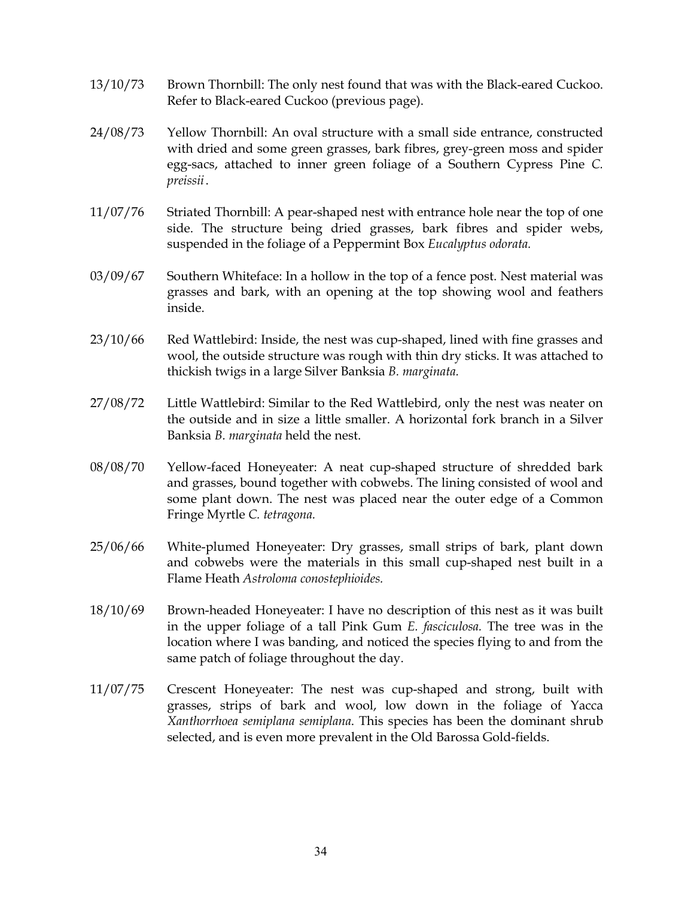13/10/73 Brown Thornbill: The only nest found that was with the Black-eared Cuckoo. Refer to Black-eared Cuckoo (previous page).

24/08/73 Yellow Thornbill: An oval structure with a small side entrance, constructed with dried and some green grasses, bark fibres, grey-green moss and spider egg-sacs, attached to inner green foliage of a Southern Cypress Pine *C. preissii*.

11/07/76 Striated Thornbill: A pear-shaped nest with entrance hole near the top of one side. The structure being dried grasses, bark fibres and spider webs, suspended in the foliage of a Peppermint Box *Eucalyptus odorata.*

03/09/67 Southern Whiteface: In a hollow in the top of a fence post. Nest material was grasses and bark, with an opening at the top showing wool and feathers inside.

23/10/66 Red Wattlebird: Inside, the nest was cup-shaped, lined with fine grasses and wool, the outside structure was rough with thin dry sticks. It was attached to thickish twigs in a large Silver Banksia *B. marginata.*

27/08/72 Little Wattlebird: Similar to the Red Wattlebird, only the nest was neater on the outside and in size a little smaller. A horizontal fork branch in a Silver Banksia *B. marginata* held the nest.

08/08/70 Yellow-faced Honeyeater: A neat cup-shaped structure of shredded bark and grasses, bound together with cobwebs. The lining consisted of wool and some plant down. The nest was placed near the outer edge of a Common Fringe Myrtle *C. tetragona.*

25/06/66 White-plumed Honeyeater: Dry grasses, small strips of bark, plant down and cobwebs were the materials in this small cup-shaped nest built in a Flame Heath *Astroloma conostephioides.*

18/10/69 Brown-headed Honeyeater: I have no description of this nest as it was built in the upper foliage of a tall Pink Gum *E. fasciculosa.* The tree was in the location where I was banding, and noticed the species flying to and from the same patch of foliage throughout the day.

11/07/75 Crescent Honeyeater: The nest was cup-shaped and strong, built with grasses, strips of bark and wool, low down in the foliage of Yacca *Xanthorrhoea semiplana semiplana*. This species has been the dominant shrub selected, and is even more prevalent in the Old Barossa Gold-fields.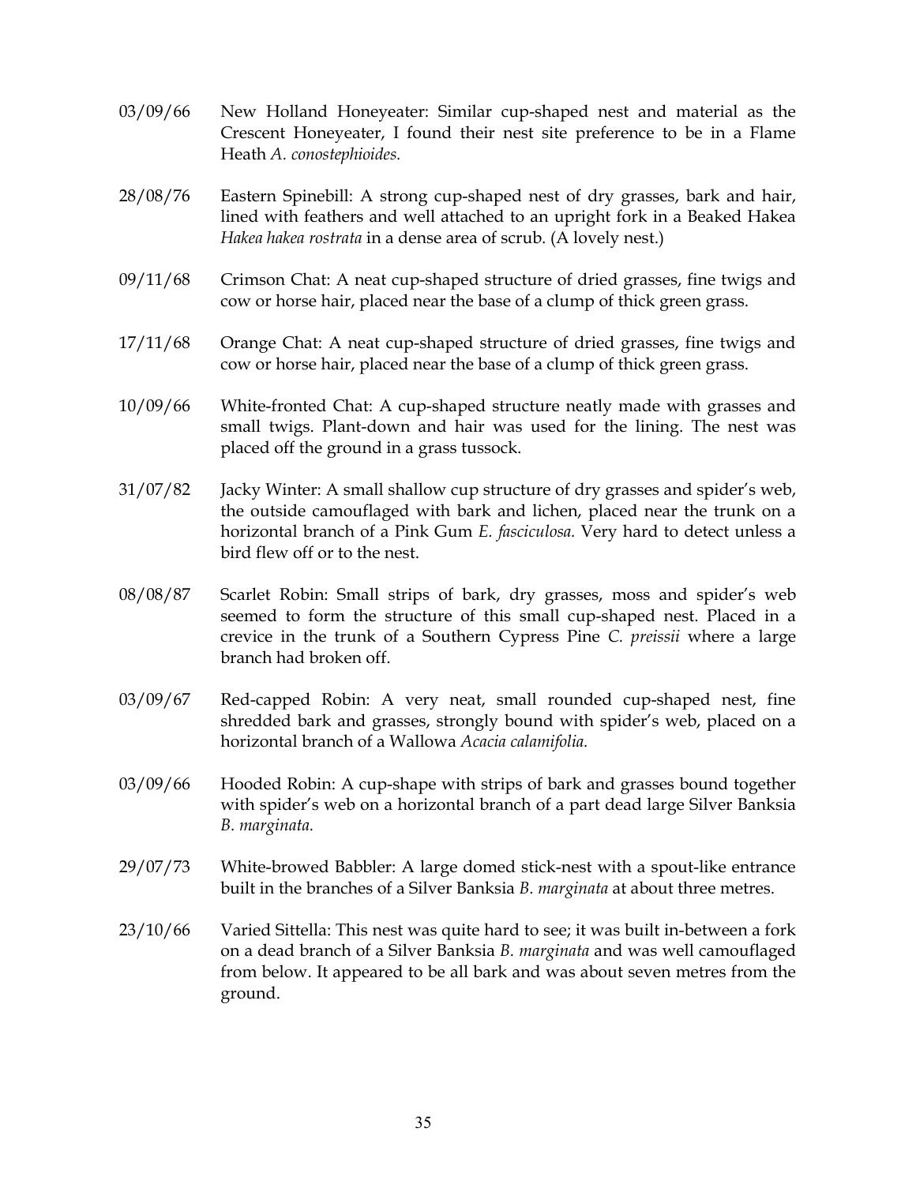03/09/66 New Holland Honeyeater: Similar cup-shaped nest and material as the Crescent Honeyeater, I found their nest site preference to be in a Flame Heath *A. conostephioides.*

28/08/76 Eastern Spinebill: A strong cup-shaped nest of dry grasses, bark and hair, lined with feathers and well attached to an upright fork in a Beaked Hakea *Hakea hakea rostrata* in a dense area of scrub. (A lovely nest.)

09/11/68 Crimson Chat: A neat cup-shaped structure of dried grasses, fine twigs and cow or horse hair, placed near the base of a clump of thick green grass.

17/11/68 Orange Chat: A neat cup-shaped structure of dried grasses, fine twigs and cow or horse hair, placed near the base of a clump of thick green grass.

10/09/66 White-fronted Chat: A cup-shaped structure neatly made with grasses and small twigs. Plant-down and hair was used for the lining. The nest was placed off the ground in a grass tussock.

31/07/82 Jacky Winter: A small shallow cup structure of dry grasses and spider's web, the outside camouflaged with bark and lichen, placed near the trunk on a horizontal branch of a Pink Gum *E. fasciculosa.* Very hard to detect unless a bird flew off or to the nest.

08/08/87 Scarlet Robin: Small strips of bark, dry grasses, moss and spider's web seemed to form the structure of this small cup-shaped nest. Placed in a crevice in the trunk of a Southern Cypress Pine *C. preissii* where a large branch had broken off.

03/09/67 Red-capped Robin: A very neat, small rounded cup-shaped nest, fine shredded bark and grasses, strongly bound with spider's web, placed on a horizontal branch of a Wallowa *Acacia calamifolia.*

03/09/66 Hooded Robin: A cup-shape with strips of bark and grasses bound together with spider's web on a horizontal branch of a part dead large Silver Banksia *B. marginata.*

29/07/73 White-browed Babbler: A large domed stick-nest with a spout-like entrance built in the branches of a Silver Banksia *B. marginata* at about three metres.

23/10/66 Varied Sittella: This nest was quite hard to see; it was built in-between a fork on a dead branch of a Silver Banksia *B. marginata* and was well camouflaged from below. It appeared to be all bark and was about seven metres from the ground.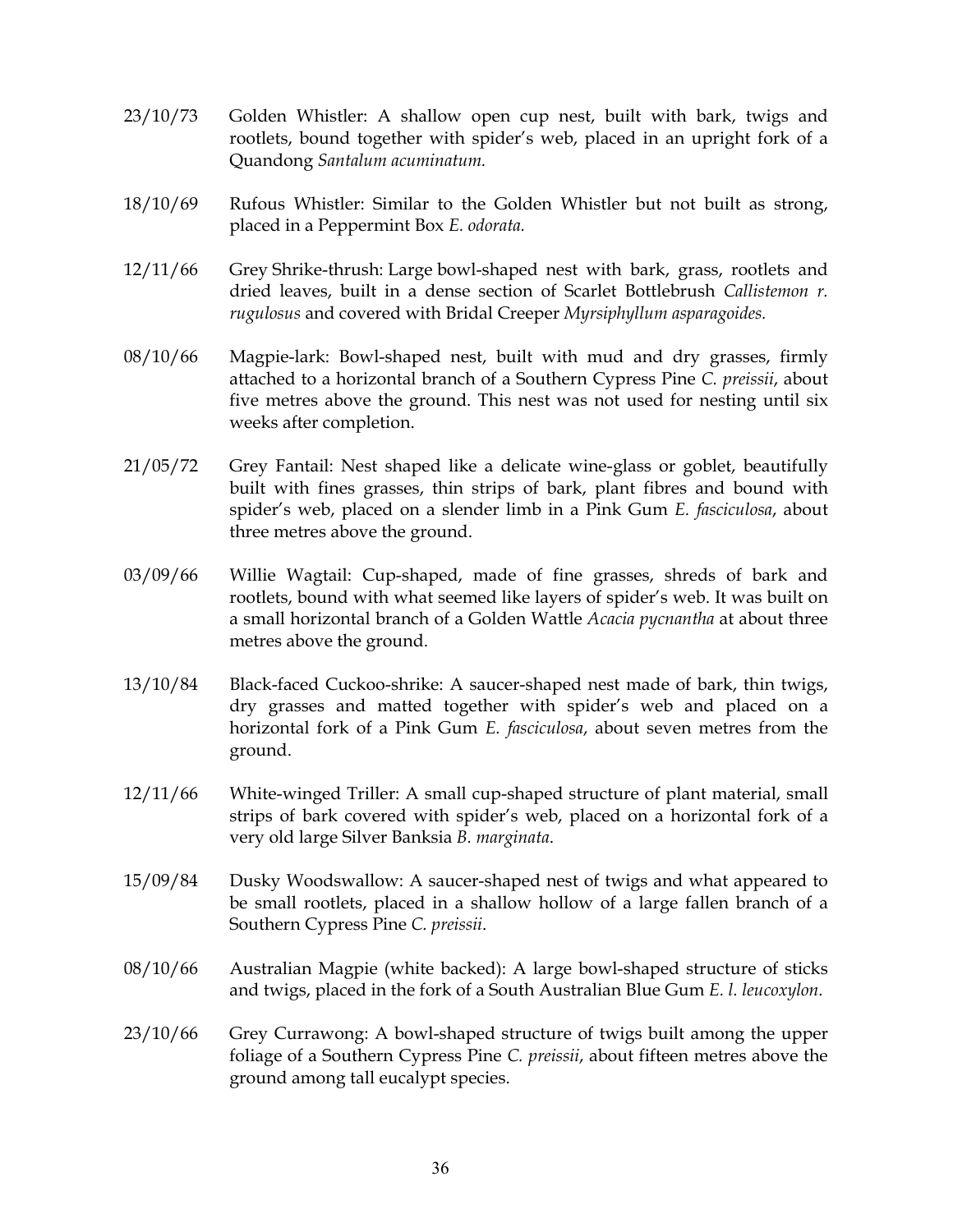23/10/73 Golden Whistler: A shallow open cup nest, built with bark, twigs and rootlets, bound together with spider's web, placed in an upright fork of a Quandong *Santalum acuminatum.*

18/10/69 Rufous Whistler: Similar to the Golden Whistler but not built as strong, placed in a Peppermint Box *E. odorata.*

12/11/66 Grey Shrike-thrush: Large bowl-shaped nest with bark, grass, rootlets and dried leaves, built in a dense section of Scarlet Bottlebrush *Callistemon r. rugulosus* and covered with Bridal Creeper *Myrsiphyllum asparagoides.*

08/10/66 Magpie-lark: Bowl-shaped nest, built with mud and dry grasses, firmly attached to a horizontal branch of a Southern Cypress Pine *C. preissii*, about five metres above the ground. This nest was not used for nesting until six weeks after completion.

21/05/72 Grey Fantail: Nest shaped like a delicate wine-glass or goblet, beautifully built with fines grasses, thin strips of bark, plant fibres and bound with spider's web, placed on a slender limb in a Pink Gum *E. fasciculosa*, about three metres above the ground.

03/09/66 Willie Wagtail: Cup-shaped, made of fine grasses, shreds of bark and rootlets, bound with what seemed like layers of spider's web. It was built on a small horizontal branch of a Golden Wattle *Acacia pycnantha* at about three metres above the ground.

13/10/84 Black-faced Cuckoo-shrike: A saucer-shaped nest made of bark, thin twigs, dry grasses and matted together with spider's web and placed on a horizontal fork of a Pink Gum *E. fasciculosa*, about seven metres from the ground.

12/11/66 White-winged Triller: A small cup-shaped structure of plant material, small strips of bark covered with spider's web, placed on a horizontal fork of a very old large Silver Banksia *B. marginata*.

15/09/84 Dusky Woodswallow: A saucer-shaped nest of twigs and what appeared to be small rootlets, placed in a shallow hollow of a large fallen branch of a Southern Cypress Pine *C. preissii*.

08/10/66 Australian Magpie (white backed): A large bowl-shaped structure of sticks and twigs, placed in the fork of a South Australian Blue Gum *E. l. leucoxylon.*

23/10/66 Grey Currawong: A bowl-shaped structure of twigs built among the upper foliage of a Southern Cypress Pine *C. preissii*, about fifteen metres above the ground among tall eucalypt species.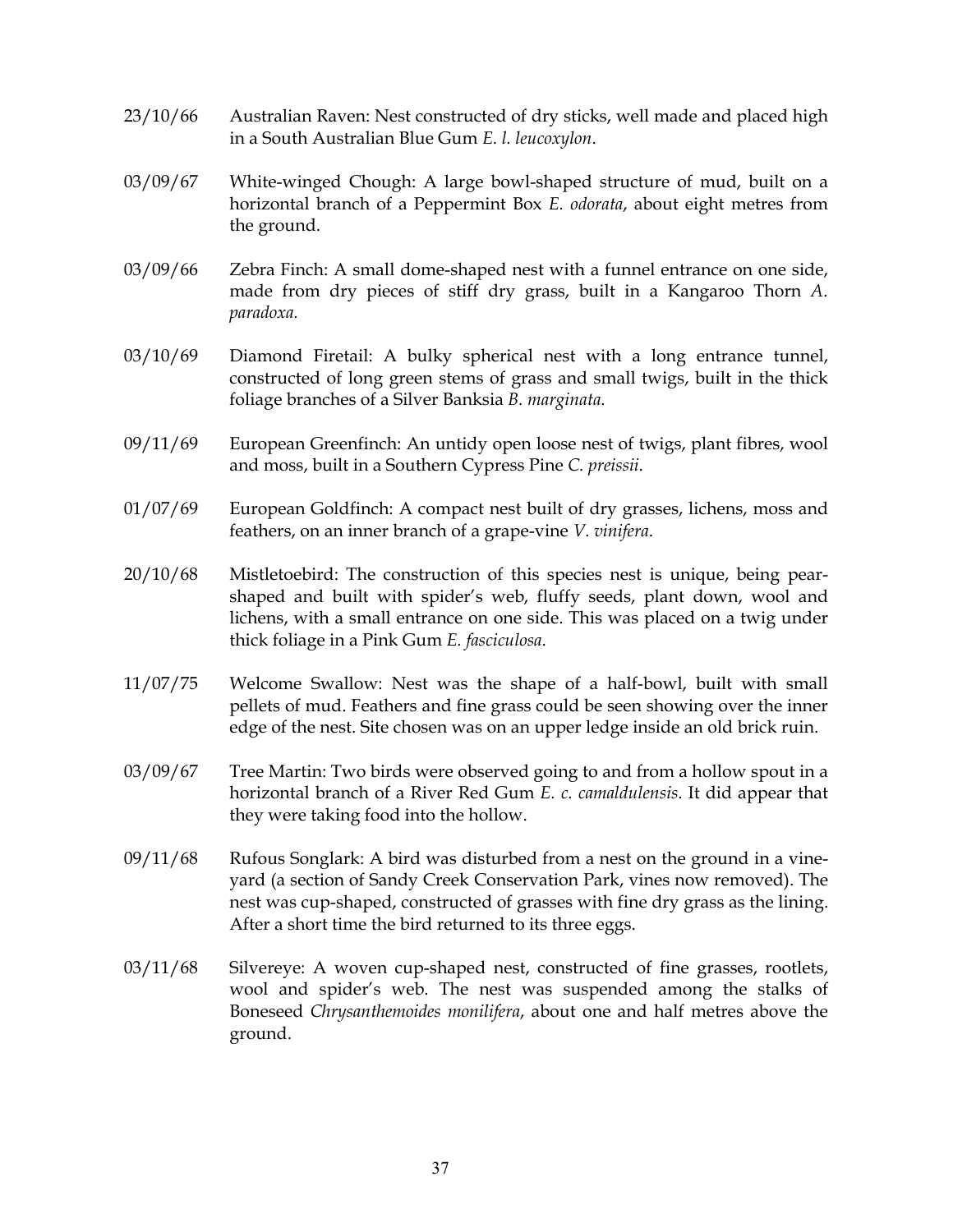23/10/66 Australian Raven: Nest constructed of dry sticks, well made and placed high in a South Australian Blue Gum *E. l. leucoxylon*.

03/09/67 White-winged Chough: A large bowl-shaped structure of mud, built on a horizontal branch of a Peppermint Box *E. odorata*, about eight metres from the ground.

03/09/66 Zebra Finch: A small dome-shaped nest with a funnel entrance on one side, made from dry pieces of stiff dry grass, built in a Kangaroo Thorn *A. paradoxa.*

03/10/69 Diamond Firetail: A bulky spherical nest with a long entrance tunnel, constructed of long green stems of grass and small twigs, built in the thick foliage branches of a Silver Banksia *B. marginata*.

09/11/69 European Greenfinch: An untidy open loose nest of twigs, plant fibres, wool and moss, built in a Southern Cypress Pine *C. preissii*.

01/07/69 European Goldfinch: A compact nest built of dry grasses, lichens, moss and feathers, on an inner branch of a grape-vine *V. vinifera*.

20/10/68 Mistletoebird: The construction of this species nest is unique, being pear-shaped and built with spider's web, fluffy seeds, plant down, wool and lichens, with a small entrance on one side. This was placed on a twig under thick foliage in a Pink Gum *E. fasciculosa*.

11/07/75 Welcome Swallow: Nest was the shape of a half-bowl, built with small pellets of mud. Feathers and fine grass could be seen showing over the inner edge of the nest. Site chosen was on an upper ledge inside an old brick ruin.

03/09/67 Tree Martin: Two birds were observed going to and from a hollow spout in a horizontal branch of a River Red Gum *E. c. camaldulensis*. It did appear that they were taking food into the hollow.

09/11/68 Rufous Songlark: A bird was disturbed from a nest on the ground in a vine-yard (a section of Sandy Creek Conservation Park, vines now removed). The nest was cup-shaped, constructed of grasses with fine dry grass as the lining. After a short time the bird returned to its three eggs.

03/11/68 Silvereye: A woven cup-shaped nest, constructed of fine grasses, rootlets, wool and spider's web. The nest was suspended among the stalks of Boneseed *Chrysanthemoides monilifera*, about one and half metres above the ground.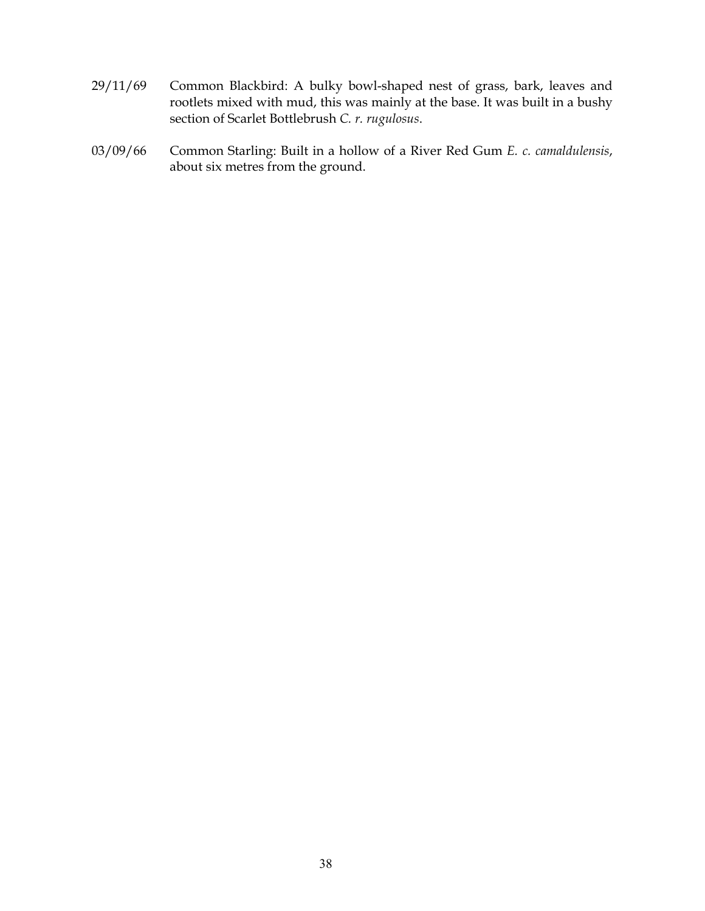29/11/69 Common Blackbird: A bulky bowl-shaped nest of grass, bark, leaves and rootlets mixed with mud, this was mainly at the base. It was built in a bushy section of Scarlet Bottlebrush *C. r. rugulosus*.

03/09/66 Common Starling: Built in a hollow of a River Red Gum *E. c. camaldulensis*, about six metres from the ground.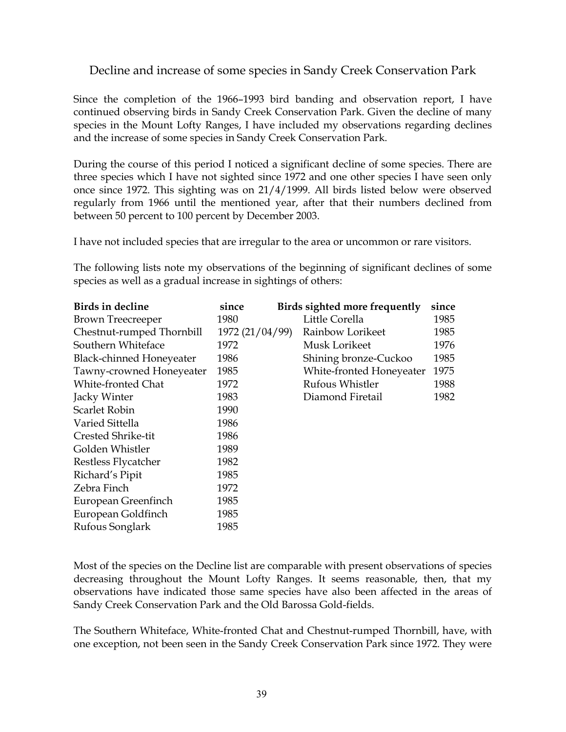## Decline and increase of some species in Sandy Creek Conservation Park

Since the completion of the 1966–1993 bird banding and observation report, I have continued observing birds in Sandy Creek Conservation Park. Given the decline of many species in the Mount Lofty Ranges, I have included my observations regarding declines and the increase of some species in Sandy Creek Conservation Park.

During the course of this period I noticed a significant decline of some species. There are three species which I have not sighted since 1972 and one other species I have seen only once since 1972. This sighting was on 21/4/1999. All birds listed below were observed regularly from 1966 until the mentioned year, after that their numbers declined from between 50 percent to 100 percent by December 2003.

I have not included species that are irregular to the area or uncommon or rare visitors.

The following lists note my observations of the beginning of significant declines of some species as well as a gradual increase in sightings of others:

| **Birds in decline** | **since** | **Birds sighted more frequently** | **since** |
|---|---|---|---|
| Brown Treecreeper | 1980 | Little Corella | 1985 |
| Chestnut-rumped Thornbill | 1972 (21/04/99) | Rainbow Lorikeet | 1985 |
| Southern Whiteface | 1972 | Musk Lorikeet | 1976 |
| Black-chinned Honeyeater | 1986 | Shining bronze-Cuckoo | 1985 |
| Tawny-crowned Honeyeater | 1985 | White-fronted Honeyeater | 1975 |
| White-fronted Chat | 1972 | Rufous Whistler | 1988 |
| Jacky Winter | 1983 | Diamond Firetail | 1982 |
| Scarlet Robin | 1990 | | |
| Varied Sittella | 1986 | | |
| Crested Shrike-tit | 1986 | | |
| Golden Whistler | 1989 | | |
| Restless Flycatcher | 1982 | | |
| Richard's Pipit | 1985 | | |
| Zebra Finch | 1972 | | |
| European Greenfinch | 1985 | | |
| European Goldfinch | 1985 | | |
| Rufous Songlark | 1985 | | |

Most of the species on the Decline list are comparable with present observations of species decreasing throughout the Mount Lofty Ranges. It seems reasonable, then, that my observations have indicated those same species have also been affected in the areas of Sandy Creek Conservation Park and the Old Barossa Gold-fields.

The Southern Whiteface, White-fronted Chat and Chestnut-rumped Thornbill, have, with one exception, not been seen in the Sandy Creek Conservation Park since 1972. They were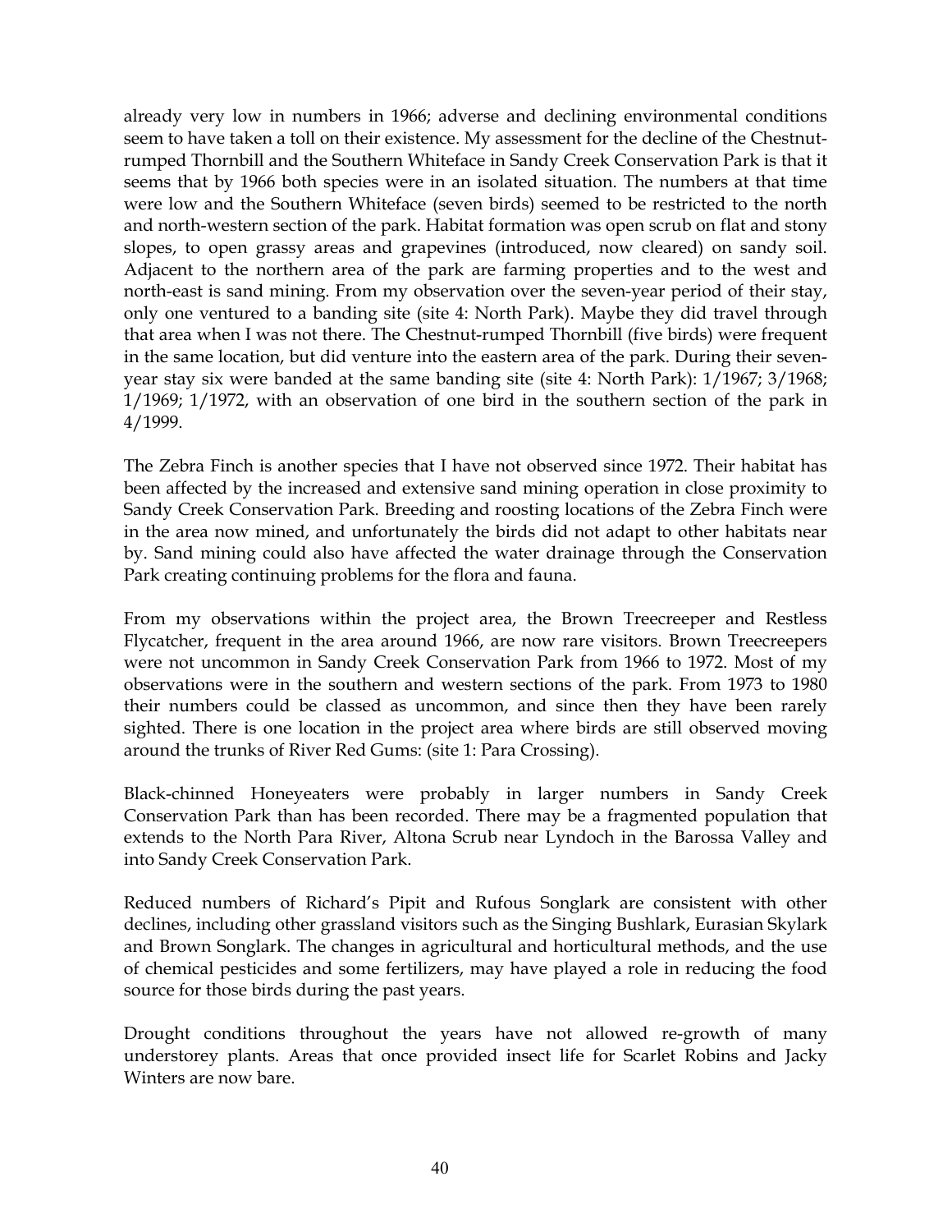already very low in numbers in 1966; adverse and declining environmental conditions seem to have taken a toll on their existence. My assessment for the decline of the Chestnut-rumped Thornbill and the Southern Whiteface in Sandy Creek Conservation Park is that it seems that by 1966 both species were in an isolated situation. The numbers at that time were low and the Southern Whiteface (seven birds) seemed to be restricted to the north and north-western section of the park. Habitat formation was open scrub on flat and stony slopes, to open grassy areas and grapevines (introduced, now cleared) on sandy soil. Adjacent to the northern area of the park are farming properties and to the west and north-east is sand mining. From my observation over the seven-year period of their stay, only one ventured to a banding site (site 4: North Park). Maybe they did travel through that area when I was not there. The Chestnut-rumped Thornbill (five birds) were frequent in the same location, but did venture into the eastern area of the park. During their seven-year stay six were banded at the same banding site (site 4: North Park): 1/1967; 3/1968; 1/1969; 1/1972, with an observation of one bird in the southern section of the park in 4/1999.

The Zebra Finch is another species that I have not observed since 1972. Their habitat has been affected by the increased and extensive sand mining operation in close proximity to Sandy Creek Conservation Park. Breeding and roosting locations of the Zebra Finch were in the area now mined, and unfortunately the birds did not adapt to other habitats near by. Sand mining could also have affected the water drainage through the Conservation Park creating continuing problems for the flora and fauna.

From my observations within the project area, the Brown Treecreeper and Restless Flycatcher, frequent in the area around 1966, are now rare visitors. Brown Treecreepers were not uncommon in Sandy Creek Conservation Park from 1966 to 1972. Most of my observations were in the southern and western sections of the park. From 1973 to 1980 their numbers could be classed as uncommon, and since then they have been rarely sighted. There is one location in the project area where birds are still observed moving around the trunks of River Red Gums: (site 1: Para Crossing).

Black-chinned Honeyeaters were probably in larger numbers in Sandy Creek Conservation Park than has been recorded. There may be a fragmented population that extends to the North Para River, Altona Scrub near Lyndoch in the Barossa Valley and into Sandy Creek Conservation Park.

Reduced numbers of Richard's Pipit and Rufous Songlark are consistent with other declines, including other grassland visitors such as the Singing Bushlark, Eurasian Skylark and Brown Songlark. The changes in agricultural and horticultural methods, and the use of chemical pesticides and some fertilizers, may have played a role in reducing the food source for those birds during the past years.

Drought conditions throughout the years have not allowed re-growth of many understorey plants. Areas that once provided insect life for Scarlet Robins and Jacky Winters are now bare.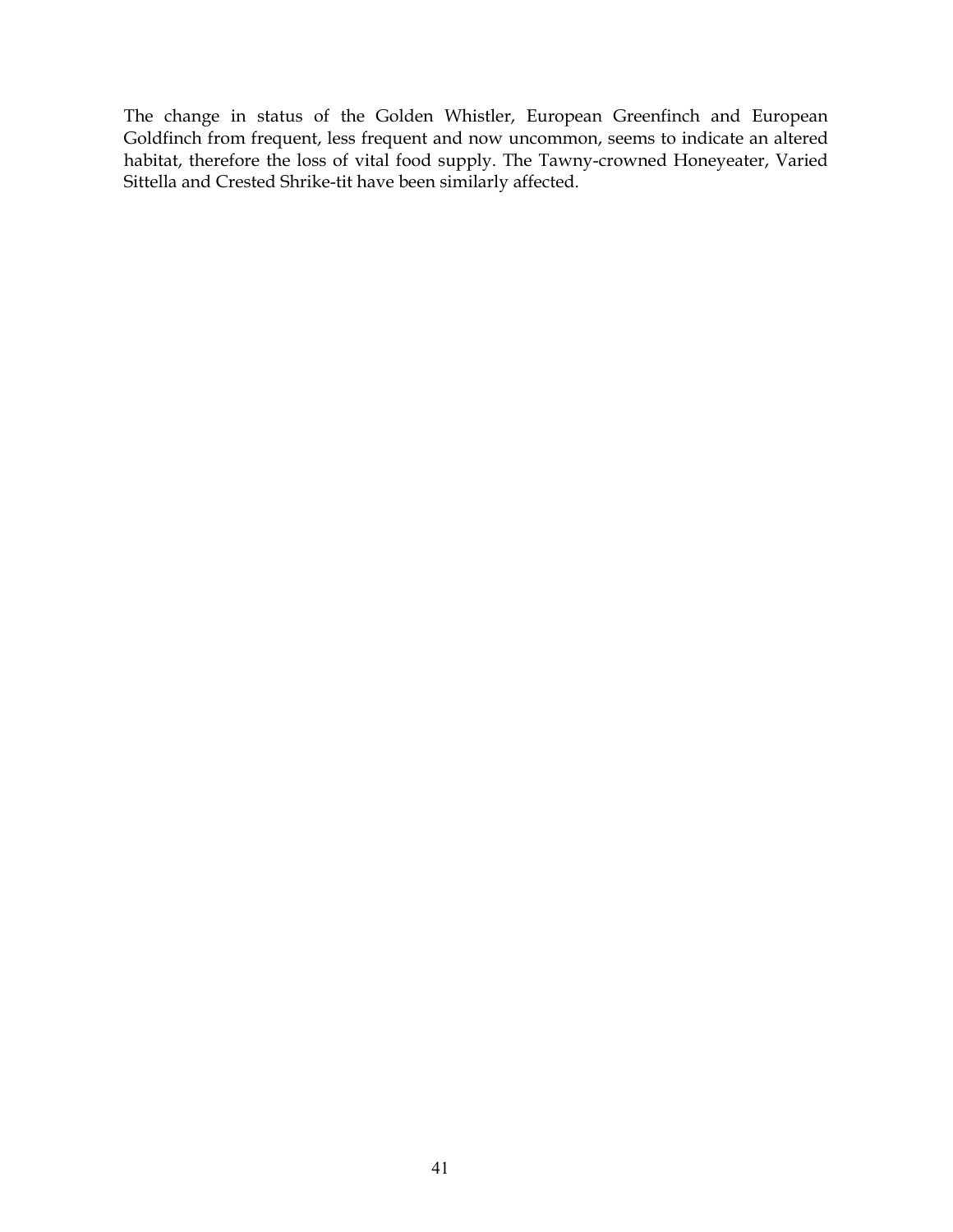The change in status of the Golden Whistler, European Greenfinch and European Goldfinch from frequent, less frequent and now uncommon, seems to indicate an altered habitat, therefore the loss of vital food supply. The Tawny-crowned Honeyeater, Varied Sittella and Crested Shrike-tit have been similarly affected.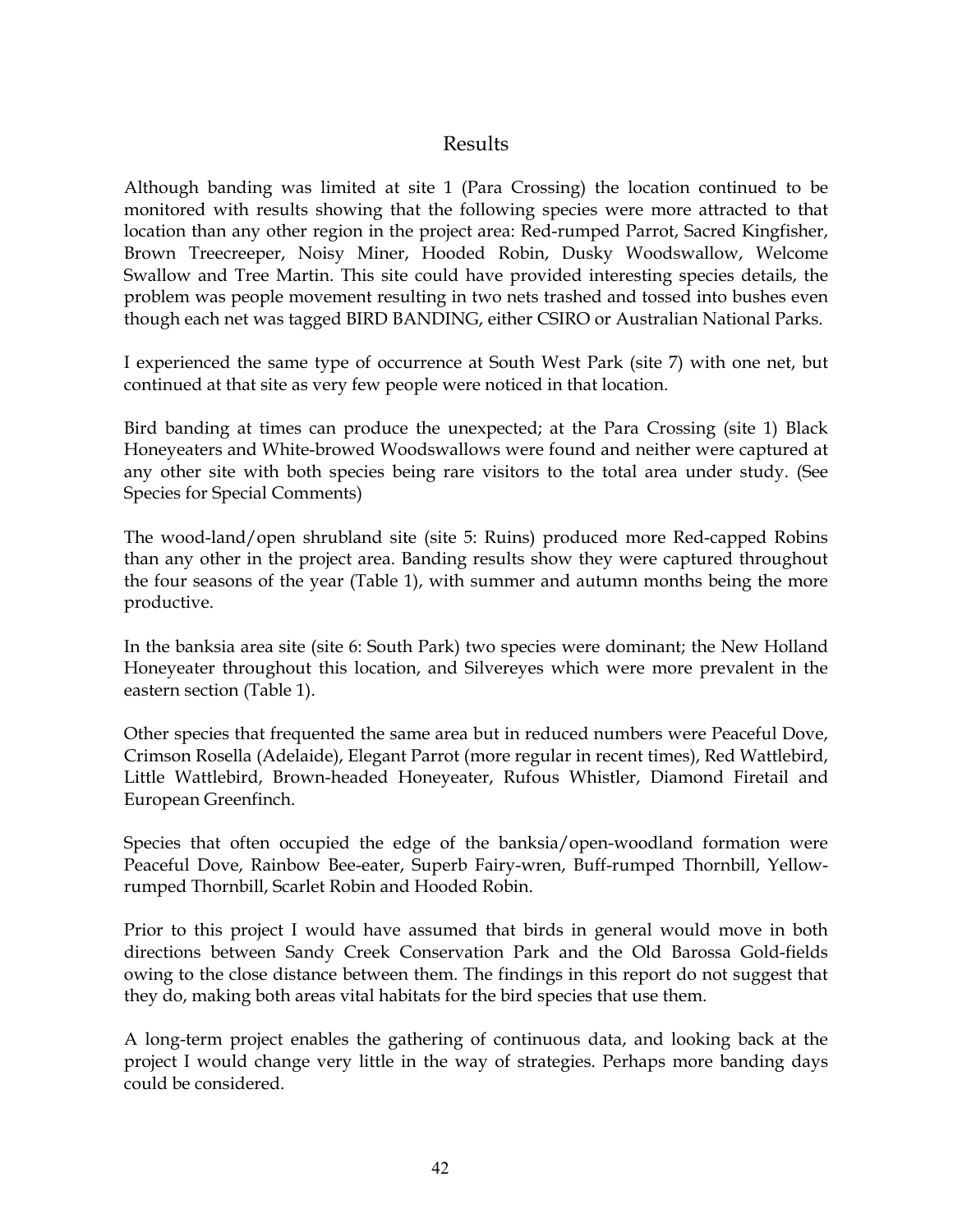# Results

Although banding was limited at site 1 (Para Crossing) the location continued to be monitored with results showing that the following species were more attracted to that location than any other region in the project area: Red-rumped Parrot, Sacred Kingfisher, Brown Treecreeper, Noisy Miner, Hooded Robin, Dusky Woodswallow, Welcome Swallow and Tree Martin. This site could have provided interesting species details, the problem was people movement resulting in two nets trashed and tossed into bushes even though each net was tagged BIRD BANDING, either CSIRO or Australian National Parks.

I experienced the same type of occurrence at South West Park (site 7) with one net, but continued at that site as very few people were noticed in that location.

Bird banding at times can produce the unexpected; at the Para Crossing (site 1) Black Honeyeaters and White-browed Woodswallows were found and neither were captured at any other site with both species being rare visitors to the total area under study. (See Species for Special Comments)

The wood-land/open shrubland site (site 5: Ruins) produced more Red-capped Robins than any other in the project area. Banding results show they were captured throughout the four seasons of the year (Table 1), with summer and autumn months being the more productive.

In the banksia area site (site 6: South Park) two species were dominant; the New Holland Honeyeater throughout this location, and Silvereyes which were more prevalent in the eastern section (Table 1).

Other species that frequented the same area but in reduced numbers were Peaceful Dove, Crimson Rosella (Adelaide), Elegant Parrot (more regular in recent times), Red Wattlebird, Little Wattlebird, Brown-headed Honeyeater, Rufous Whistler, Diamond Firetail and European Greenfinch.

Species that often occupied the edge of the banksia/open-woodland formation were Peaceful Dove, Rainbow Bee-eater, Superb Fairy-wren, Buff-rumped Thornbill, Yellow-rumped Thornbill, Scarlet Robin and Hooded Robin.

Prior to this project I would have assumed that birds in general would move in both directions between Sandy Creek Conservation Park and the Old Barossa Gold-fields owing to the close distance between them. The findings in this report do not suggest that they do, making both areas vital habitats for the bird species that use them.

A long-term project enables the gathering of continuous data, and looking back at the project I would change very little in the way of strategies. Perhaps more banding days could be considered.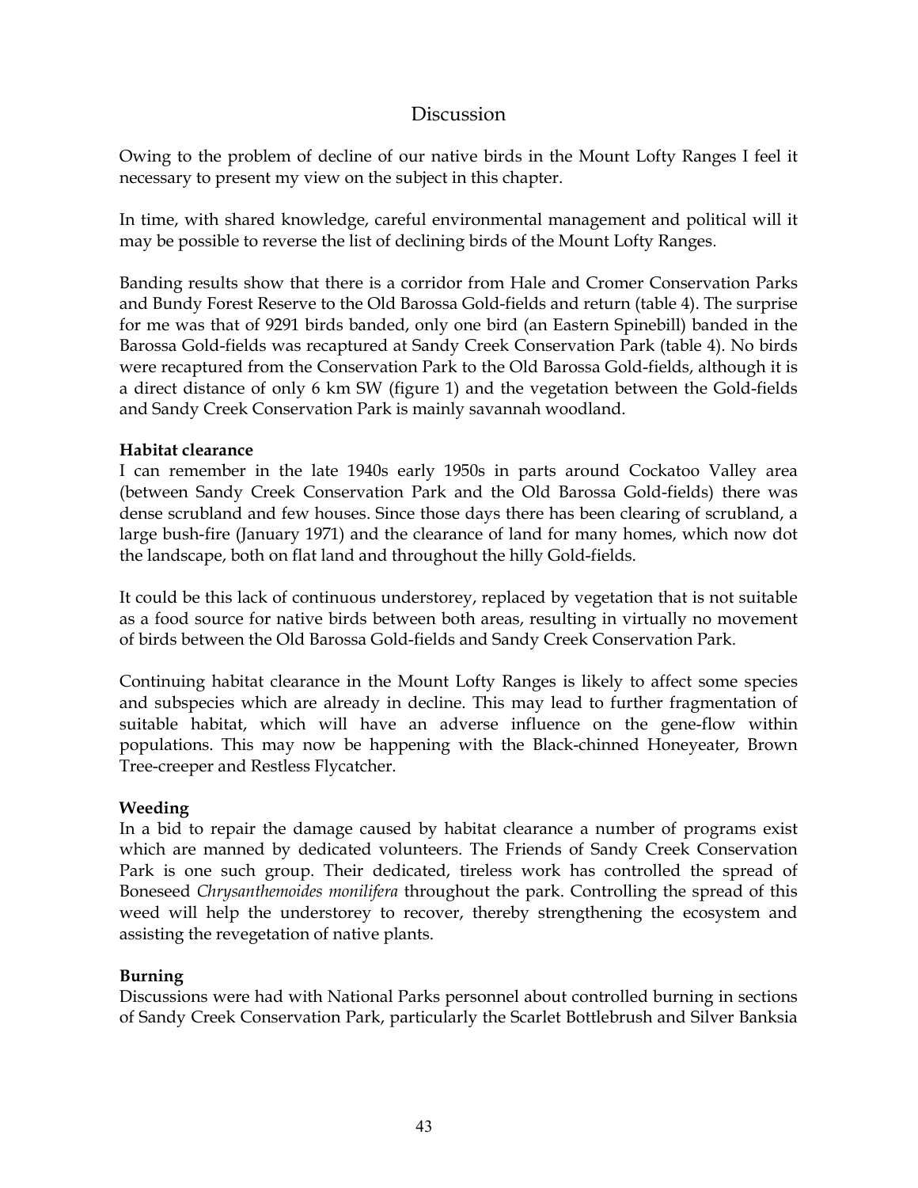## Discussion

Owing to the problem of decline of our native birds in the Mount Lofty Ranges I feel it necessary to present my view on the subject in this chapter.

In time, with shared knowledge, careful environmental management and political will it may be possible to reverse the list of declining birds of the Mount Lofty Ranges.

Banding results show that there is a corridor from Hale and Cromer Conservation Parks and Bundy Forest Reserve to the Old Barossa Gold-fields and return (table 4). The surprise for me was that of 9291 birds banded, only one bird (an Eastern Spinebill) banded in the Barossa Gold-fields was recaptured at Sandy Creek Conservation Park (table 4). No birds were recaptured from the Conservation Park to the Old Barossa Gold-fields, although it is a direct distance of only 6 km SW (figure 1) and the vegetation between the Gold-fields and Sandy Creek Conservation Park is mainly savannah woodland.

**Habitat clearance**

I can remember in the late 1940s early 1950s in parts around Cockatoo Valley area (between Sandy Creek Conservation Park and the Old Barossa Gold-fields) there was dense scrubland and few houses. Since those days there has been clearing of scrubland, a large bush-fire (January 1971) and the clearance of land for many homes, which now dot the landscape, both on flat land and throughout the hilly Gold-fields.

It could be this lack of continuous understorey, replaced by vegetation that is not suitable as a food source for native birds between both areas, resulting in virtually no movement of birds between the Old Barossa Gold-fields and Sandy Creek Conservation Park.

Continuing habitat clearance in the Mount Lofty Ranges is likely to affect some species and subspecies which are already in decline. This may lead to further fragmentation of suitable habitat, which will have an adverse influence on the gene-flow within populations. This may now be happening with the Black-chinned Honeyeater, Brown Tree-creeper and Restless Flycatcher.

**Weeding**

In a bid to repair the damage caused by habitat clearance a number of programs exist which are manned by dedicated volunteers. The Friends of Sandy Creek Conservation Park is one such group. Their dedicated, tireless work has controlled the spread of Boneseed *Chrysanthemoides monilifera* throughout the park. Controlling the spread of this weed will help the understorey to recover, thereby strengthening the ecosystem and assisting the revegetation of native plants.

**Burning**

Discussions were had with National Parks personnel about controlled burning in sections of Sandy Creek Conservation Park, particularly the Scarlet Bottlebrush and Silver Banksia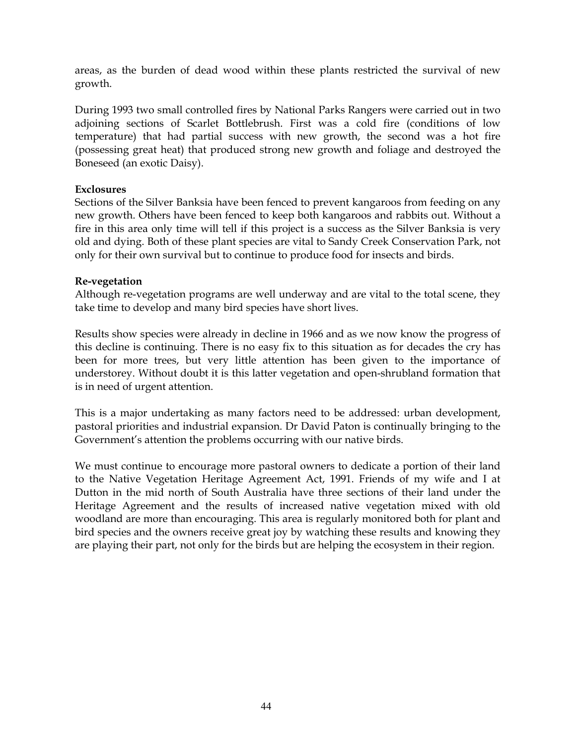areas, as the burden of dead wood within these plants restricted the survival of new growth.

During 1993 two small controlled fires by National Parks Rangers were carried out in two adjoining sections of Scarlet Bottlebrush. First was a cold fire (conditions of low temperature) that had partial success with new growth, the second was a hot fire (possessing great heat) that produced strong new growth and foliage and destroyed the Boneseed (an exotic Daisy).

**Exclosures**
Sections of the Silver Banksia have been fenced to prevent kangaroos from feeding on any new growth. Others have been fenced to keep both kangaroos and rabbits out. Without a fire in this area only time will tell if this project is a success as the Silver Banksia is very old and dying. Both of these plant species are vital to Sandy Creek Conservation Park, not only for their own survival but to continue to produce food for insects and birds.

**Re-vegetation**
Although re-vegetation programs are well underway and are vital to the total scene, they take time to develop and many bird species have short lives.

Results show species were already in decline in 1966 and as we now know the progress of this decline is continuing. There is no easy fix to this situation as for decades the cry has been for more trees, but very little attention has been given to the importance of understorey. Without doubt it is this latter vegetation and open-shrubland formation that is in need of urgent attention.

This is a major undertaking as many factors need to be addressed: urban development, pastoral priorities and industrial expansion. Dr David Paton is continually bringing to the Government's attention the problems occurring with our native birds.

We must continue to encourage more pastoral owners to dedicate a portion of their land to the Native Vegetation Heritage Agreement Act, 1991. Friends of my wife and I at Dutton in the mid north of South Australia have three sections of their land under the Heritage Agreement and the results of increased native vegetation mixed with old woodland are more than encouraging. This area is regularly monitored both for plant and bird species and the owners receive great joy by watching these results and knowing they are playing their part, not only for the birds but are helping the ecosystem in their region.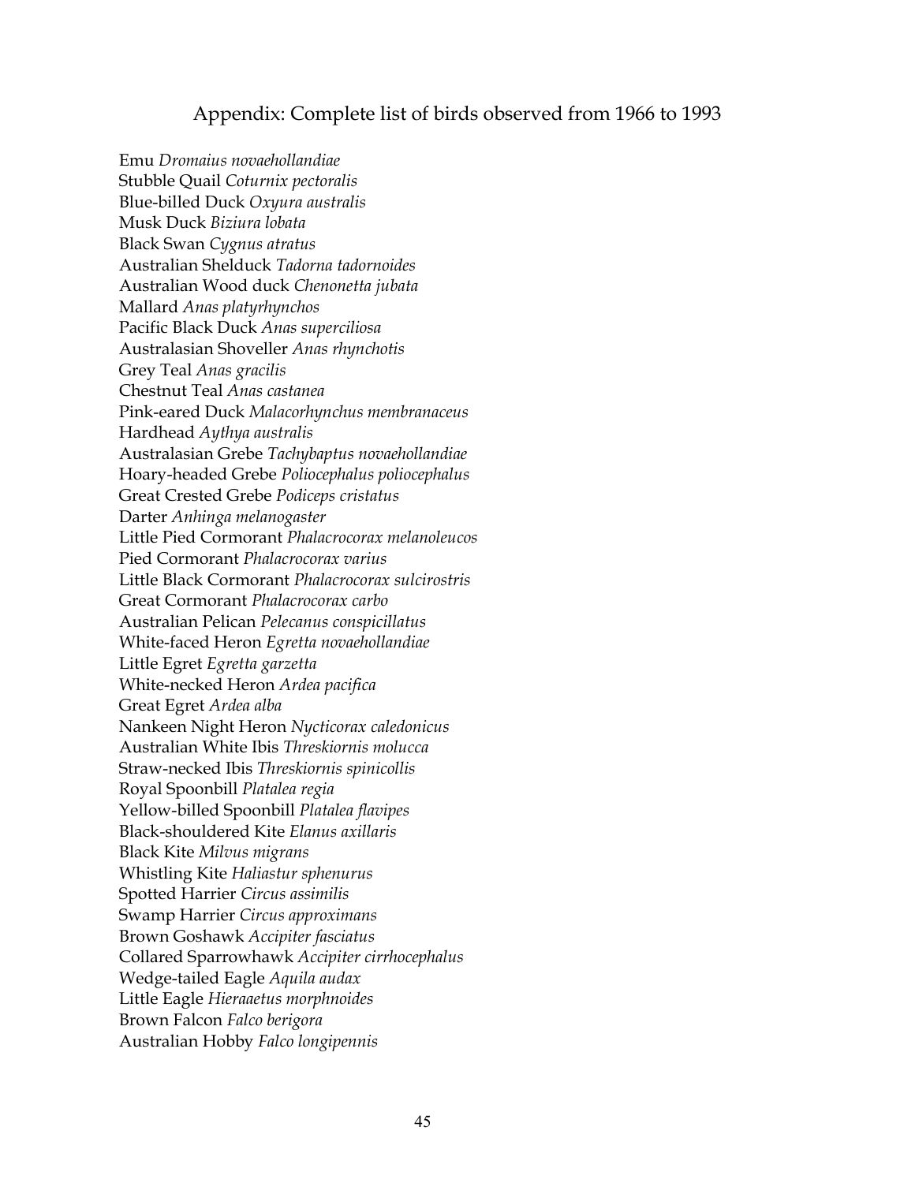## Appendix: Complete list of birds observed from 1966 to 1993

Emu *Dromaius novaehollandiae*
Stubble Quail *Coturnix pectoralis*
Blue-billed Duck *Oxyura australis*
Musk Duck *Biziura lobata*
Black Swan *Cygnus atratus*
Australian Shelduck *Tadorna tadornoides*
Australian Wood duck *Chenonetta jubata*
Mallard *Anas platyrhynchos*
Pacific Black Duck *Anas superciliosa*
Australasian Shoveller *Anas rhynchotis*
Grey Teal *Anas gracilis*
Chestnut Teal *Anas castanea*
Pink-eared Duck *Malacorhynchus membranaceus*
Hardhead *Aythya australis*
Australasian Grebe *Tachybaptus novaehollandiae*
Hoary-headed Grebe *Poliocephalus poliocephalus*
Great Crested Grebe *Podiceps cristatus*
Darter *Anhinga melanogaster*
Little Pied Cormorant *Phalacrocorax melanoleucos*
Pied Cormorant *Phalacrocorax varius*
Little Black Cormorant *Phalacrocorax sulcirostris*
Great Cormorant *Phalacrocorax carbo*
Australian Pelican *Pelecanus conspicillatus*
White-faced Heron *Egretta novaehollandiae*
Little Egret *Egretta garzetta*
White-necked Heron *Ardea pacifica*
Great Egret *Ardea alba*
Nankeen Night Heron *Nycticorax caledonicus*
Australian White Ibis *Threskiornis molucca*
Straw-necked Ibis *Threskiornis spinicollis*
Royal Spoonbill *Platalea regia*
Yellow-billed Spoonbill *Platalea flavipes*
Black-shouldered Kite *Elanus axillaris*
Black Kite *Milvus migrans*
Whistling Kite *Haliastur sphenurus*
Spotted Harrier *Circus assimilis*
Swamp Harrier *Circus approximans*
Brown Goshawk *Accipiter fasciatus*
Collared Sparrowhawk *Accipiter cirrhocephalus*
Wedge-tailed Eagle *Aquila audax*
Little Eagle *Hieraaetus morphnoides*
Brown Falcon *Falco berigora*
Australian Hobby *Falco longipennis*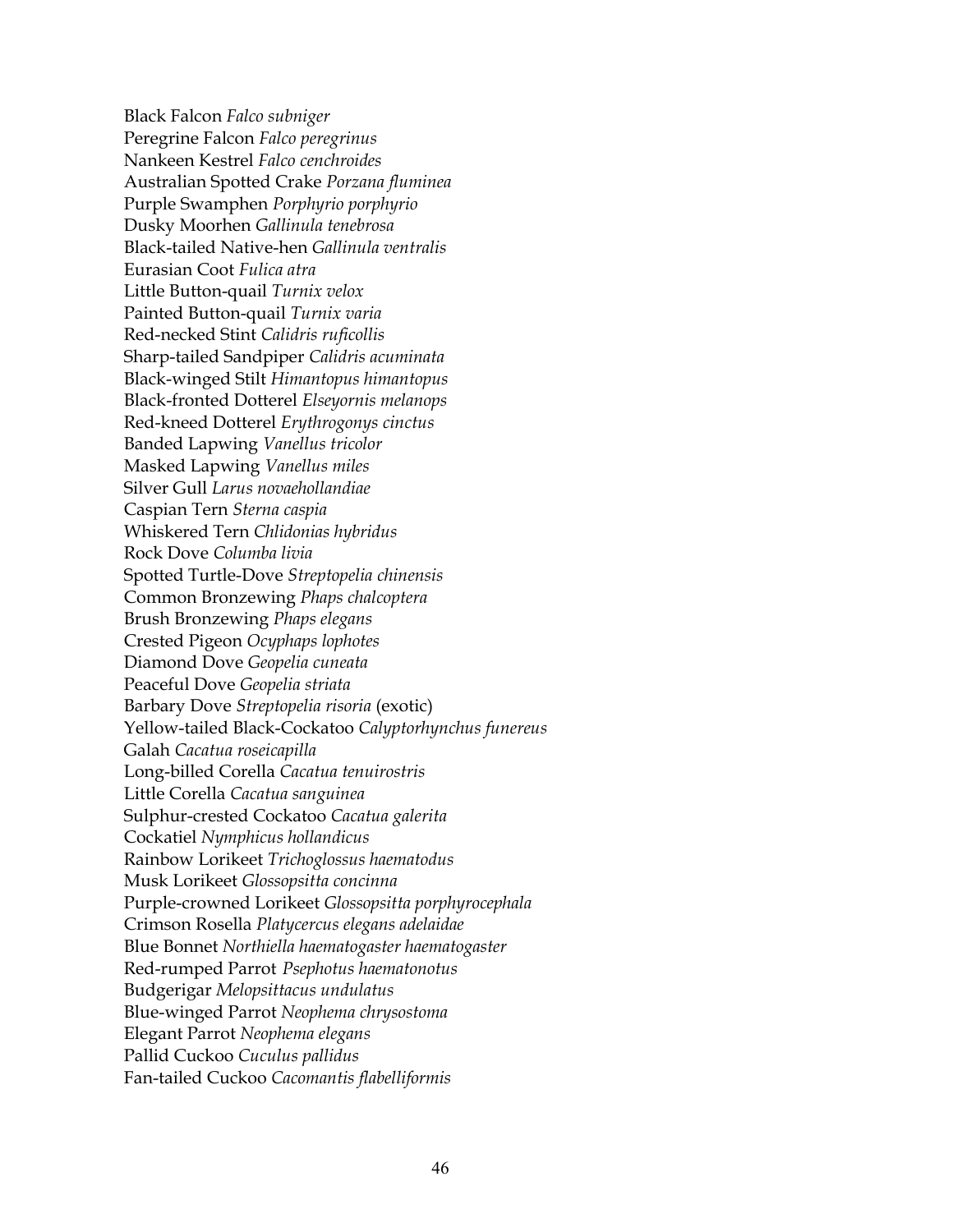Black Falcon *Falco subniger*  
Peregrine Falcon *Falco peregrinus*  
Nankeen Kestrel *Falco cenchroides*  
Australian Spotted Crake *Porzana fluminea*  
Purple Swamphen *Porphyrio porphyrio*  
Dusky Moorhen *Gallinula tenebrosa*  
Black-tailed Native-hen *Gallinula ventralis*  
Eurasian Coot *Fulica atra*  
Little Button-quail *Turnix velox*  
Painted Button-quail *Turnix varia*  
Red-necked Stint *Calidris ruficollis*  
Sharp-tailed Sandpiper *Calidris acuminata*  
Black-winged Stilt *Himantopus himantopus*  
Black-fronted Dotterel *Elseyornis melanops*  
Red-kneed Dotterel *Erythrogonys cinctus*  
Banded Lapwing *Vanellus tricolor*  
Masked Lapwing *Vanellus miles*  
Silver Gull *Larus novaehollandiae*  
Caspian Tern *Sterna caspia*  
Whiskered Tern *Chlidonias hybridus*  
Rock Dove *Columba livia*  
Spotted Turtle-Dove *Streptopelia chinensis*  
Common Bronzewing *Phaps chalcoptera*  
Brush Bronzewing *Phaps elegans*  
Crested Pigeon *Ocyphaps lophotes*  
Diamond Dove *Geopelia cuneata*  
Peaceful Dove *Geopelia striata*  
Barbary Dove *Streptopelia risoria* (exotic)  
Yellow-tailed Black-Cockatoo *Calyptorhynchus funereus*  
Galah *Cacatua roseicapilla*  
Long-billed Corella *Cacatua tenuirostris*  
Little Corella *Cacatua sanguinea*  
Sulphur-crested Cockatoo *Cacatua galerita*  
Cockatiel *Nymphicus hollandicus*  
Rainbow Lorikeet *Trichoglossus haematodus*  
Musk Lorikeet *Glossopsitta concinna*  
Purple-crowned Lorikeet *Glossopsitta porphyrocephala*  
Crimson Rosella *Platycercus elegans adelaidae*  
Blue Bonnet *Northiella haematogaster haematogaster*  
Red-rumped Parrot *Psephotus haematonotus*  
Budgerigar *Melopsittacus undulatus*  
Blue-winged Parrot *Neophema chrysostoma*  
Elegant Parrot *Neophema elegans*  
Pallid Cuckoo *Cuculus pallidus*  
Fan-tailed Cuckoo *Cacomantis flabelliformis*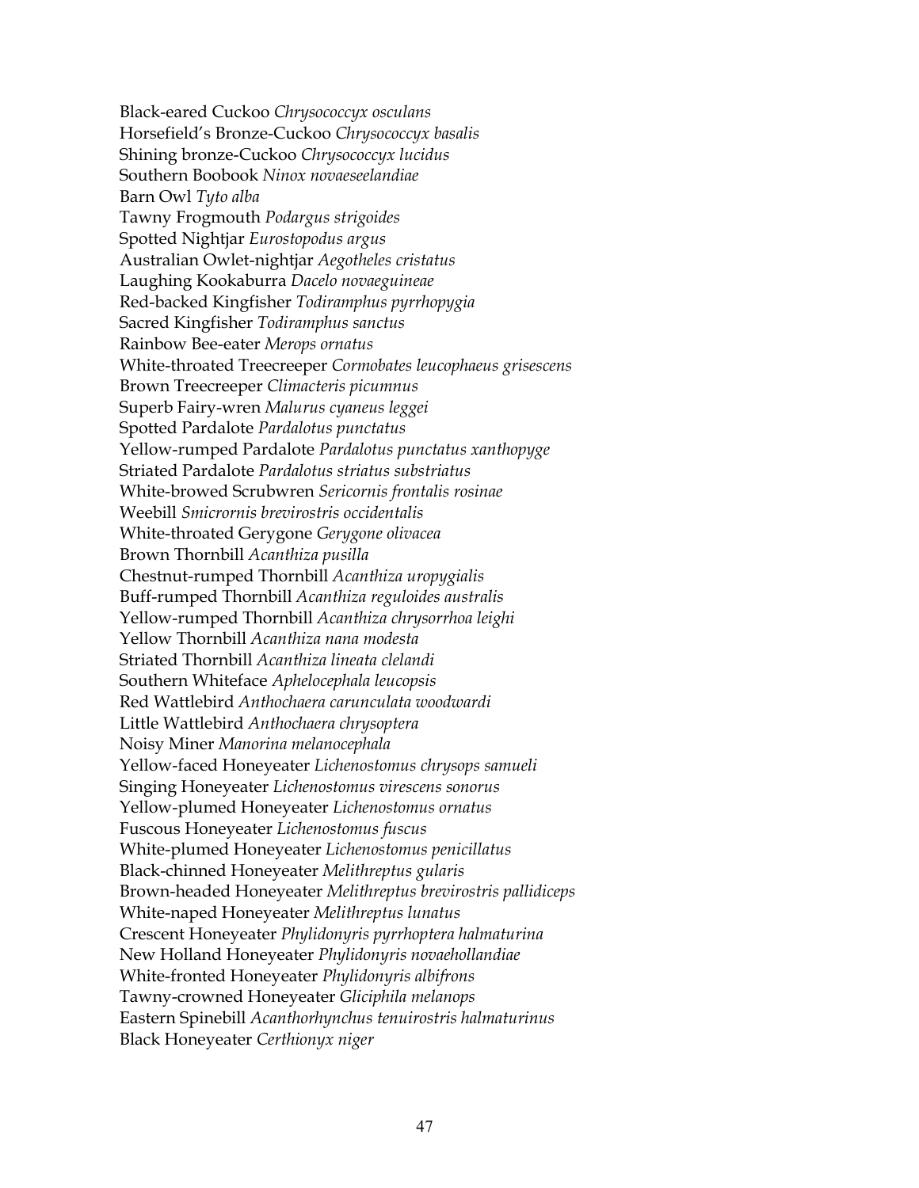Black-eared Cuckoo *Chrysococcyx osculans*
Horsefield's Bronze-Cuckoo *Chrysococcyx basalis*
Shining bronze-Cuckoo *Chrysococcyx lucidus*
Southern Boobook *Ninox novaeseelandiae*
Barn Owl *Tyto alba*
Tawny Frogmouth *Podargus strigoides*
Spotted Nightjar *Eurostopodus argus*
Australian Owlet-nightjar *Aegotheles cristatus*
Laughing Kookaburra *Dacelo novaeguineae*
Red-backed Kingfisher *Todiramphus pyrrhopygia*
Sacred Kingfisher *Todiramphus sanctus*
Rainbow Bee-eater *Merops ornatus*
White-throated Treecreeper *Cormobates leucophaeus grisescens*
Brown Treecreeper *Climacteris picumnus*
Superb Fairy-wren *Malurus cyaneus leggei*
Spotted Pardalote *Pardalotus punctatus*
Yellow-rumped Pardalote *Pardalotus punctatus xanthopyge*
Striated Pardalote *Pardalotus striatus substriatus*
White-browed Scrubwren *Sericornis frontalis rosinae*
Weebill *Smicrornis brevirostris occidentalis*
White-throated Gerygone *Gerygone olivacea*
Brown Thornbill *Acanthiza pusilla*
Chestnut-rumped Thornbill *Acanthiza uropygialis*
Buff-rumped Thornbill *Acanthiza reguloides australis*
Yellow-rumped Thornbill *Acanthiza chrysorrhoa leighi*
Yellow Thornbill *Acanthiza nana modesta*
Striated Thornbill *Acanthiza lineata clelandi*
Southern Whiteface *Aphelocephala leucopsis*
Red Wattlebird *Anthochaera carunculata woodwardi*
Little Wattlebird *Anthochaera chrysoptera*
Noisy Miner *Manorina melanocephala*
Yellow-faced Honeyeater *Lichenostomus chrysops samueli*
Singing Honeyeater *Lichenostomus virescens sonorus*
Yellow-plumed Honeyeater *Lichenostomus ornatus*
Fuscous Honeyeater *Lichenostomus fuscus*
White-plumed Honeyeater *Lichenostomus penicillatus*
Black-chinned Honeyeater *Melithreptus gularis*
Brown-headed Honeyeater *Melithreptus brevirostris pallidiceps*
White-naped Honeyeater *Melithreptus lunatus*
Crescent Honeyeater *Phylidonyris pyrrhoptera halmaturina*
New Holland Honeyeater *Phylidonyris novaehollandiae*
White-fronted Honeyeater *Phylidonyris albifrons*
Tawny-crowned Honeyeater *Gliciphila melanops*
Eastern Spinebill *Acanthorhynchus tenuirostris halmaturinus*
Black Honeyeater *Certhionyx niger*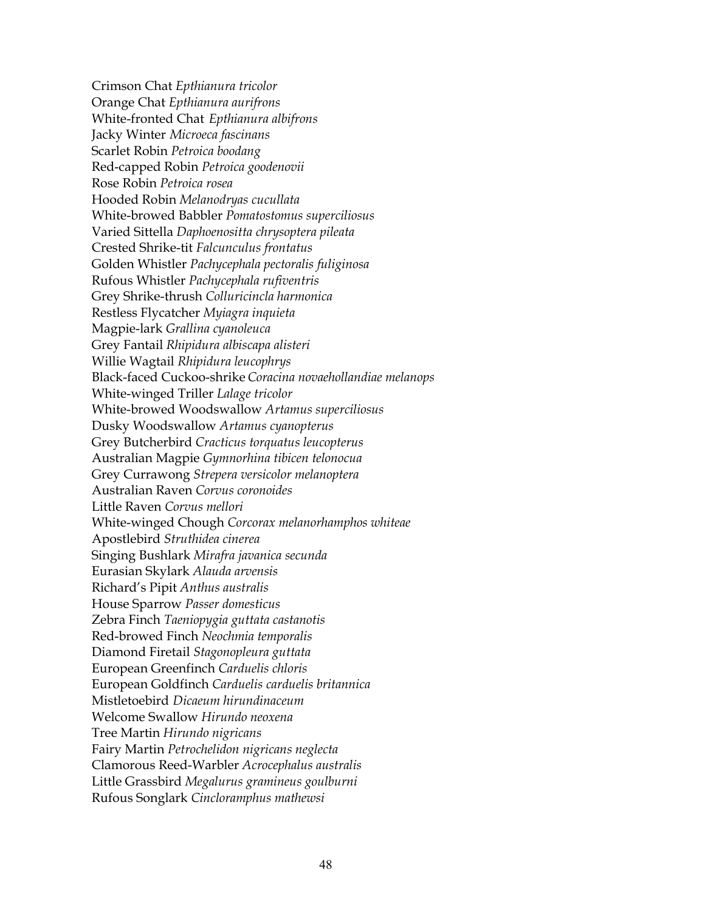Crimson Chat *Epthianura tricolor*  
Orange Chat *Epthianura aurifrons*  
White-fronted Chat *Epthianura albifrons*  
Jacky Winter *Microeca fascinans*  
Scarlet Robin *Petroica boodang*  
Red-capped Robin *Petroica goodenovii*  
Rose Robin *Petroica rosea*  
Hooded Robin *Melanodryas cucullata*  
White-browed Babbler *Pomatostomus superciliosus*  
Varied Sittella *Daphoenositta chrysoptera pileata*  
Crested Shrike-tit *Falcunculus frontatus*  
Golden Whistler *Pachycephala pectoralis fuliginosa*  
Rufous Whistler *Pachycephala rufiventris*  
Grey Shrike-thrush *Colluricincla harmonica*  
Restless Flycatcher *Myiagra inquieta*  
Magpie-lark *Grallina cyanoleuca*  
Grey Fantail *Rhipidura albiscapa alisteri*  
Willie Wagtail *Rhipidura leucophrys*  
Black-faced Cuckoo-shrike *Coracina novaehollandiae melanops*  
White-winged Triller *Lalage tricolor*  
White-browed Woodswallow *Artamus superciliosus*  
Dusky Woodswallow *Artamus cyanopterus*  
Grey Butcherbird *Cracticus torquatus leucopterus*  
Australian Magpie *Gymnorhina tibicen telonocua*  
Grey Currawong *Strepera versicolor melanoptera*  
Australian Raven *Corvus coronoides*  
Little Raven *Corvus mellori*  
White-winged Chough *Corcorax melanorhamphos whiteae*  
Apostlebird *Struthidea cinerea*  
Singing Bushlark *Mirafra javanica secunda*  
Eurasian Skylark *Alauda arvensis*  
Richard's Pipit *Anthus australis*  
House Sparrow *Passer domesticus*  
Zebra Finch *Taeniopygia guttata castanotis*  
Red-browed Finch *Neochmia temporalis*  
Diamond Firetail *Stagonopleura guttata*  
European Greenfinch *Carduelis chloris*  
European Goldfinch *Carduelis carduelis britannica*  
Mistletoebird *Dicaeum hirundinaceum*  
Welcome Swallow *Hirundo neoxena*  
Tree Martin *Hirundo nigricans*  
Fairy Martin *Petrochelidon nigricans neglecta*  
Clamorous Reed-Warbler *Acrocephalus australis*  
Little Grassbird *Megalurus gramineus goulburni*  
Rufous Songlark *Cincloramphus mathewsi*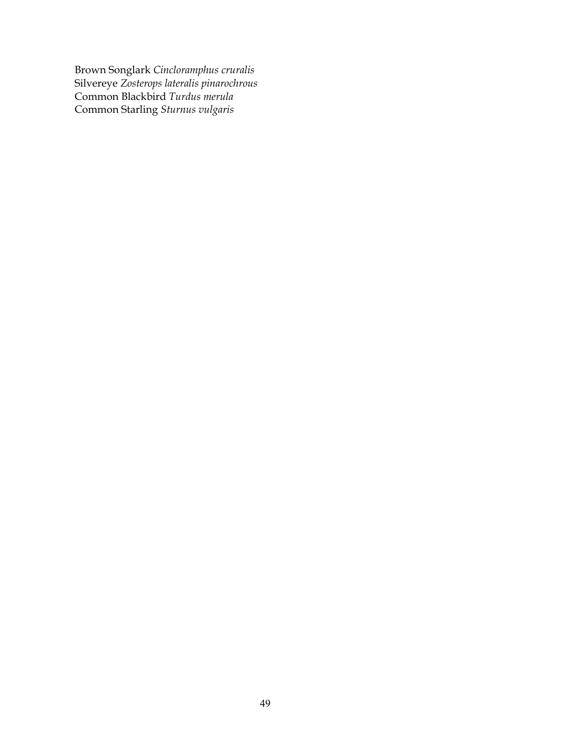Brown Songlark *Cincloramphus cruralis*
Silvereye *Zosterops lateralis pinarochrous*
Common Blackbird *Turdus merula*
Common Starling *Sturnus vulgaris*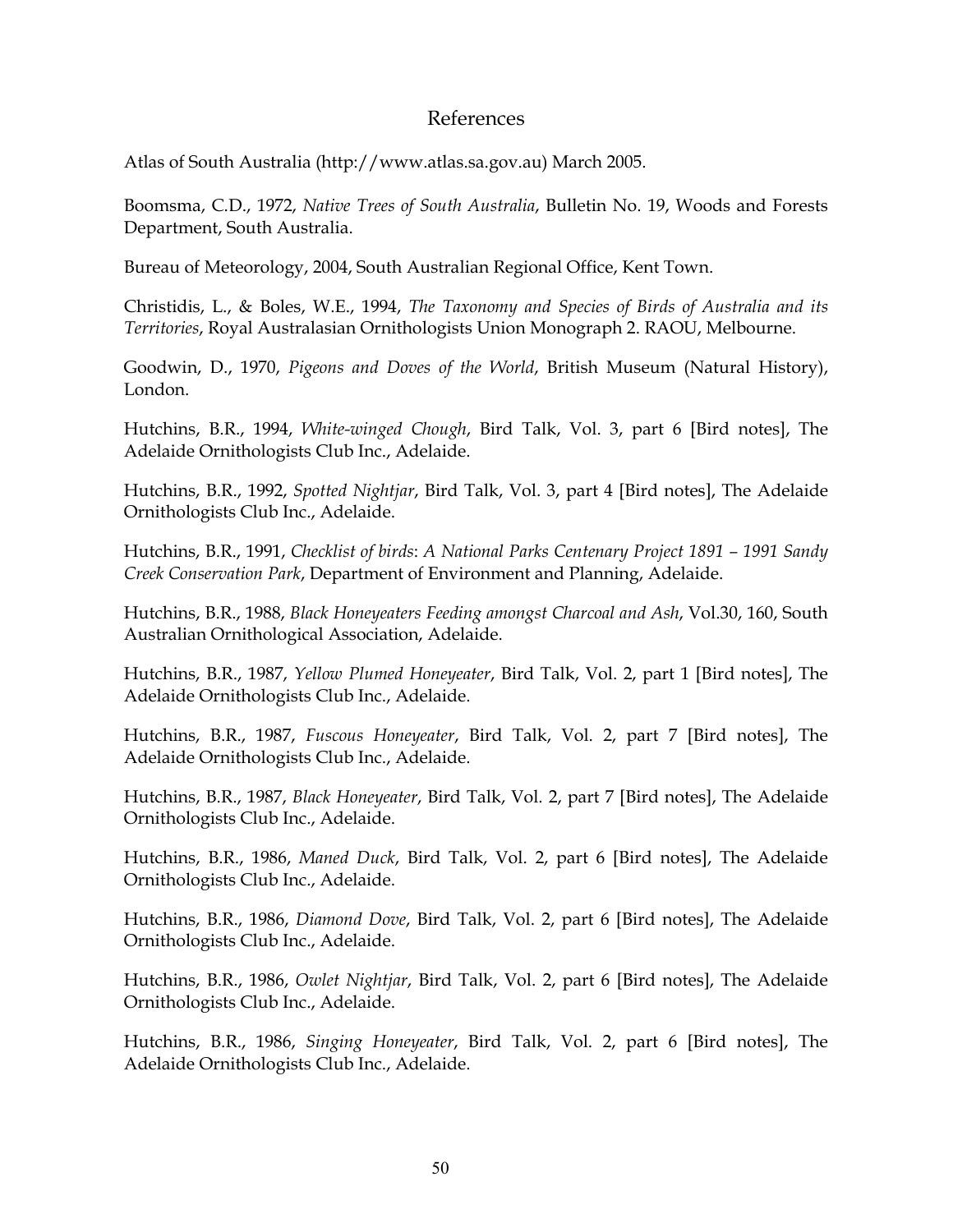# References

Atlas of South Australia (http://www.atlas.sa.gov.au) March 2005.

Boomsma, C.D., 1972, *Native Trees of South Australia*, Bulletin No. 19, Woods and Forests Department, South Australia.

Bureau of Meteorology, 2004, South Australian Regional Office, Kent Town.

Christidis, L., & Boles, W.E., 1994, *The Taxonomy and Species of Birds of Australia and its Territories*, Royal Australasian Ornithologists Union Monograph 2. RAOU, Melbourne.

Goodwin, D., 1970, *Pigeons and Doves of the World*, British Museum (Natural History), London.

Hutchins, B.R., 1994, *White-winged Chough*, Bird Talk, Vol. 3, part 6 [Bird notes], The Adelaide Ornithologists Club Inc., Adelaide.

Hutchins, B.R., 1992, *Spotted Nightjar*, Bird Talk, Vol. 3, part 4 [Bird notes], The Adelaide Ornithologists Club Inc., Adelaide.

Hutchins, B.R., 1991, *Checklist of birds*: *A National Parks Centenary Project 1891 – 1991 Sandy Creek Conservation Park*, Department of Environment and Planning, Adelaide.

Hutchins, B.R., 1988, *Black Honeyeaters Feeding amongst Charcoal and Ash*, Vol.30, 160, South Australian Ornithological Association, Adelaide.

Hutchins, B.R., 1987, *Yellow Plumed Honeyeater*, Bird Talk, Vol. 2, part 1 [Bird notes], The Adelaide Ornithologists Club Inc., Adelaide.

Hutchins, B.R., 1987, *Fuscous Honeyeater*, Bird Talk, Vol. 2, part 7 [Bird notes], The Adelaide Ornithologists Club Inc., Adelaide.

Hutchins, B.R., 1987, *Black Honeyeater*, Bird Talk, Vol. 2, part 7 [Bird notes], The Adelaide Ornithologists Club Inc., Adelaide.

Hutchins, B.R., 1986, *Maned Duck*, Bird Talk, Vol. 2, part 6 [Bird notes], The Adelaide Ornithologists Club Inc., Adelaide.

Hutchins, B.R., 1986, *Diamond Dove*, Bird Talk, Vol. 2, part 6 [Bird notes], The Adelaide Ornithologists Club Inc., Adelaide.

Hutchins, B.R., 1986, *Owlet Nightjar*, Bird Talk, Vol. 2, part 6 [Bird notes], The Adelaide Ornithologists Club Inc., Adelaide.

Hutchins, B.R., 1986, *Singing Honeyeater*, Bird Talk, Vol. 2, part 6 [Bird notes], The Adelaide Ornithologists Club Inc., Adelaide.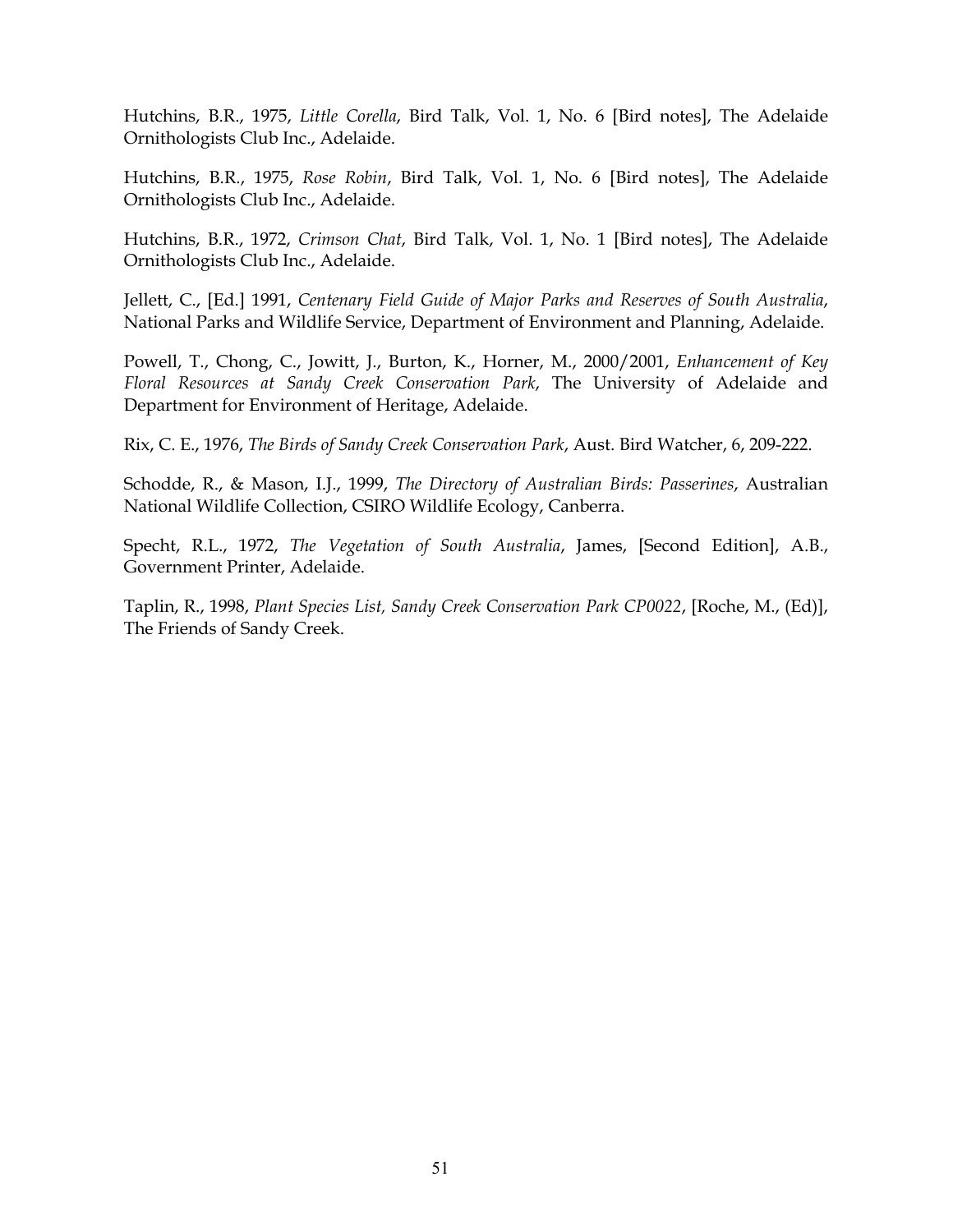Hutchins, B.R., 1975, *Little Corella*, Bird Talk, Vol. 1, No. 6 [Bird notes], The Adelaide Ornithologists Club Inc., Adelaide.

Hutchins, B.R., 1975, *Rose Robin*, Bird Talk, Vol. 1, No. 6 [Bird notes], The Adelaide Ornithologists Club Inc., Adelaide.

Hutchins, B.R., 1972, *Crimson Chat*, Bird Talk, Vol. 1, No. 1 [Bird notes], The Adelaide Ornithologists Club Inc., Adelaide.

Jellett, C., [Ed.] 1991, *Centenary Field Guide of Major Parks and Reserves of South Australia*, National Parks and Wildlife Service, Department of Environment and Planning, Adelaide.

Powell, T., Chong, C., Jowitt, J., Burton, K., Horner, M., 2000/2001, *Enhancement of Key Floral Resources at Sandy Creek Conservation Park*, The University of Adelaide and Department for Environment of Heritage, Adelaide.

Rix, C. E., 1976, *The Birds of Sandy Creek Conservation Park*, Aust. Bird Watcher, 6, 209-222.

Schodde, R., & Mason, I.J., 1999, *The Directory of Australian Birds: Passerines*, Australian National Wildlife Collection, CSIRO Wildlife Ecology, Canberra.

Specht, R.L., 1972, *The Vegetation of South Australia*, James, [Second Edition], A.B., Government Printer, Adelaide.

Taplin, R., 1998, *Plant Species List, Sandy Creek Conservation Park CP0022*, [Roche, M., (Ed)], The Friends of Sandy Creek.